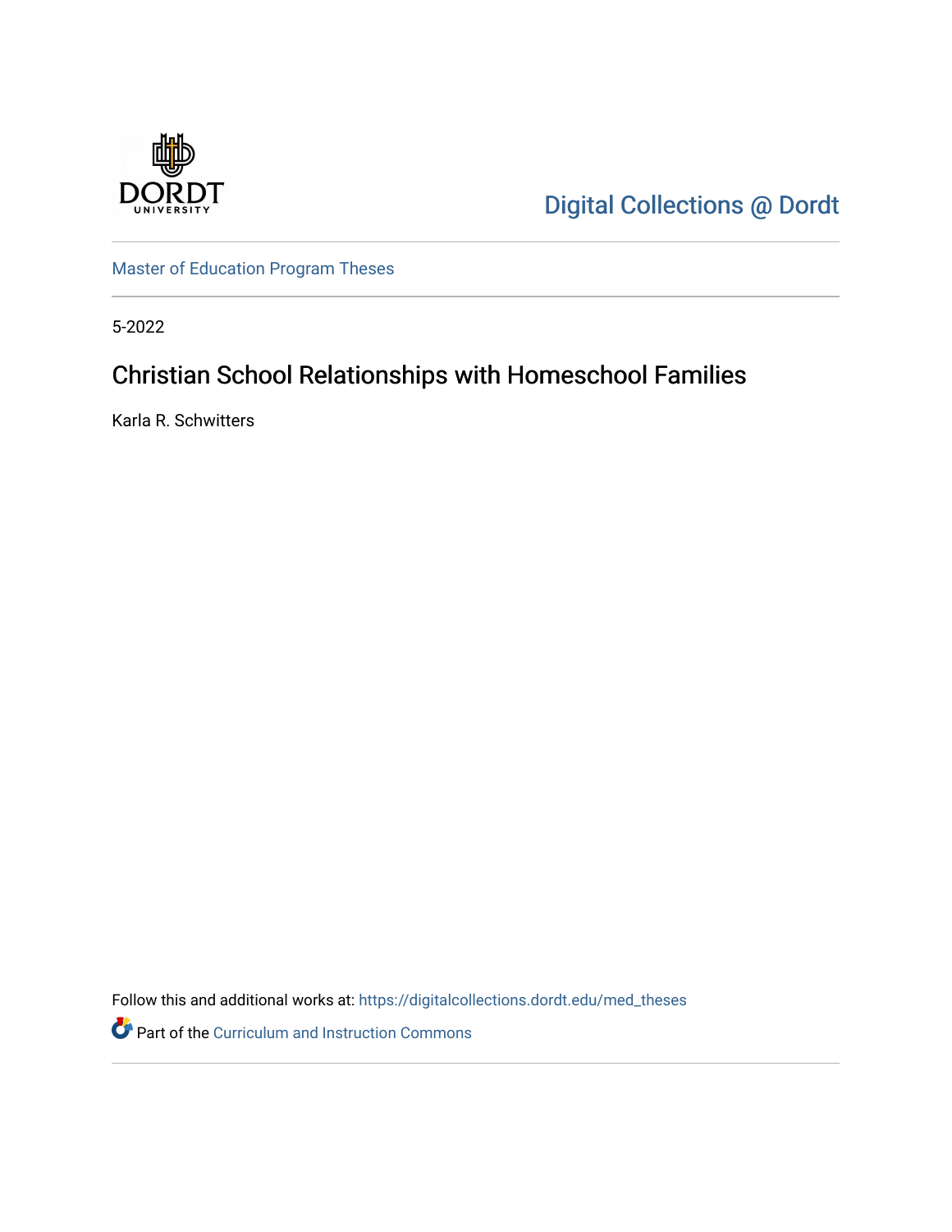Digital Collections @ Dordt

Master of Education Program Theses

5-2022

# Christian School Relationships with Homeschool Families

Karla R. Schwitters

Follow this and additional works at: https://digitalcollections.dordt.edu/med_theses

Part of the Curriculum and Instruction Commons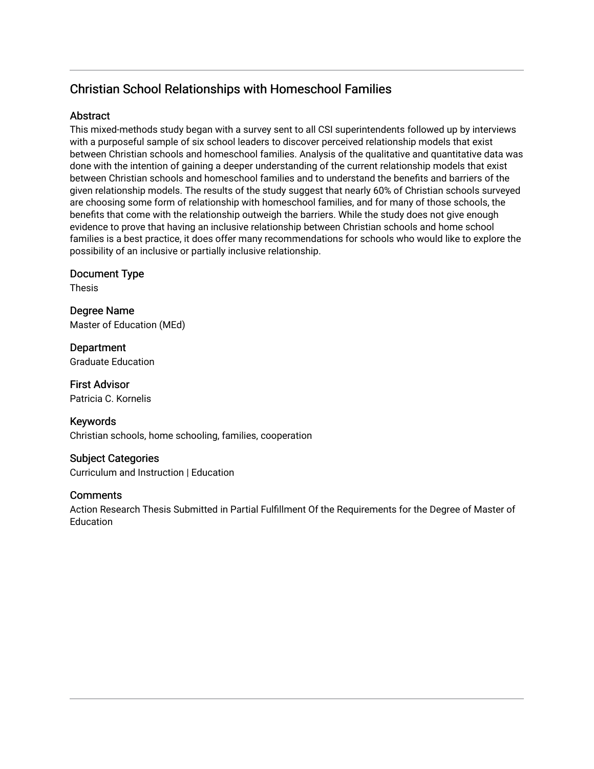# Christian School Relationships with Homeschool Families

## Abstract

This mixed-methods study began with a survey sent to all CSI superintendents followed up by interviews with a purposeful sample of six school leaders to discover perceived relationship models that exist between Christian schools and homeschool families. Analysis of the qualitative and quantitative data was done with the intention of gaining a deeper understanding of the current relationship models that exist between Christian schools and homeschool families and to understand the benefits and barriers of the given relationship models. The results of the study suggest that nearly 60% of Christian schools surveyed are choosing some form of relationship with homeschool families, and for many of those schools, the benefits that come with the relationship outweigh the barriers. While the study does not give enough evidence to prove that having an inclusive relationship between Christian schools and home school families is a best practice, it does offer many recommendations for schools who would like to explore the possibility of an inclusive or partially inclusive relationship.

## Document Type

Thesis

## Degree Name

Master of Education (MEd)

## Department

Graduate Education

## First Advisor

Patricia C. Kornelis

## Keywords

Christian schools, home schooling, families, cooperation

## Subject Categories

Curriculum and Instruction | Education

## Comments

Action Research Thesis Submitted in Partial Fulfillment Of the Requirements for the Degree of Master of Education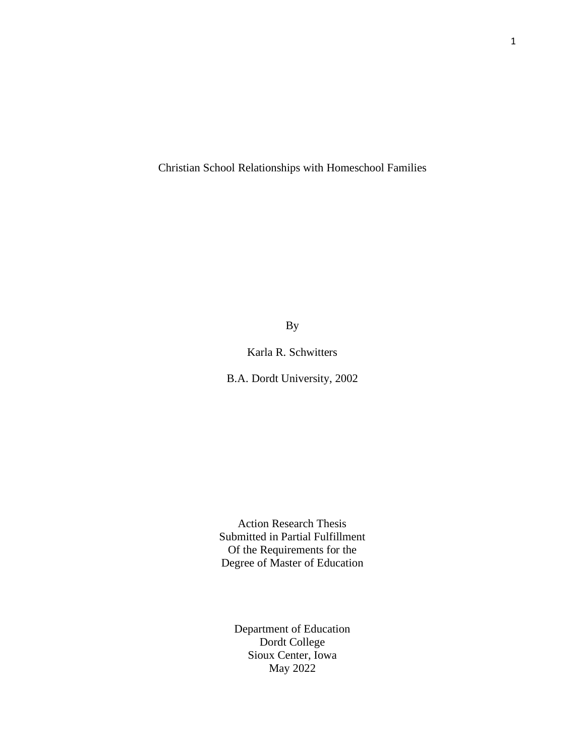# Christian School Relationships with Homeschool Families

By

Karla R. Schwitters

B.A. Dordt University, 2002

Action Research Thesis
Submitted in Partial Fulfillment
Of the Requirements for the
Degree of Master of Education

Department of Education
Dordt College
Sioux Center, Iowa
May 2022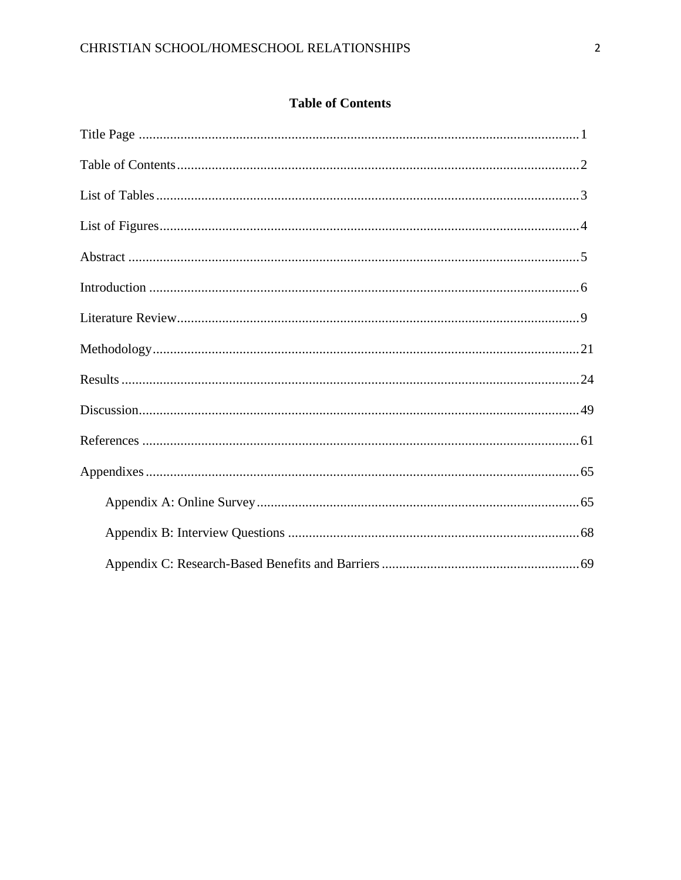## Table of Contents

Title Page ................................................................................................................ 1

Table of Contents ...................................................................................................... 2

List of Tables ............................................................................................................ 3

List of Figures ........................................................................................................... 4

Abstract ................................................................................................................... 5

Introduction .............................................................................................................. 6

Literature Review ...................................................................................................... 9

Methodology ............................................................................................................ 21

Results ..................................................................................................................... 24

Discussion ................................................................................................................ 49

References ............................................................................................................... 61

Appendixes .............................................................................................................. 65

- Appendix A: Online Survey ............................................................................. 65
- Appendix B: Interview Questions .................................................................... 68
- Appendix C: Research-Based Benefits and Barriers ......................................... 69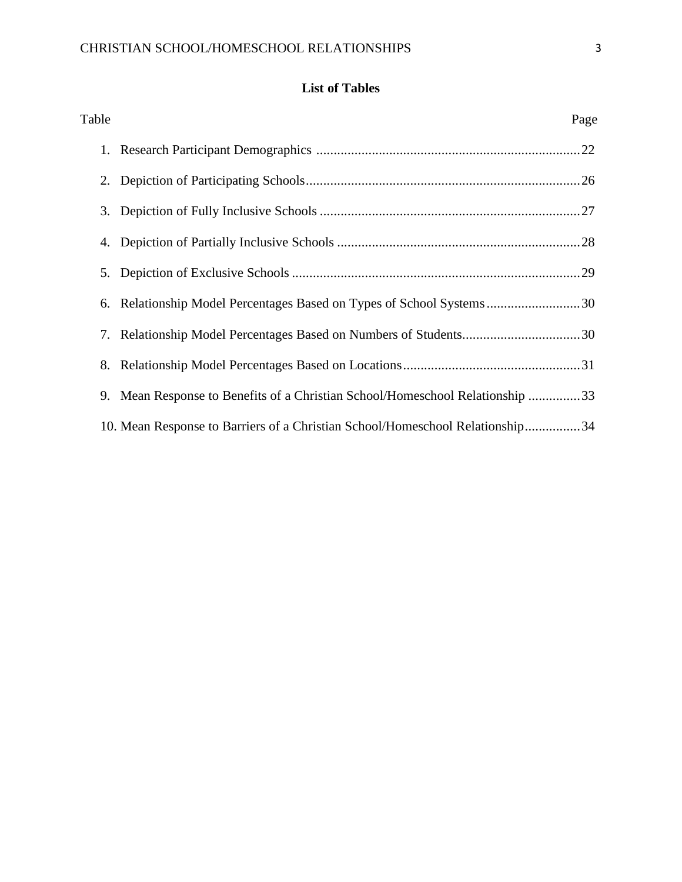# List of Tables

| Table | Page |
| --- | --- |
| 1. Research Participant Demographics | 22 |
| 2. Depiction of Participating Schools | 26 |
| 3. Depiction of Fully Inclusive Schools | 27 |
| 4. Depiction of Partially Inclusive Schools | 28 |
| 5. Depiction of Exclusive Schools | 29 |
| 6. Relationship Model Percentages Based on Types of School Systems | 30 |
| 7. Relationship Model Percentages Based on Numbers of Students | 30 |
| 8. Relationship Model Percentages Based on Locations | 31 |
| 9. Mean Response to Benefits of a Christian School/Homeschool Relationship | 33 |
| 10. Mean Response to Barriers of a Christian School/Homeschool Relationship | 34 |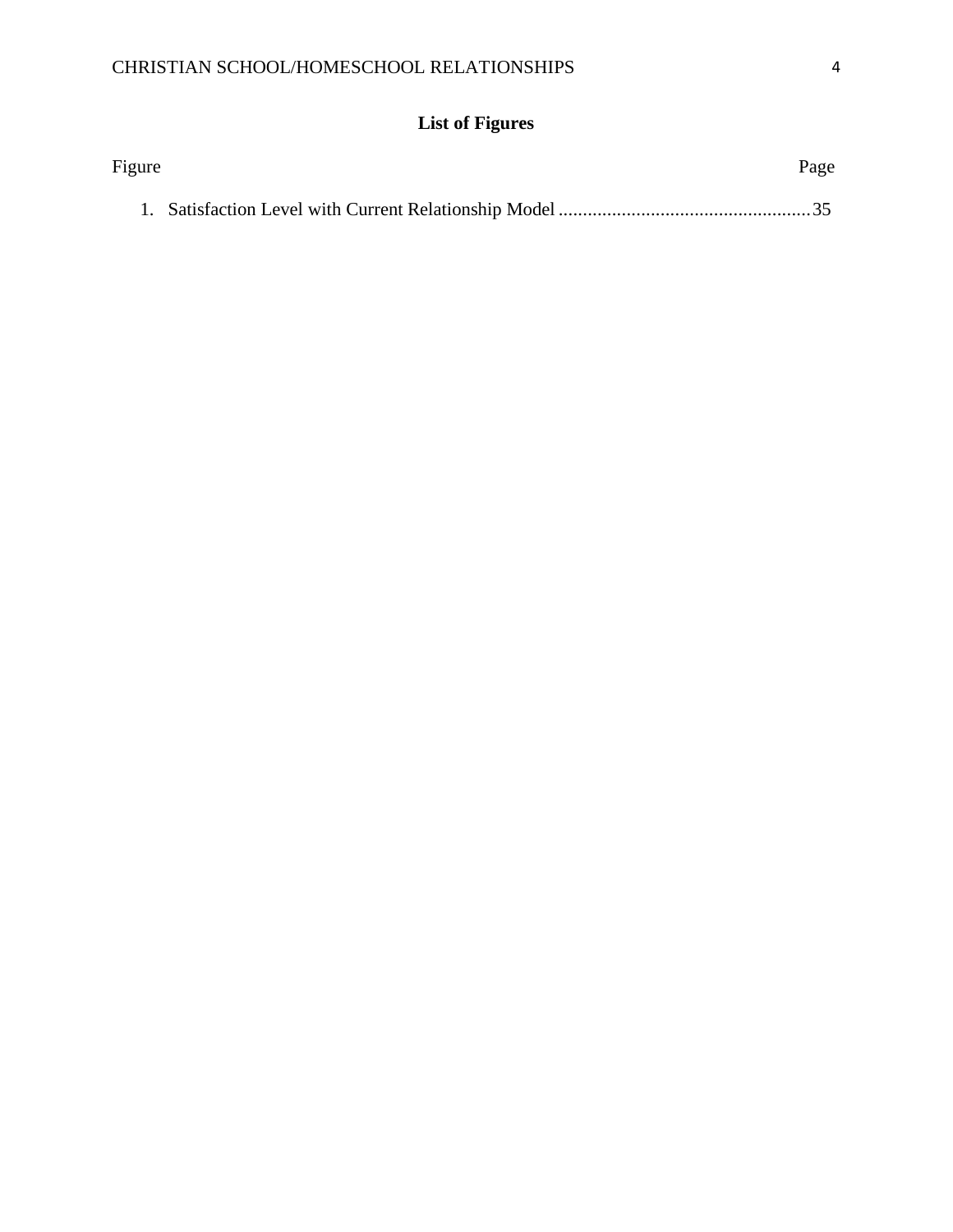## List of Figures

Figure Page

1. Satisfaction Level with Current Relationship Model ....................................................35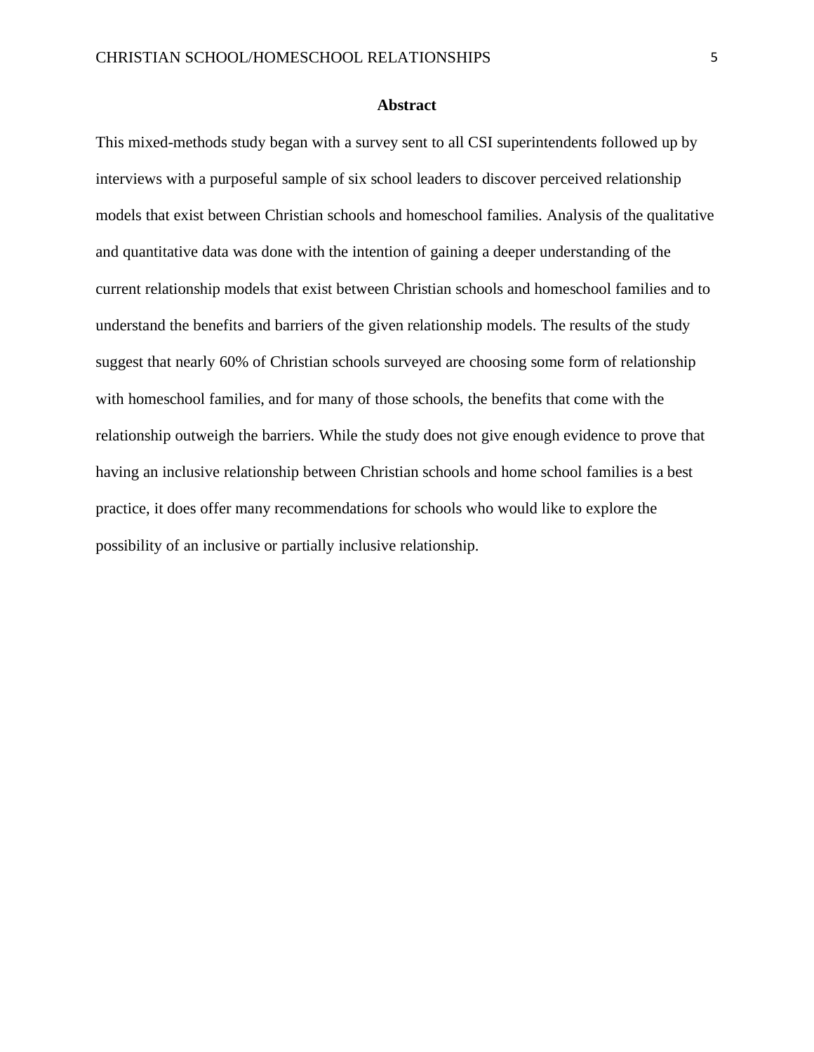## Abstract

This mixed-methods study began with a survey sent to all CSI superintendents followed up by interviews with a purposeful sample of six school leaders to discover perceived relationship models that exist between Christian schools and homeschool families. Analysis of the qualitative and quantitative data was done with the intention of gaining a deeper understanding of the current relationship models that exist between Christian schools and homeschool families and to understand the benefits and barriers of the given relationship models. The results of the study suggest that nearly 60% of Christian schools surveyed are choosing some form of relationship with homeschool families, and for many of those schools, the benefits that come with the relationship outweigh the barriers. While the study does not give enough evidence to prove that having an inclusive relationship between Christian schools and home school families is a best practice, it does offer many recommendations for schools who would like to explore the possibility of an inclusive or partially inclusive relationship.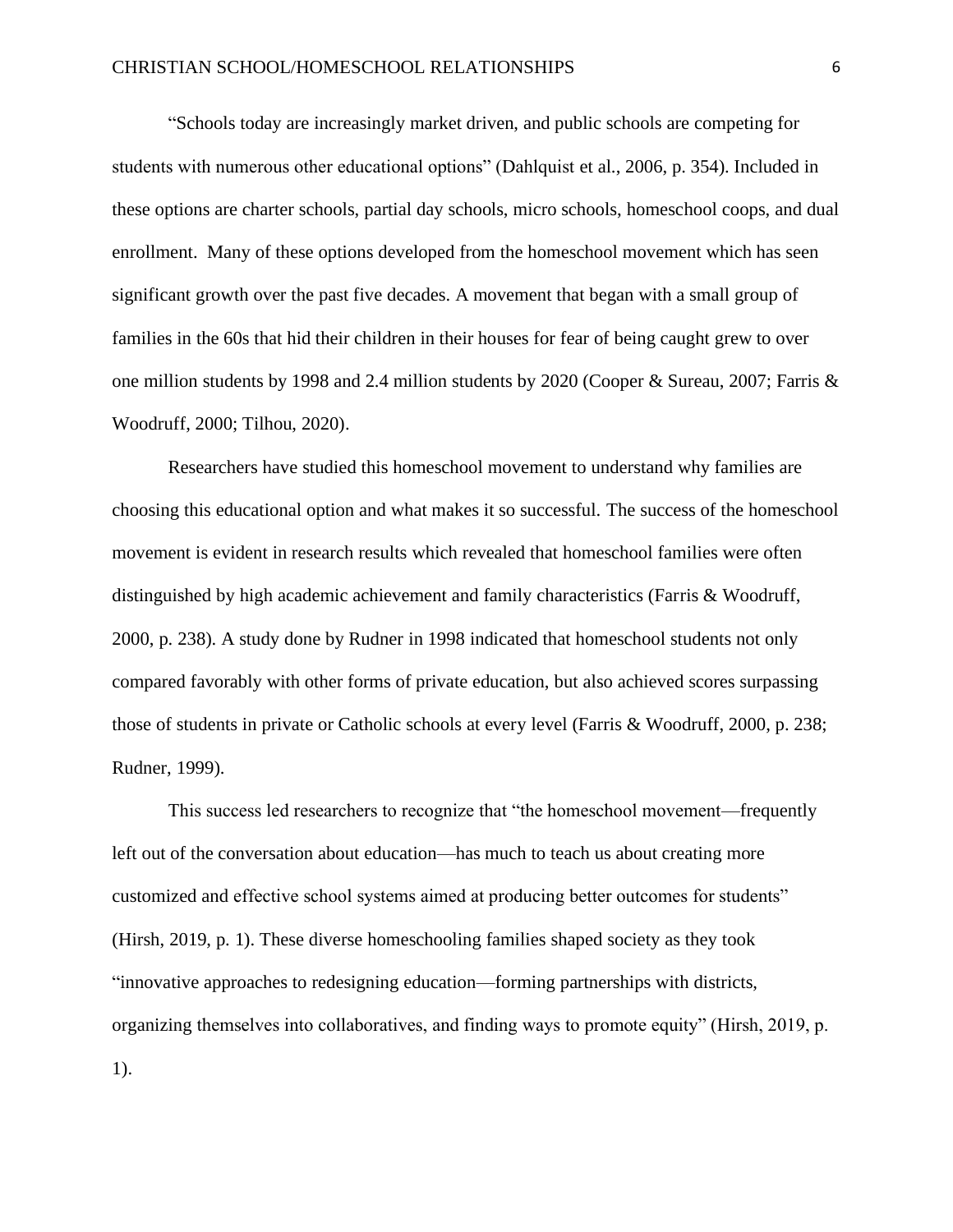"Schools today are increasingly market driven, and public schools are competing for students with numerous other educational options" (Dahlquist et al., 2006, p. 354). Included in these options are charter schools, partial day schools, micro schools, homeschool coops, and dual enrollment. Many of these options developed from the homeschool movement which has seen significant growth over the past five decades. A movement that began with a small group of families in the 60s that hid their children in their houses for fear of being caught grew to over one million students by 1998 and 2.4 million students by 2020 (Cooper & Sureau, 2007; Farris & Woodruff, 2000; Tilhou, 2020).

Researchers have studied this homeschool movement to understand why families are choosing this educational option and what makes it so successful. The success of the homeschool movement is evident in research results which revealed that homeschool families were often distinguished by high academic achievement and family characteristics (Farris & Woodruff, 2000, p. 238). A study done by Rudner in 1998 indicated that homeschool students not only compared favorably with other forms of private education, but also achieved scores surpassing those of students in private or Catholic schools at every level (Farris & Woodruff, 2000, p. 238; Rudner, 1999).

This success led researchers to recognize that "the homeschool movement—frequently left out of the conversation about education—has much to teach us about creating more customized and effective school systems aimed at producing better outcomes for students" (Hirsh, 2019, p. 1). These diverse homeschooling families shaped society as they took "innovative approaches to redesigning education—forming partnerships with districts, organizing themselves into collaboratives, and finding ways to promote equity" (Hirsh, 2019, p. 1).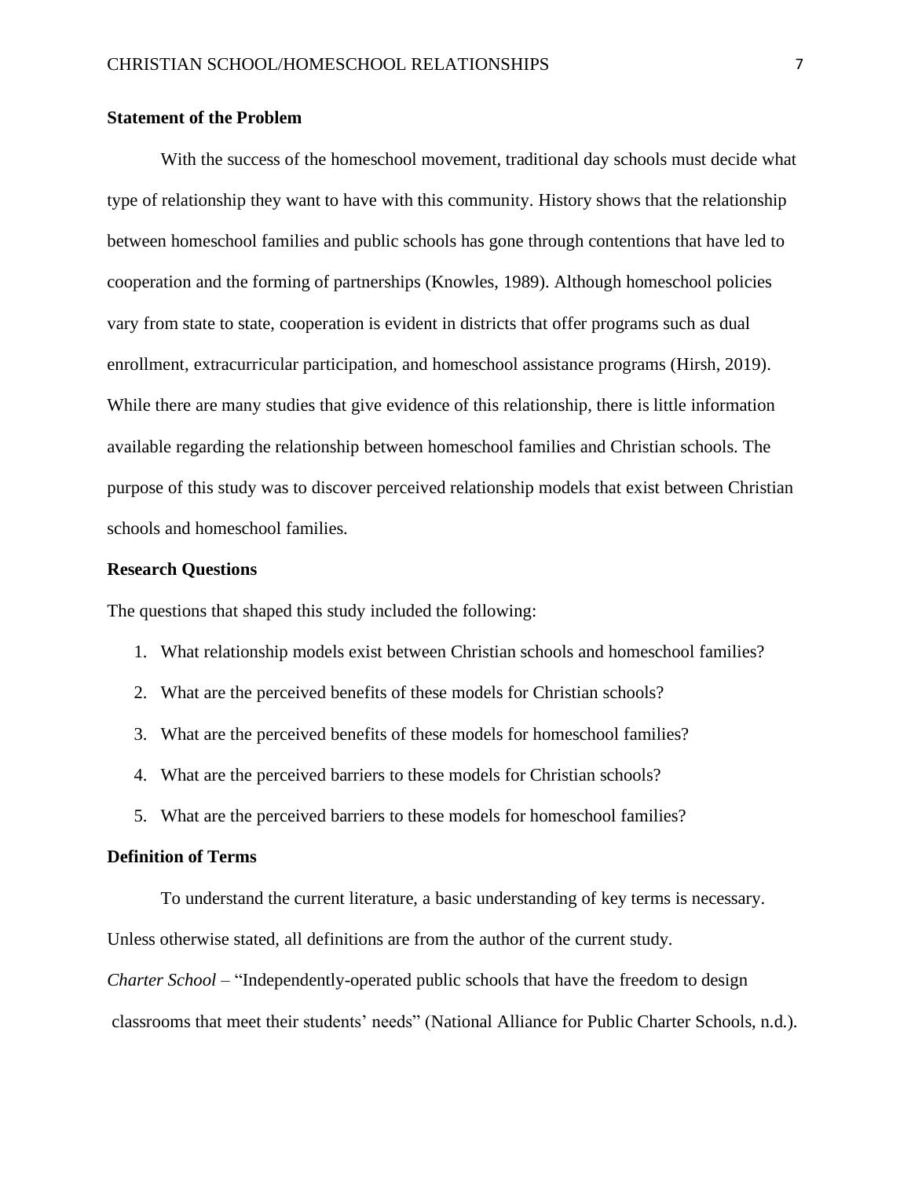## Statement of the Problem

With the success of the homeschool movement, traditional day schools must decide what type of relationship they want to have with this community. History shows that the relationship between homeschool families and public schools has gone through contentions that have led to cooperation and the forming of partnerships (Knowles, 1989). Although homeschool policies vary from state to state, cooperation is evident in districts that offer programs such as dual enrollment, extracurricular participation, and homeschool assistance programs (Hirsh, 2019). While there are many studies that give evidence of this relationship, there is little information available regarding the relationship between homeschool families and Christian schools. The purpose of this study was to discover perceived relationship models that exist between Christian schools and homeschool families.

## Research Questions

The questions that shaped this study included the following:

1. What relationship models exist between Christian schools and homeschool families?
2. What are the perceived benefits of these models for Christian schools?
3. What are the perceived benefits of these models for homeschool families?
4. What are the perceived barriers to these models for Christian schools?
5. What are the perceived barriers to these models for homeschool families?

## Definition of Terms

To understand the current literature, a basic understanding of key terms is necessary. Unless otherwise stated, all definitions are from the author of the current study.

*Charter School* – "Independently-operated public schools that have the freedom to design classrooms that meet their students' needs" (National Alliance for Public Charter Schools, n.d.).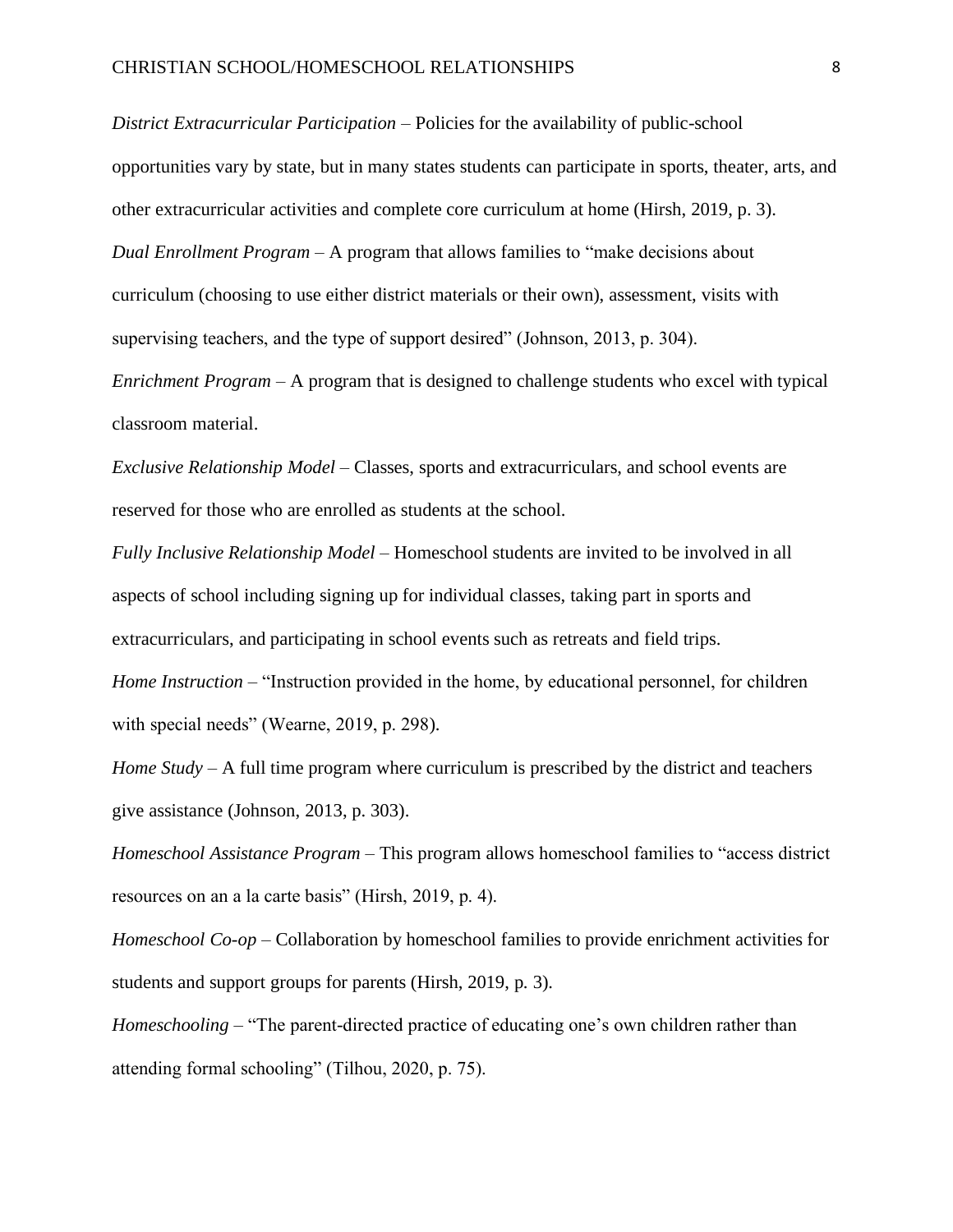*District Extracurricular Participation* – Policies for the availability of public-school opportunities vary by state, but in many states students can participate in sports, theater, arts, and other extracurricular activities and complete core curriculum at home (Hirsh, 2019, p. 3).

*Dual Enrollment Program* – A program that allows families to “make decisions about curriculum (choosing to use either district materials or their own), assessment, visits with supervising teachers, and the type of support desired” (Johnson, 2013, p. 304).

*Enrichment Program* – A program that is designed to challenge students who excel with typical classroom material.

*Exclusive Relationship Model* – Classes, sports and extracurriculars, and school events are reserved for those who are enrolled as students at the school.

*Fully Inclusive Relationship Model* – Homeschool students are invited to be involved in all aspects of school including signing up for individual classes, taking part in sports and extracurriculars, and participating in school events such as retreats and field trips.

*Home Instruction* – “Instruction provided in the home, by educational personnel, for children with special needs” (Wearne, 2019, p. 298).

*Home Study* – A full time program where curriculum is prescribed by the district and teachers give assistance (Johnson, 2013, p. 303).

*Homeschool Assistance Program* – This program allows homeschool families to “access district resources on an a la carte basis” (Hirsh, 2019, p. 4).

*Homeschool Co-op* – Collaboration by homeschool families to provide enrichment activities for students and support groups for parents (Hirsh, 2019, p. 3).

*Homeschooling* – “The parent-directed practice of educating one’s own children rather than attending formal schooling” (Tilhou, 2020, p. 75).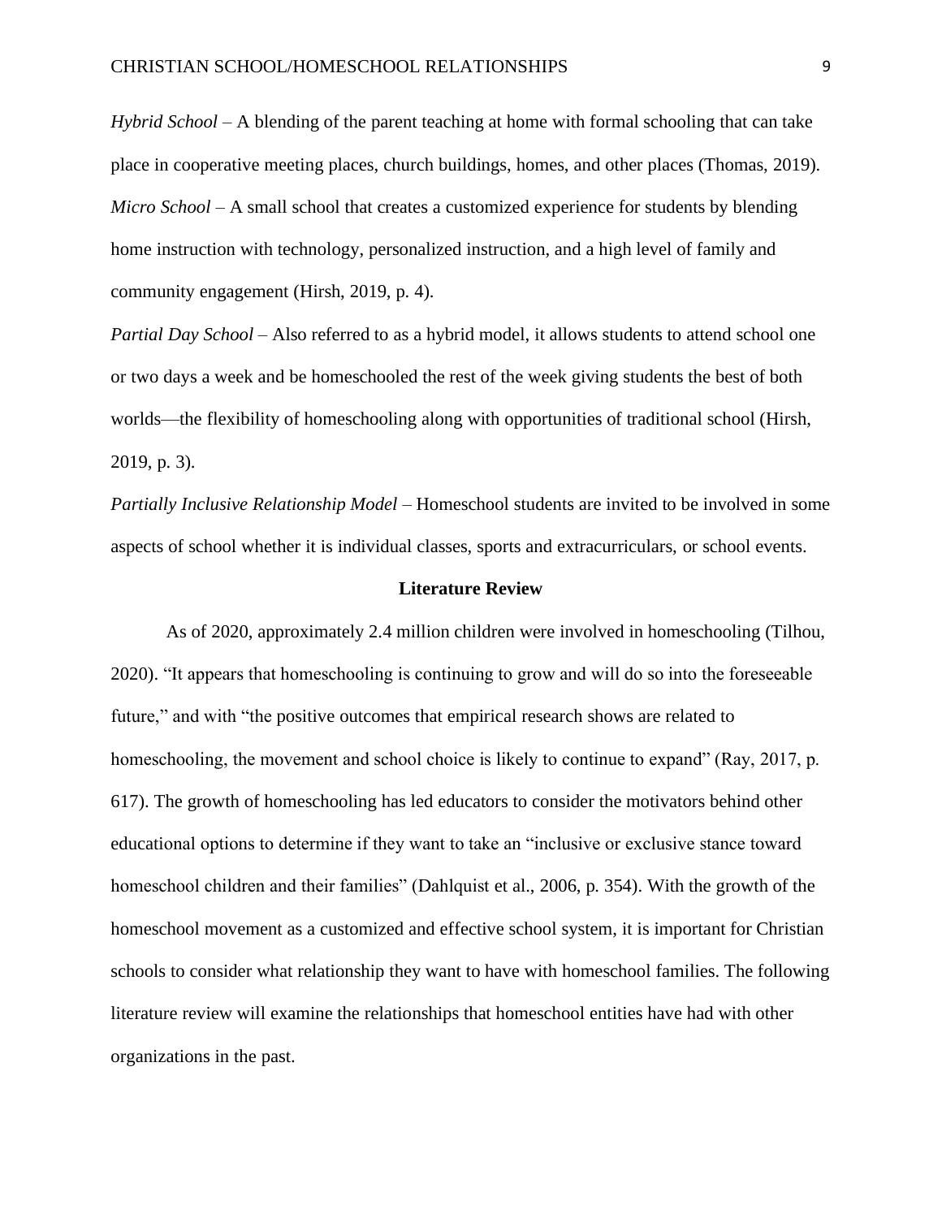*Hybrid School* – A blending of the parent teaching at home with formal schooling that can take place in cooperative meeting places, church buildings, homes, and other places (Thomas, 2019).

*Micro School* – A small school that creates a customized experience for students by blending home instruction with technology, personalized instruction, and a high level of family and community engagement (Hirsh, 2019, p. 4).

*Partial Day School* – Also referred to as a hybrid model, it allows students to attend school one or two days a week and be homeschooled the rest of the week giving students the best of both worlds—the flexibility of homeschooling along with opportunities of traditional school (Hirsh, 2019, p. 3).

*Partially Inclusive Relationship Model* – Homeschool students are invited to be involved in some aspects of school whether it is individual classes, sports and extracurriculars, or school events.

## Literature Review

As of 2020, approximately 2.4 million children were involved in homeschooling (Tilhou, 2020). "It appears that homeschooling is continuing to grow and will do so into the foreseeable future," and with "the positive outcomes that empirical research shows are related to homeschooling, the movement and school choice is likely to continue to expand" (Ray, 2017, p. 617). The growth of homeschooling has led educators to consider the motivators behind other educational options to determine if they want to take an "inclusive or exclusive stance toward homeschool children and their families" (Dahlquist et al., 2006, p. 354). With the growth of the homeschool movement as a customized and effective school system, it is important for Christian schools to consider what relationship they want to have with homeschool families. The following literature review will examine the relationships that homeschool entities have had with other organizations in the past.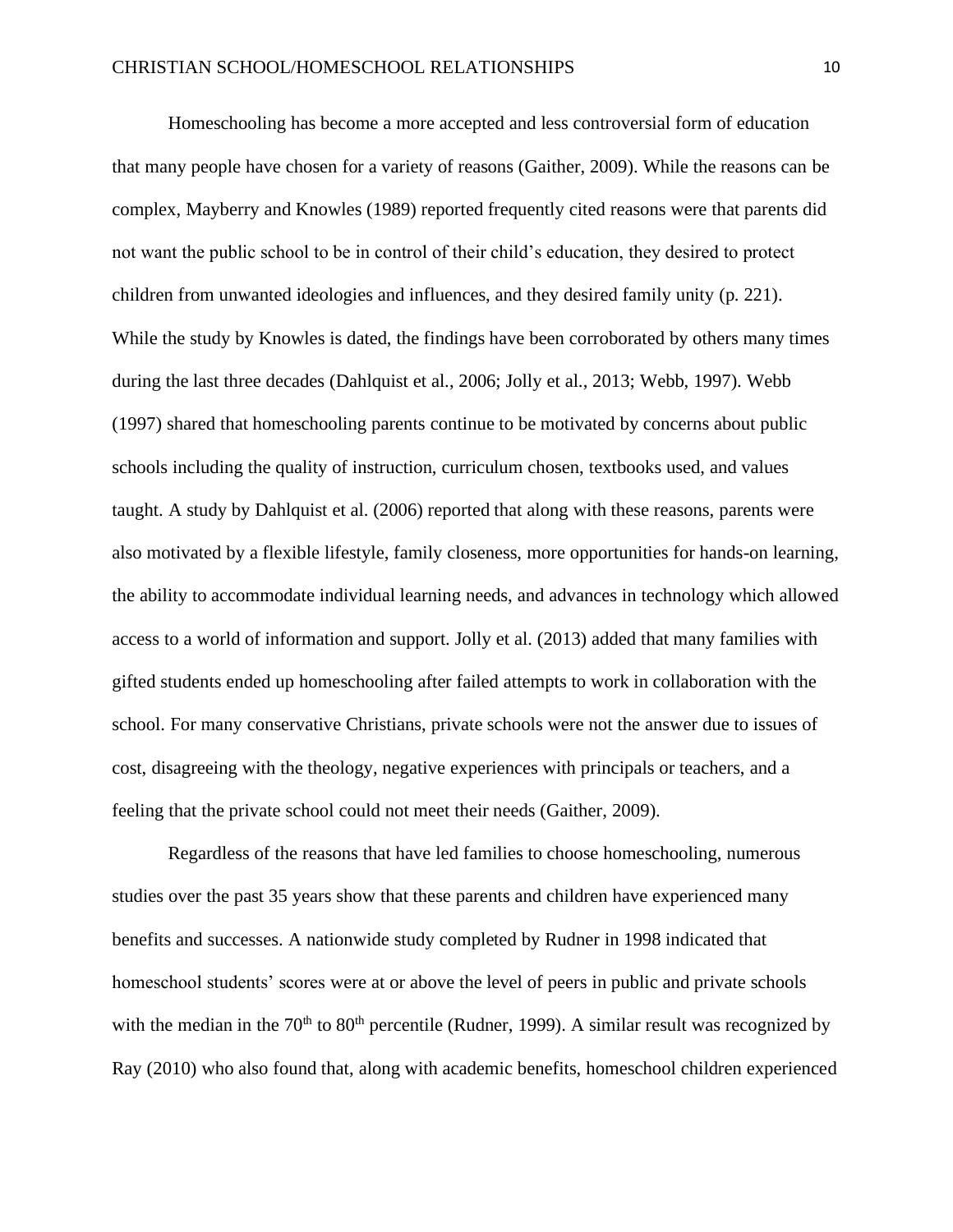Homeschooling has become a more accepted and less controversial form of education that many people have chosen for a variety of reasons (Gaither, 2009). While the reasons can be complex, Mayberry and Knowles (1989) reported frequently cited reasons were that parents did not want the public school to be in control of their child's education, they desired to protect children from unwanted ideologies and influences, and they desired family unity (p. 221). While the study by Knowles is dated, the findings have been corroborated by others many times during the last three decades (Dahlquist et al., 2006; Jolly et al., 2013; Webb, 1997). Webb (1997) shared that homeschooling parents continue to be motivated by concerns about public schools including the quality of instruction, curriculum chosen, textbooks used, and values taught. A study by Dahlquist et al. (2006) reported that along with these reasons, parents were also motivated by a flexible lifestyle, family closeness, more opportunities for hands-on learning, the ability to accommodate individual learning needs, and advances in technology which allowed access to a world of information and support. Jolly et al. (2013) added that many families with gifted students ended up homeschooling after failed attempts to work in collaboration with the school. For many conservative Christians, private schools were not the answer due to issues of cost, disagreeing with the theology, negative experiences with principals or teachers, and a feeling that the private school could not meet their needs (Gaither, 2009).

Regardless of the reasons that have led families to choose homeschooling, numerous studies over the past 35 years show that these parents and children have experienced many benefits and successes. A nationwide study completed by Rudner in 1998 indicated that homeschool students' scores were at or above the level of peers in public and private schools with the median in the 70th to 80th percentile (Rudner, 1999). A similar result was recognized by Ray (2010) who also found that, along with academic benefits, homeschool children experienced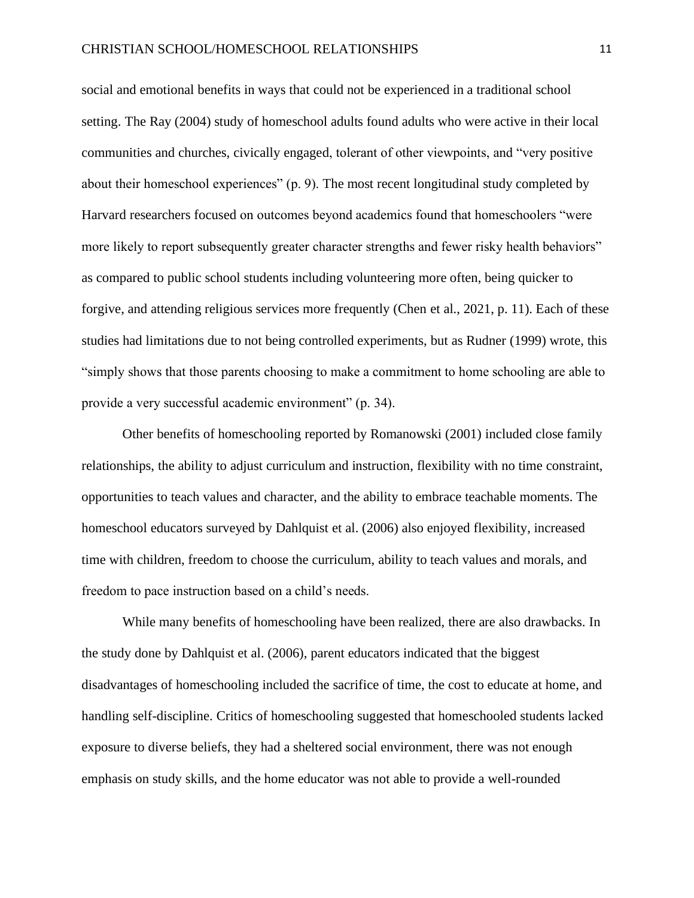social and emotional benefits in ways that could not be experienced in a traditional school setting. The Ray (2004) study of homeschool adults found adults who were active in their local communities and churches, civically engaged, tolerant of other viewpoints, and "very positive about their homeschool experiences" (p. 9). The most recent longitudinal study completed by Harvard researchers focused on outcomes beyond academics found that homeschoolers "were more likely to report subsequently greater character strengths and fewer risky health behaviors" as compared to public school students including volunteering more often, being quicker to forgive, and attending religious services more frequently (Chen et al., 2021, p. 11). Each of these studies had limitations due to not being controlled experiments, but as Rudner (1999) wrote, this "simply shows that those parents choosing to make a commitment to home schooling are able to provide a very successful academic environment" (p. 34).

Other benefits of homeschooling reported by Romanowski (2001) included close family relationships, the ability to adjust curriculum and instruction, flexibility with no time constraint, opportunities to teach values and character, and the ability to embrace teachable moments. The homeschool educators surveyed by Dahlquist et al. (2006) also enjoyed flexibility, increased time with children, freedom to choose the curriculum, ability to teach values and morals, and freedom to pace instruction based on a child's needs.

While many benefits of homeschooling have been realized, there are also drawbacks. In the study done by Dahlquist et al. (2006), parent educators indicated that the biggest disadvantages of homeschooling included the sacrifice of time, the cost to educate at home, and handling self-discipline. Critics of homeschooling suggested that homeschooled students lacked exposure to diverse beliefs, they had a sheltered social environment, there was not enough emphasis on study skills, and the home educator was not able to provide a well-rounded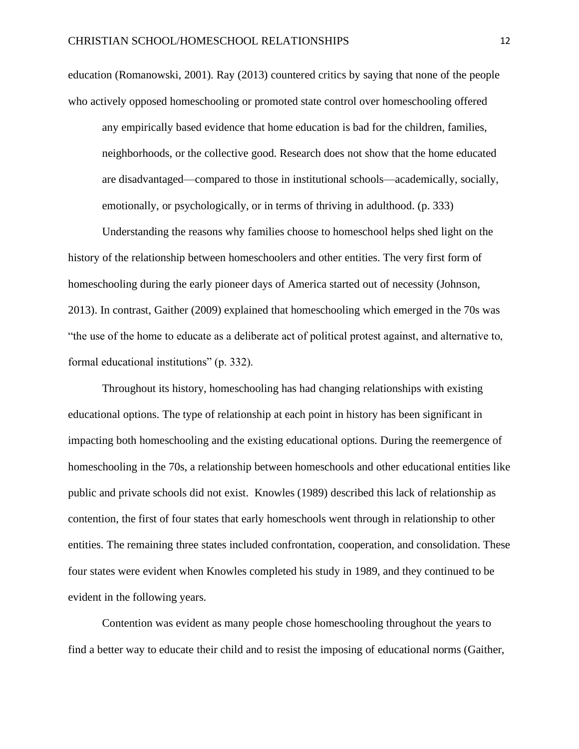education (Romanowski, 2001). Ray (2013) countered critics by saying that none of the people who actively opposed homeschooling or promoted state control over homeschooling offered

> any empirically based evidence that home education is bad for the children, families, neighborhoods, or the collective good. Research does not show that the home educated are disadvantaged—compared to those in institutional schools—academically, socially, emotionally, or psychologically, or in terms of thriving in adulthood. (p. 333)

Understanding the reasons why families choose to homeschool helps shed light on the history of the relationship between homeschoolers and other entities. The very first form of homeschooling during the early pioneer days of America started out of necessity (Johnson, 2013). In contrast, Gaither (2009) explained that homeschooling which emerged in the 70s was "the use of the home to educate as a deliberate act of political protest against, and alternative to, formal educational institutions" (p. 332).

Throughout its history, homeschooling has had changing relationships with existing educational options. The type of relationship at each point in history has been significant in impacting both homeschooling and the existing educational options. During the reemergence of homeschooling in the 70s, a relationship between homeschools and other educational entities like public and private schools did not exist. Knowles (1989) described this lack of relationship as contention, the first of four states that early homeschools went through in relationship to other entities. The remaining three states included confrontation, cooperation, and consolidation. These four states were evident when Knowles completed his study in 1989, and they continued to be evident in the following years.

Contention was evident as many people chose homeschooling throughout the years to find a better way to educate their child and to resist the imposing of educational norms (Gaither,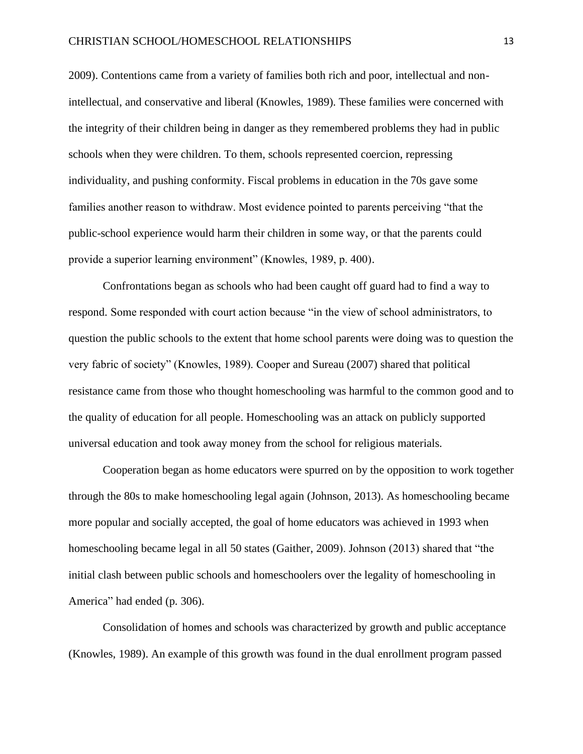2009). Contentions came from a variety of families both rich and poor, intellectual and non-intellectual, and conservative and liberal (Knowles, 1989). These families were concerned with the integrity of their children being in danger as they remembered problems they had in public schools when they were children. To them, schools represented coercion, repressing individuality, and pushing conformity. Fiscal problems in education in the 70s gave some families another reason to withdraw. Most evidence pointed to parents perceiving "that the public-school experience would harm their children in some way, or that the parents could provide a superior learning environment" (Knowles, 1989, p. 400).

Confrontations began as schools who had been caught off guard had to find a way to respond. Some responded with court action because "in the view of school administrators, to question the public schools to the extent that home school parents were doing was to question the very fabric of society" (Knowles, 1989). Cooper and Sureau (2007) shared that political resistance came from those who thought homeschooling was harmful to the common good and to the quality of education for all people. Homeschooling was an attack on publicly supported universal education and took away money from the school for religious materials.

Cooperation began as home educators were spurred on by the opposition to work together through the 80s to make homeschooling legal again (Johnson, 2013). As homeschooling became more popular and socially accepted, the goal of home educators was achieved in 1993 when homeschooling became legal in all 50 states (Gaither, 2009). Johnson (2013) shared that "the initial clash between public schools and homeschoolers over the legality of homeschooling in America" had ended (p. 306).

Consolidation of homes and schools was characterized by growth and public acceptance (Knowles, 1989). An example of this growth was found in the dual enrollment program passed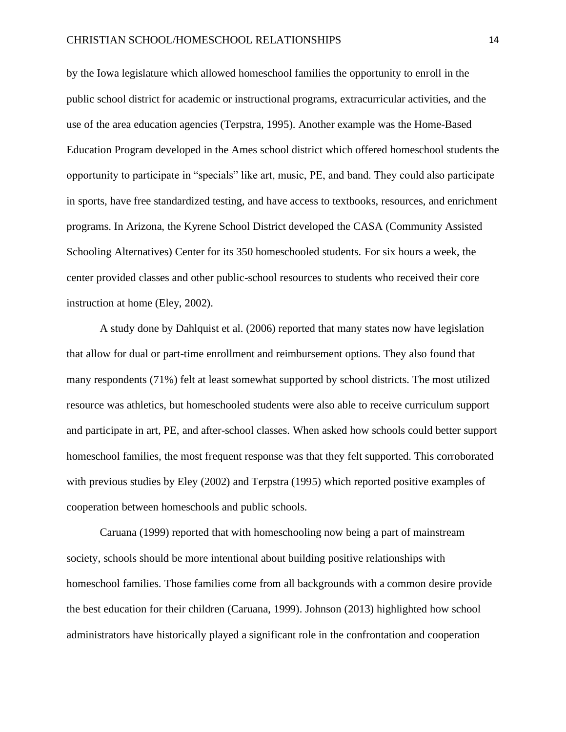by the Iowa legislature which allowed homeschool families the opportunity to enroll in the public school district for academic or instructional programs, extracurricular activities, and the use of the area education agencies (Terpstra, 1995). Another example was the Home-Based Education Program developed in the Ames school district which offered homeschool students the opportunity to participate in "specials" like art, music, PE, and band. They could also participate in sports, have free standardized testing, and have access to textbooks, resources, and enrichment programs. In Arizona, the Kyrene School District developed the CASA (Community Assisted Schooling Alternatives) Center for its 350 homeschooled students. For six hours a week, the center provided classes and other public-school resources to students who received their core instruction at home (Eley, 2002).

A study done by Dahlquist et al. (2006) reported that many states now have legislation that allow for dual or part-time enrollment and reimbursement options. They also found that many respondents (71%) felt at least somewhat supported by school districts. The most utilized resource was athletics, but homeschooled students were also able to receive curriculum support and participate in art, PE, and after-school classes. When asked how schools could better support homeschool families, the most frequent response was that they felt supported. This corroborated with previous studies by Eley (2002) and Terpstra (1995) which reported positive examples of cooperation between homeschools and public schools.

Caruana (1999) reported that with homeschooling now being a part of mainstream society, schools should be more intentional about building positive relationships with homeschool families. Those families come from all backgrounds with a common desire provide the best education for their children (Caruana, 1999). Johnson (2013) highlighted how school administrators have historically played a significant role in the confrontation and cooperation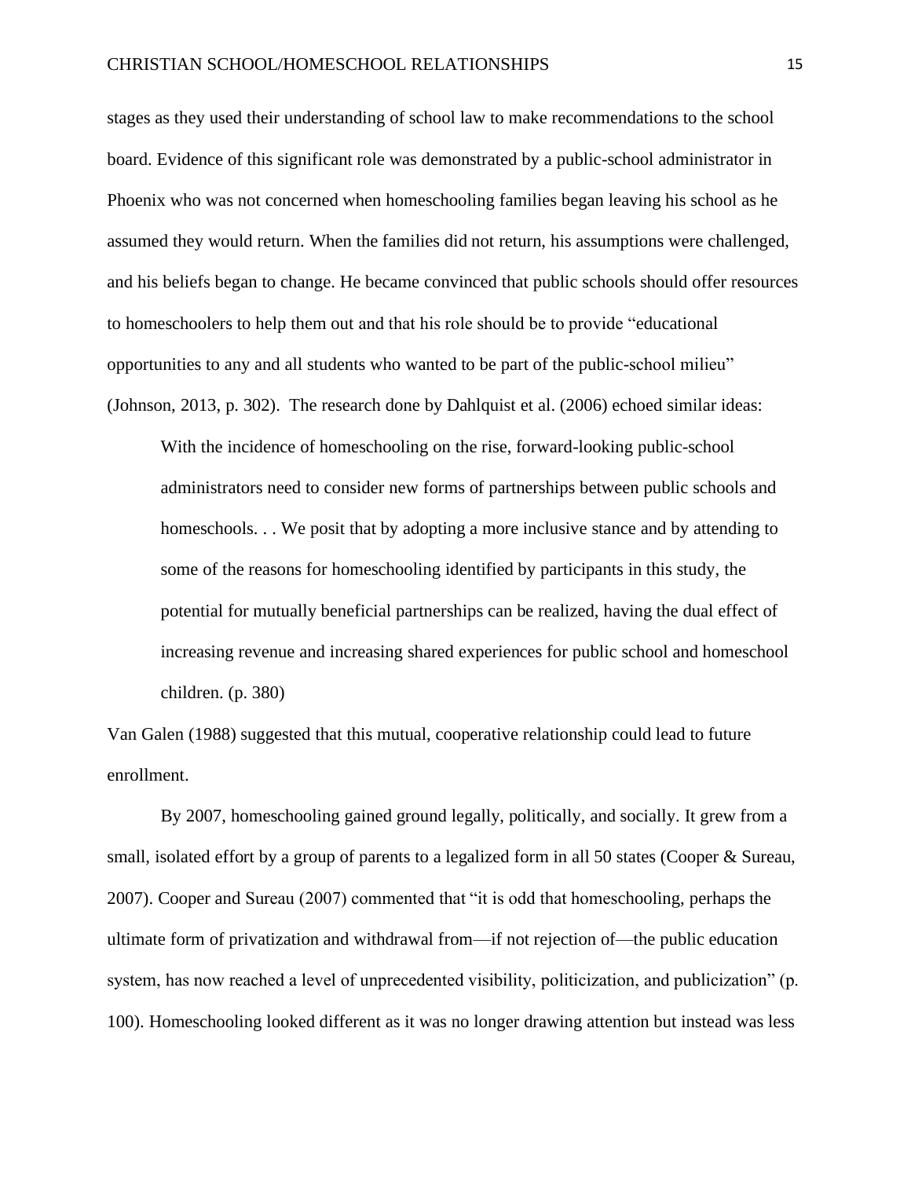stages as they used their understanding of school law to make recommendations to the school board. Evidence of this significant role was demonstrated by a public-school administrator in Phoenix who was not concerned when homeschooling families began leaving his school as he assumed they would return. When the families did not return, his assumptions were challenged, and his beliefs began to change. He became convinced that public schools should offer resources to homeschoolers to help them out and that his role should be to provide "educational opportunities to any and all students who wanted to be part of the public-school milieu" (Johnson, 2013, p. 302). The research done by Dahlquist et al. (2006) echoed similar ideas:

> With the incidence of homeschooling on the rise, forward-looking public-school administrators need to consider new forms of partnerships between public schools and homeschools. . . We posit that by adopting a more inclusive stance and by attending to some of the reasons for homeschooling identified by participants in this study, the potential for mutually beneficial partnerships can be realized, having the dual effect of increasing revenue and increasing shared experiences for public school and homeschool children. (p. 380)

Van Galen (1988) suggested that this mutual, cooperative relationship could lead to future enrollment.

By 2007, homeschooling gained ground legally, politically, and socially. It grew from a small, isolated effort by a group of parents to a legalized form in all 50 states (Cooper & Sureau, 2007). Cooper and Sureau (2007) commented that "it is odd that homeschooling, perhaps the ultimate form of privatization and withdrawal from—if not rejection of—the public education system, has now reached a level of unprecedented visibility, politicization, and publicization" (p. 100). Homeschooling looked different as it was no longer drawing attention but instead was less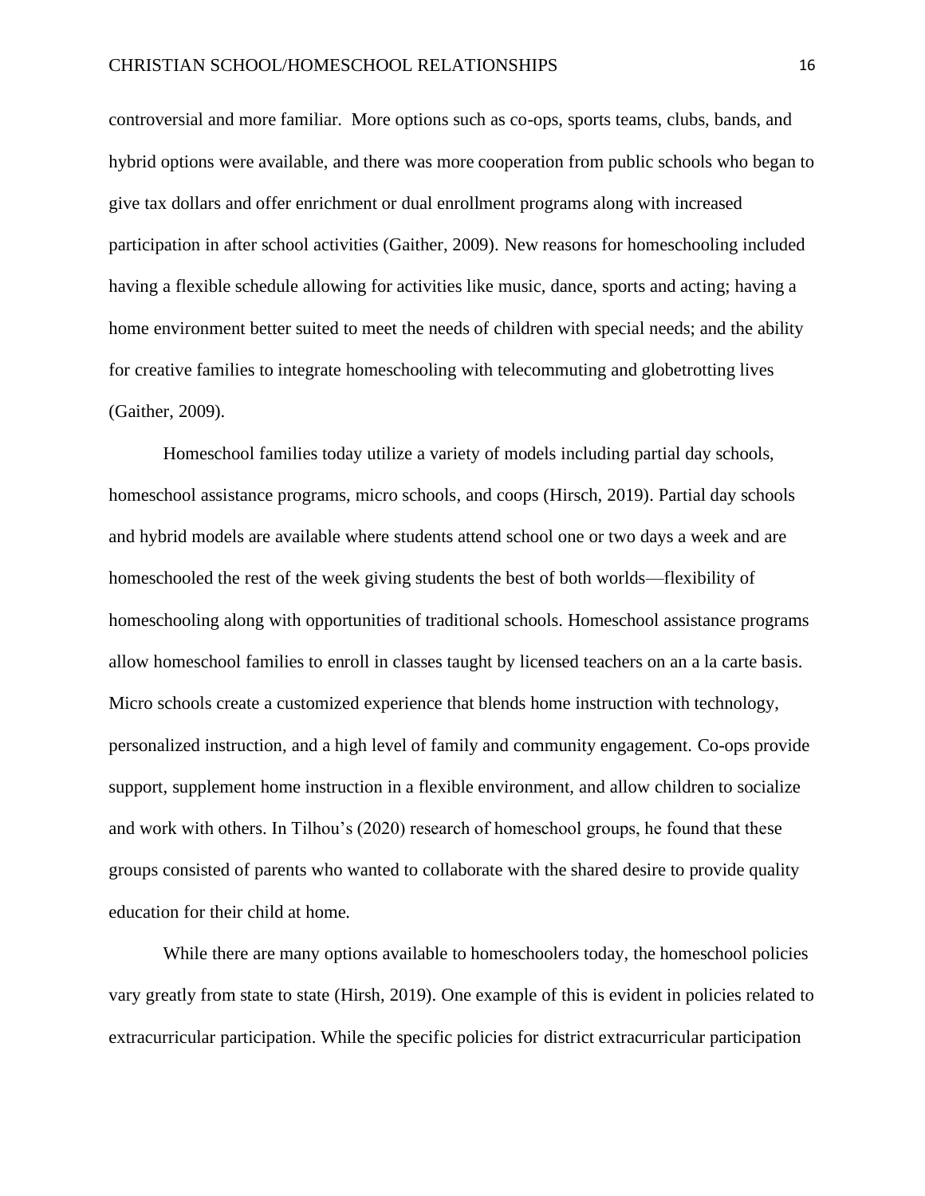controversial and more familiar. More options such as co-ops, sports teams, clubs, bands, and hybrid options were available, and there was more cooperation from public schools who began to give tax dollars and offer enrichment or dual enrollment programs along with increased participation in after school activities (Gaither, 2009). New reasons for homeschooling included having a flexible schedule allowing for activities like music, dance, sports and acting; having a home environment better suited to meet the needs of children with special needs; and the ability for creative families to integrate homeschooling with telecommuting and globetrotting lives (Gaither, 2009).

Homeschool families today utilize a variety of models including partial day schools, homeschool assistance programs, micro schools, and coops (Hirsch, 2019). Partial day schools and hybrid models are available where students attend school one or two days a week and are homeschooled the rest of the week giving students the best of both worlds—flexibility of homeschooling along with opportunities of traditional schools. Homeschool assistance programs allow homeschool families to enroll in classes taught by licensed teachers on an a la carte basis. Micro schools create a customized experience that blends home instruction with technology, personalized instruction, and a high level of family and community engagement. Co-ops provide support, supplement home instruction in a flexible environment, and allow children to socialize and work with others. In Tilhou's (2020) research of homeschool groups, he found that these groups consisted of parents who wanted to collaborate with the shared desire to provide quality education for their child at home.

While there are many options available to homeschoolers today, the homeschool policies vary greatly from state to state (Hirsh, 2019). One example of this is evident in policies related to extracurricular participation. While the specific policies for district extracurricular participation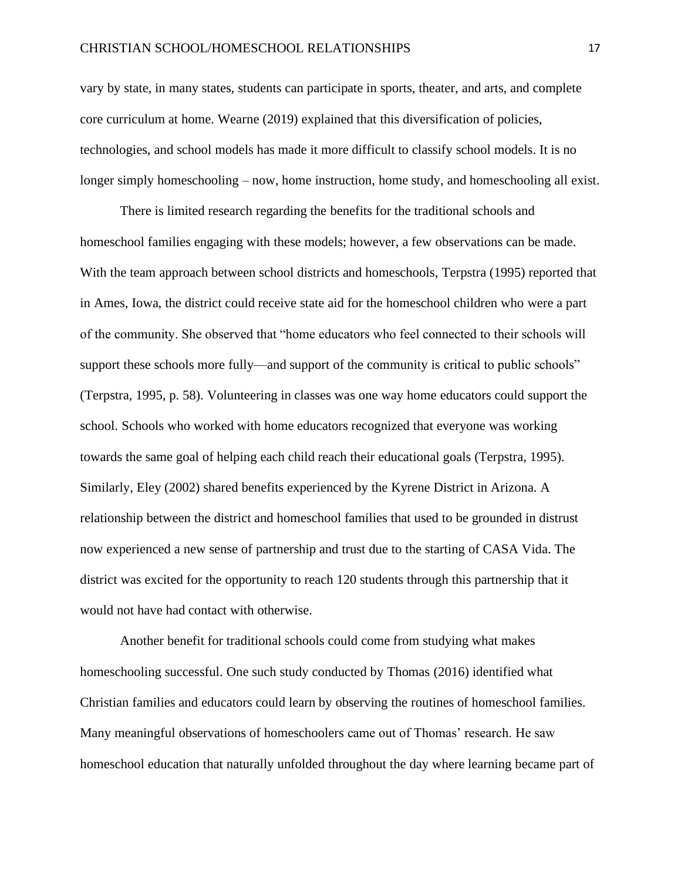vary by state, in many states, students can participate in sports, theater, and arts, and complete core curriculum at home. Wearne (2019) explained that this diversification of policies, technologies, and school models has made it more difficult to classify school models. It is no longer simply homeschooling – now, home instruction, home study, and homeschooling all exist.

There is limited research regarding the benefits for the traditional schools and homeschool families engaging with these models; however, a few observations can be made. With the team approach between school districts and homeschools, Terpstra (1995) reported that in Ames, Iowa, the district could receive state aid for the homeschool children who were a part of the community. She observed that "home educators who feel connected to their schools will support these schools more fully—and support of the community is critical to public schools" (Terpstra, 1995, p. 58). Volunteering in classes was one way home educators could support the school. Schools who worked with home educators recognized that everyone was working towards the same goal of helping each child reach their educational goals (Terpstra, 1995). Similarly, Eley (2002) shared benefits experienced by the Kyrene District in Arizona. A relationship between the district and homeschool families that used to be grounded in distrust now experienced a new sense of partnership and trust due to the starting of CASA Vida. The district was excited for the opportunity to reach 120 students through this partnership that it would not have had contact with otherwise.

Another benefit for traditional schools could come from studying what makes homeschooling successful. One such study conducted by Thomas (2016) identified what Christian families and educators could learn by observing the routines of homeschool families. Many meaningful observations of homeschoolers came out of Thomas' research. He saw homeschool education that naturally unfolded throughout the day where learning became part of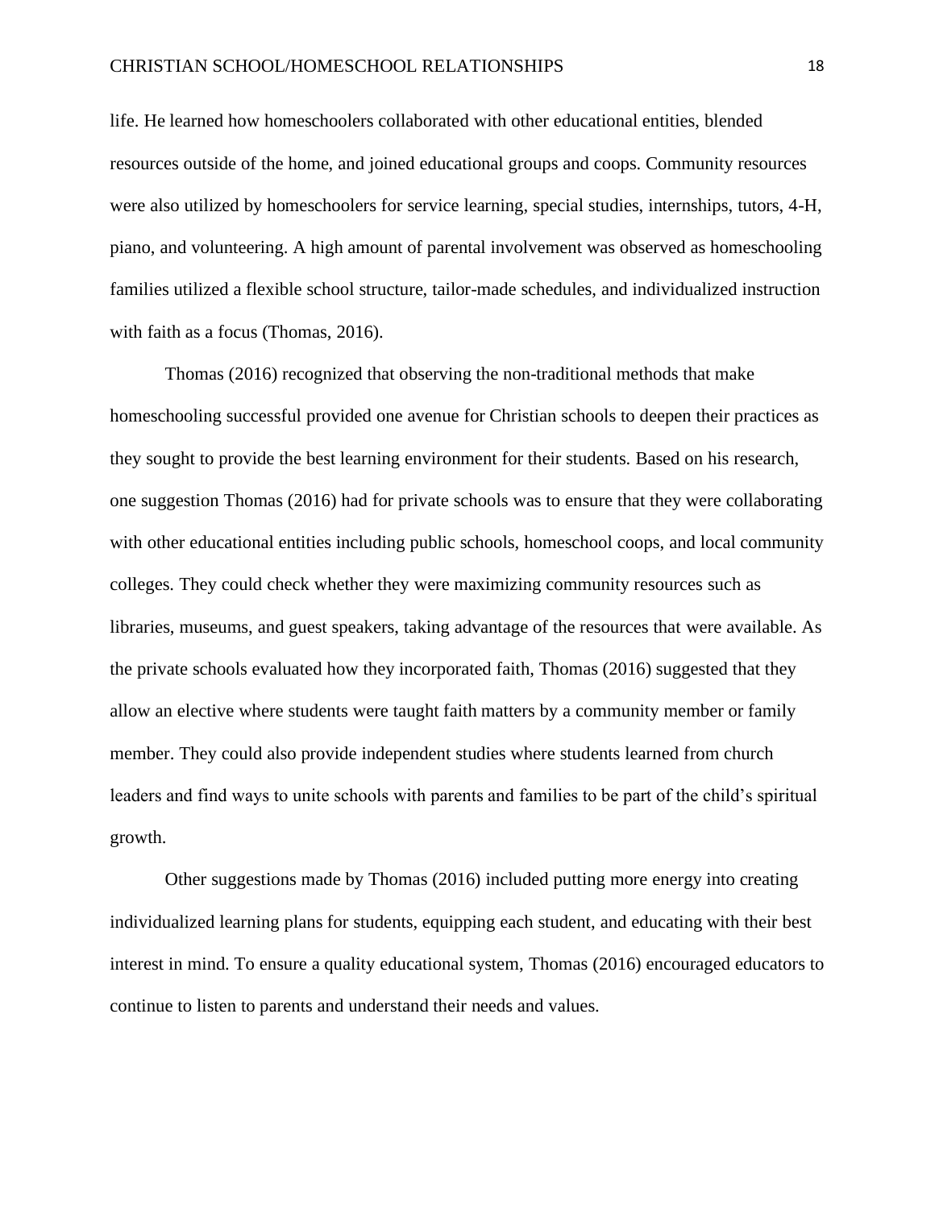life. He learned how homeschoolers collaborated with other educational entities, blended resources outside of the home, and joined educational groups and coops. Community resources were also utilized by homeschoolers for service learning, special studies, internships, tutors, 4-H, piano, and volunteering. A high amount of parental involvement was observed as homeschooling families utilized a flexible school structure, tailor-made schedules, and individualized instruction with faith as a focus (Thomas, 2016).

Thomas (2016) recognized that observing the non-traditional methods that make homeschooling successful provided one avenue for Christian schools to deepen their practices as they sought to provide the best learning environment for their students. Based on his research, one suggestion Thomas (2016) had for private schools was to ensure that they were collaborating with other educational entities including public schools, homeschool coops, and local community colleges. They could check whether they were maximizing community resources such as libraries, museums, and guest speakers, taking advantage of the resources that were available. As the private schools evaluated how they incorporated faith, Thomas (2016) suggested that they allow an elective where students were taught faith matters by a community member or family member. They could also provide independent studies where students learned from church leaders and find ways to unite schools with parents and families to be part of the child's spiritual growth.

Other suggestions made by Thomas (2016) included putting more energy into creating individualized learning plans for students, equipping each student, and educating with their best interest in mind. To ensure a quality educational system, Thomas (2016) encouraged educators to continue to listen to parents and understand their needs and values.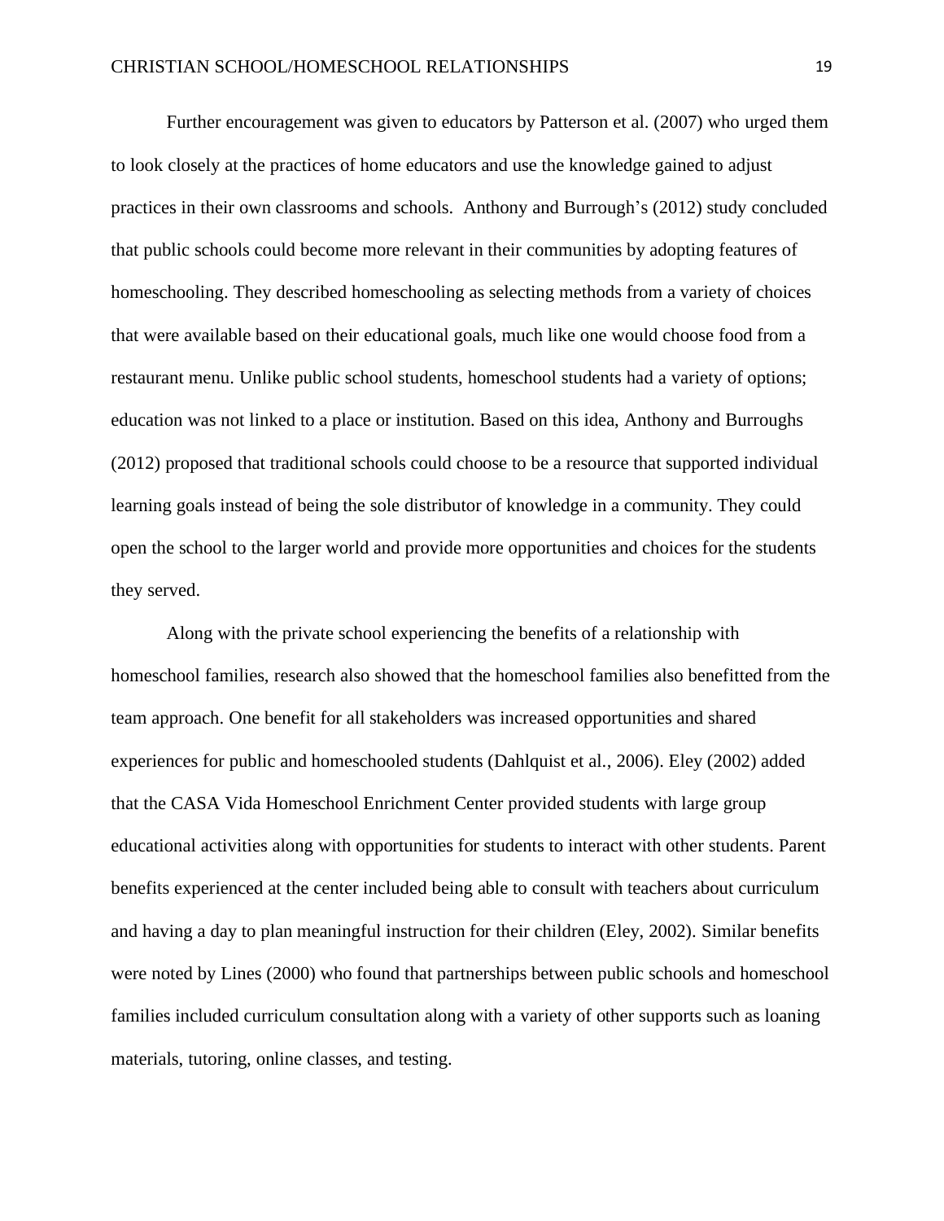Further encouragement was given to educators by Patterson et al. (2007) who urged them to look closely at the practices of home educators and use the knowledge gained to adjust practices in their own classrooms and schools. Anthony and Burrough's (2012) study concluded that public schools could become more relevant in their communities by adopting features of homeschooling. They described homeschooling as selecting methods from a variety of choices that were available based on their educational goals, much like one would choose food from a restaurant menu. Unlike public school students, homeschool students had a variety of options; education was not linked to a place or institution. Based on this idea, Anthony and Burroughs (2012) proposed that traditional schools could choose to be a resource that supported individual learning goals instead of being the sole distributor of knowledge in a community. They could open the school to the larger world and provide more opportunities and choices for the students they served.

Along with the private school experiencing the benefits of a relationship with homeschool families, research also showed that the homeschool families also benefitted from the team approach. One benefit for all stakeholders was increased opportunities and shared experiences for public and homeschooled students (Dahlquist et al., 2006). Eley (2002) added that the CASA Vida Homeschool Enrichment Center provided students with large group educational activities along with opportunities for students to interact with other students. Parent benefits experienced at the center included being able to consult with teachers about curriculum and having a day to plan meaningful instruction for their children (Eley, 2002). Similar benefits were noted by Lines (2000) who found that partnerships between public schools and homeschool families included curriculum consultation along with a variety of other supports such as loaning materials, tutoring, online classes, and testing.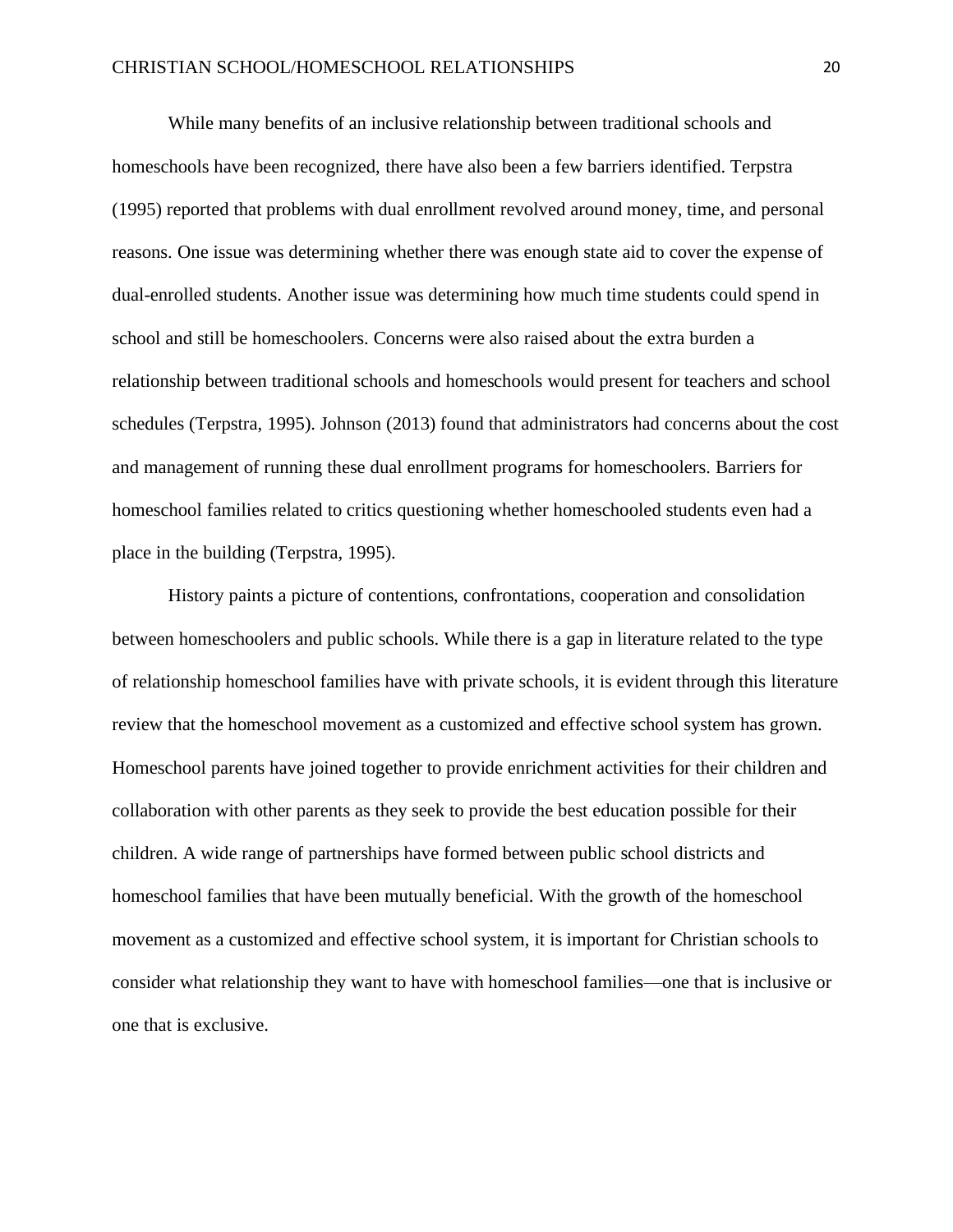While many benefits of an inclusive relationship between traditional schools and homeschools have been recognized, there have also been a few barriers identified. Terpstra (1995) reported that problems with dual enrollment revolved around money, time, and personal reasons. One issue was determining whether there was enough state aid to cover the expense of dual-enrolled students. Another issue was determining how much time students could spend in school and still be homeschoolers. Concerns were also raised about the extra burden a relationship between traditional schools and homeschools would present for teachers and school schedules (Terpstra, 1995). Johnson (2013) found that administrators had concerns about the cost and management of running these dual enrollment programs for homeschoolers. Barriers for homeschool families related to critics questioning whether homeschooled students even had a place in the building (Terpstra, 1995).

History paints a picture of contentions, confrontations, cooperation and consolidation between homeschoolers and public schools. While there is a gap in literature related to the type of relationship homeschool families have with private schools, it is evident through this literature review that the homeschool movement as a customized and effective school system has grown. Homeschool parents have joined together to provide enrichment activities for their children and collaboration with other parents as they seek to provide the best education possible for their children. A wide range of partnerships have formed between public school districts and homeschool families that have been mutually beneficial. With the growth of the homeschool movement as a customized and effective school system, it is important for Christian schools to consider what relationship they want to have with homeschool families—one that is inclusive or one that is exclusive.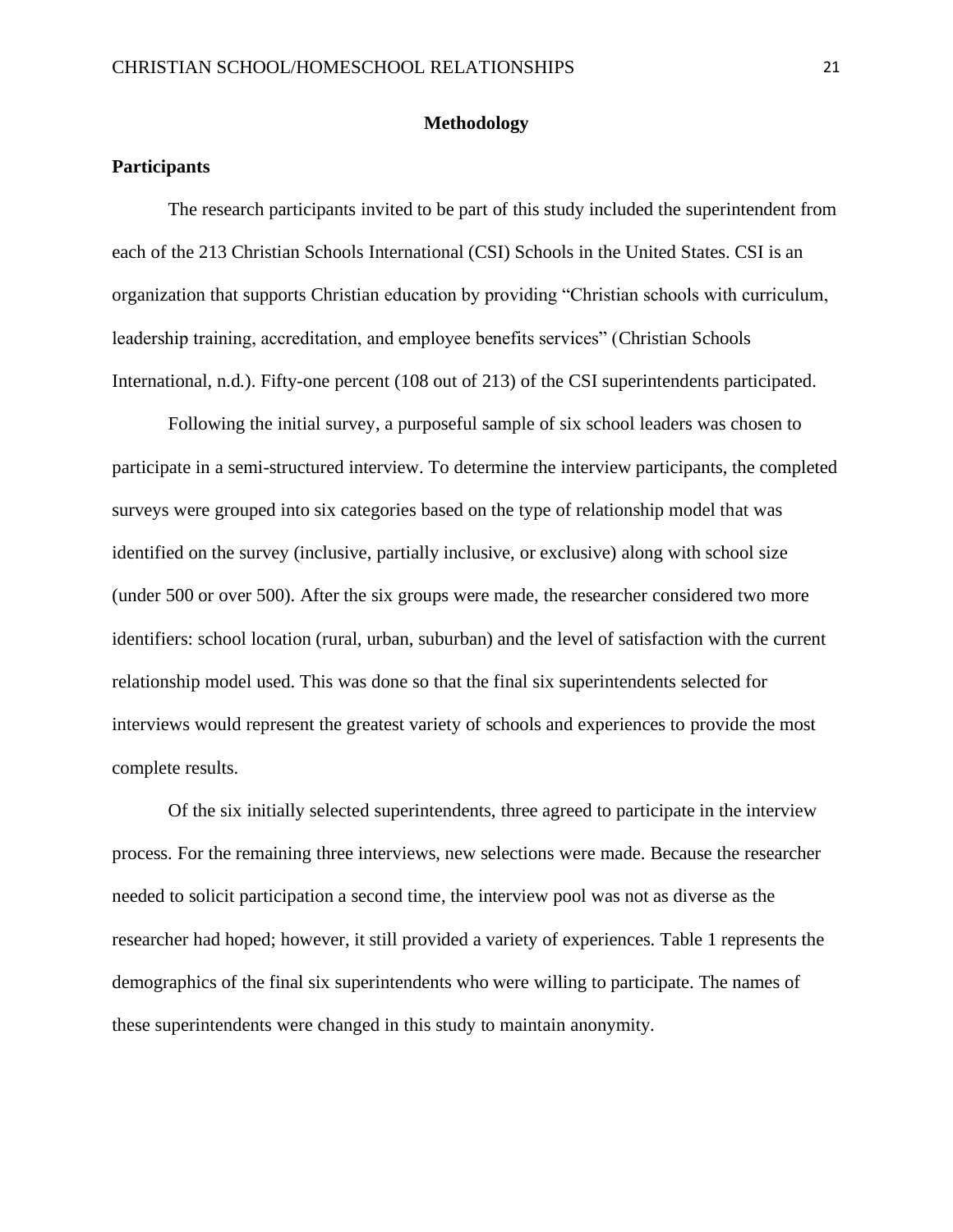## Methodology

### Participants

The research participants invited to be part of this study included the superintendent from each of the 213 Christian Schools International (CSI) Schools in the United States. CSI is an organization that supports Christian education by providing "Christian schools with curriculum, leadership training, accreditation, and employee benefits services" (Christian Schools International, n.d.). Fifty-one percent (108 out of 213) of the CSI superintendents participated.

Following the initial survey, a purposeful sample of six school leaders was chosen to participate in a semi-structured interview. To determine the interview participants, the completed surveys were grouped into six categories based on the type of relationship model that was identified on the survey (inclusive, partially inclusive, or exclusive) along with school size (under 500 or over 500). After the six groups were made, the researcher considered two more identifiers: school location (rural, urban, suburban) and the level of satisfaction with the current relationship model used. This was done so that the final six superintendents selected for interviews would represent the greatest variety of schools and experiences to provide the most complete results.

Of the six initially selected superintendents, three agreed to participate in the interview process. For the remaining three interviews, new selections were made. Because the researcher needed to solicit participation a second time, the interview pool was not as diverse as the researcher had hoped; however, it still provided a variety of experiences. Table 1 represents the demographics of the final six superintendents who were willing to participate. The names of these superintendents were changed in this study to maintain anonymity.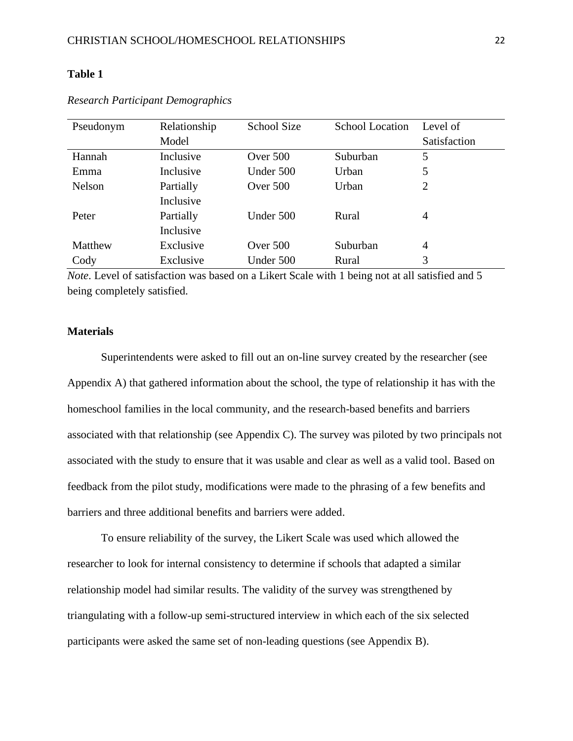**Table 1**

*Research Participant Demographics*

| Pseudonym | Relationship Model | School Size | School Location | Level of Satisfaction |
|---|---|---|---|---|
| Hannah | Inclusive | Over 500 | Suburban | 5 |
| Emma | Inclusive | Under 500 | Urban | 5 |
| Nelson | Partially Inclusive | Over 500 | Urban | 2 |
| Peter | Partially Inclusive | Under 500 | Rural | 4 |
| Matthew | Exclusive | Over 500 | Suburban | 4 |
| Cody | Exclusive | Under 500 | Rural | 3 |

*Note*. Level of satisfaction was based on a Likert Scale with 1 being not at all satisfied and 5 being completely satisfied.

**Materials**

Superintendents were asked to fill out an on-line survey created by the researcher (see Appendix A) that gathered information about the school, the type of relationship it has with the homeschool families in the local community, and the research-based benefits and barriers associated with that relationship (see Appendix C). The survey was piloted by two principals not associated with the study to ensure that it was usable and clear as well as a valid tool. Based on feedback from the pilot study, modifications were made to the phrasing of a few benefits and barriers and three additional benefits and barriers were added.

To ensure reliability of the survey, the Likert Scale was used which allowed the researcher to look for internal consistency to determine if schools that adapted a similar relationship model had similar results. The validity of the survey was strengthened by triangulating with a follow-up semi-structured interview in which each of the six selected participants were asked the same set of non-leading questions (see Appendix B).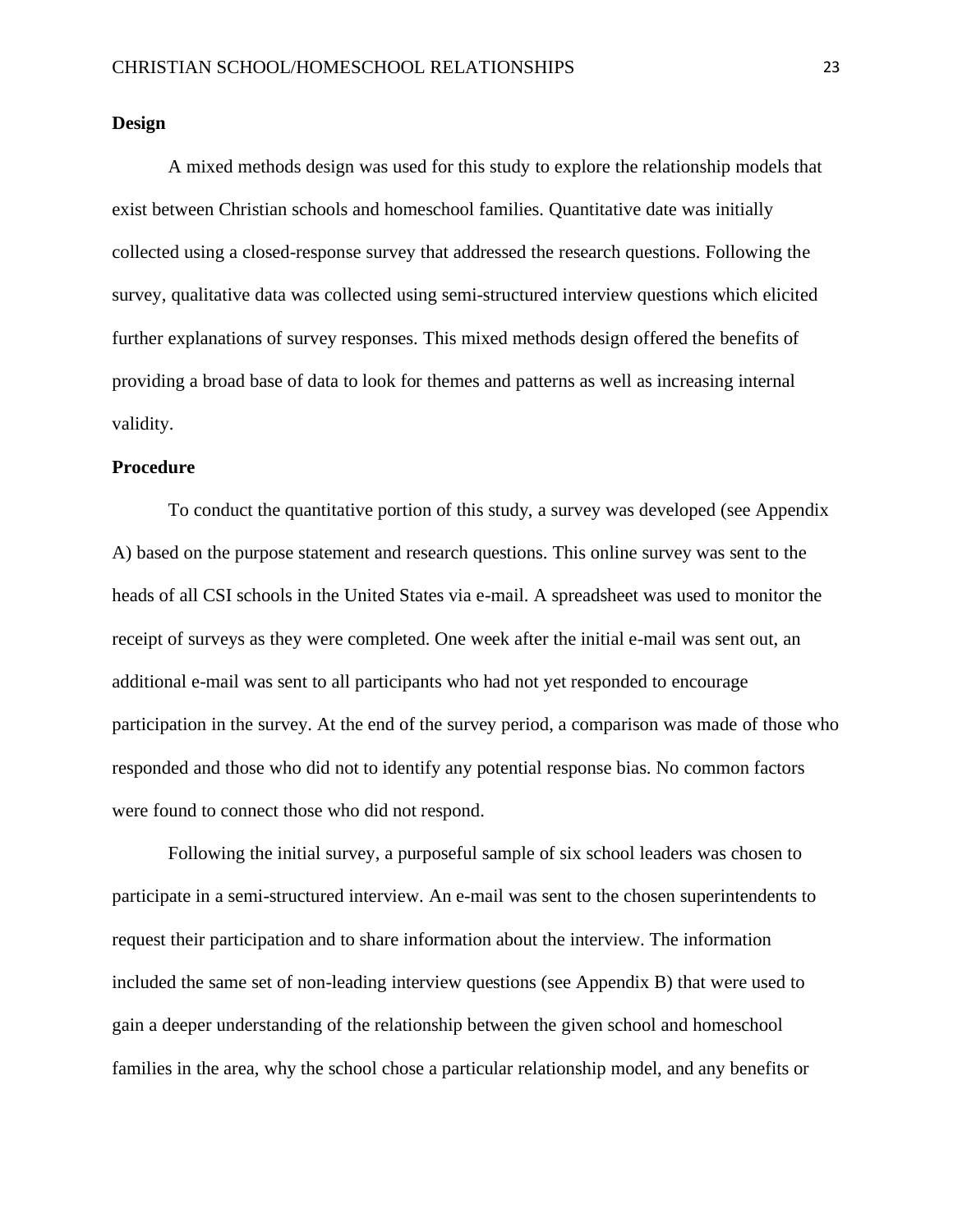## Design

A mixed methods design was used for this study to explore the relationship models that exist between Christian schools and homeschool families. Quantitative date was initially collected using a closed-response survey that addressed the research questions. Following the survey, qualitative data was collected using semi-structured interview questions which elicited further explanations of survey responses. This mixed methods design offered the benefits of providing a broad base of data to look for themes and patterns as well as increasing internal validity.

## Procedure

To conduct the quantitative portion of this study, a survey was developed (see Appendix A) based on the purpose statement and research questions. This online survey was sent to the heads of all CSI schools in the United States via e-mail. A spreadsheet was used to monitor the receipt of surveys as they were completed. One week after the initial e-mail was sent out, an additional e-mail was sent to all participants who had not yet responded to encourage participation in the survey. At the end of the survey period, a comparison was made of those who responded and those who did not to identify any potential response bias. No common factors were found to connect those who did not respond.

Following the initial survey, a purposeful sample of six school leaders was chosen to participate in a semi-structured interview. An e-mail was sent to the chosen superintendents to request their participation and to share information about the interview. The information included the same set of non-leading interview questions (see Appendix B) that were used to gain a deeper understanding of the relationship between the given school and homeschool families in the area, why the school chose a particular relationship model, and any benefits or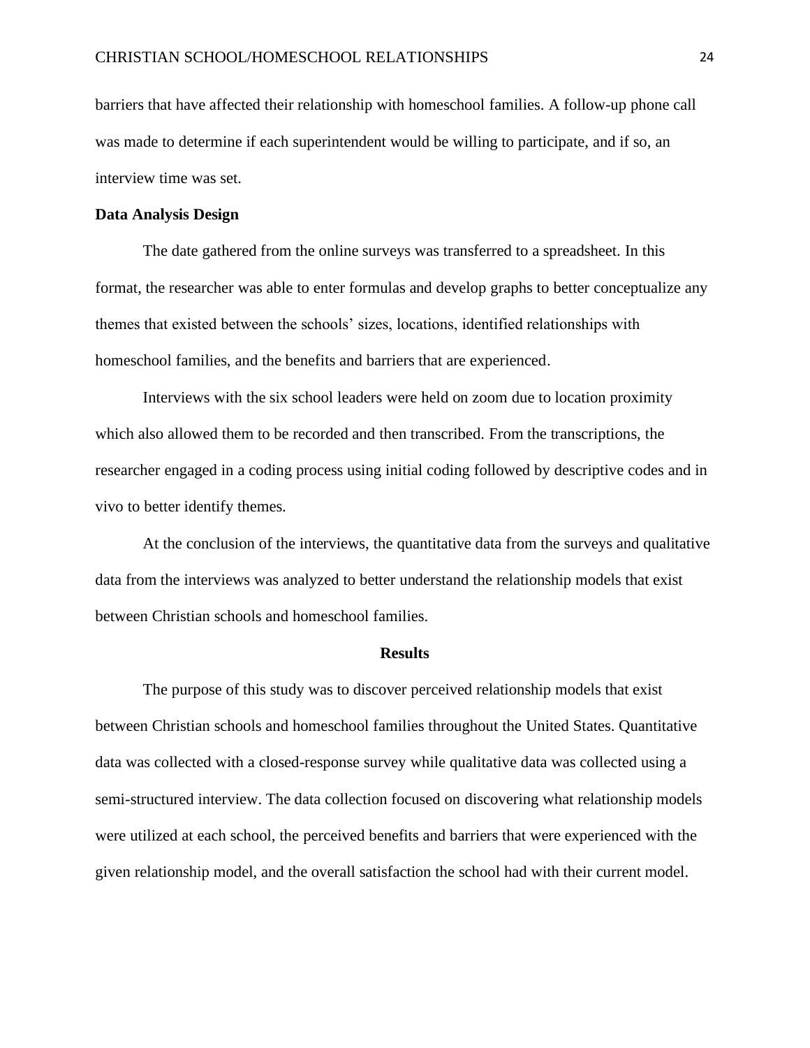barriers that have affected their relationship with homeschool families. A follow-up phone call was made to determine if each superintendent would be willing to participate, and if so, an interview time was set.

### Data Analysis Design

The date gathered from the online surveys was transferred to a spreadsheet. In this format, the researcher was able to enter formulas and develop graphs to better conceptualize any themes that existed between the schools' sizes, locations, identified relationships with homeschool families, and the benefits and barriers that are experienced.

Interviews with the six school leaders were held on zoom due to location proximity which also allowed them to be recorded and then transcribed. From the transcriptions, the researcher engaged in a coding process using initial coding followed by descriptive codes and in vivo to better identify themes.

At the conclusion of the interviews, the quantitative data from the surveys and qualitative data from the interviews was analyzed to better understand the relationship models that exist between Christian schools and homeschool families.

## Results

The purpose of this study was to discover perceived relationship models that exist between Christian schools and homeschool families throughout the United States. Quantitative data was collected with a closed-response survey while qualitative data was collected using a semi-structured interview. The data collection focused on discovering what relationship models were utilized at each school, the perceived benefits and barriers that were experienced with the given relationship model, and the overall satisfaction the school had with their current model.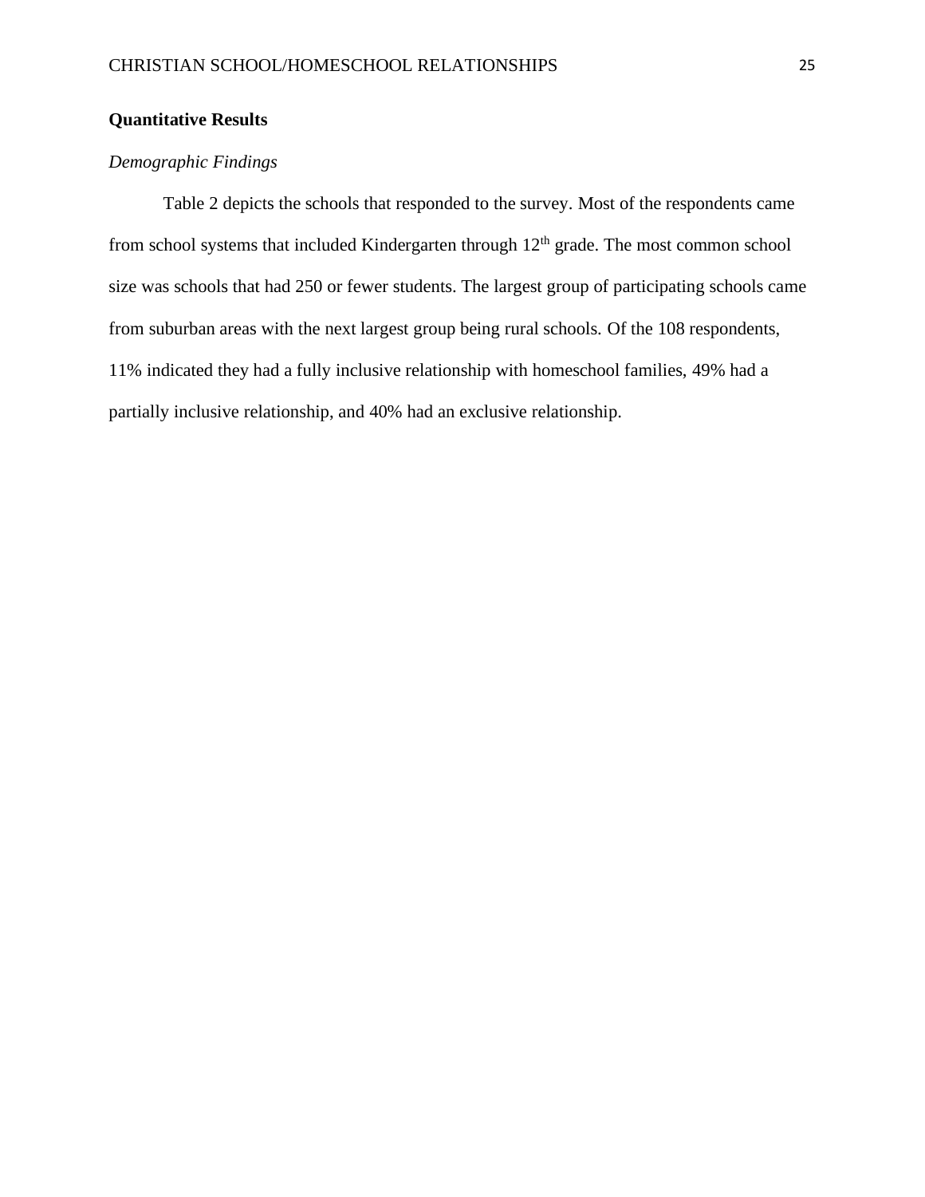## Quantitative Results

### *Demographic Findings*

Table 2 depicts the schools that responded to the survey. Most of the respondents came from school systems that included Kindergarten through 12th grade. The most common school size was schools that had 250 or fewer students. The largest group of participating schools came from suburban areas with the next largest group being rural schools. Of the 108 respondents, 11% indicated they had a fully inclusive relationship with homeschool families, 49% had a partially inclusive relationship, and 40% had an exclusive relationship.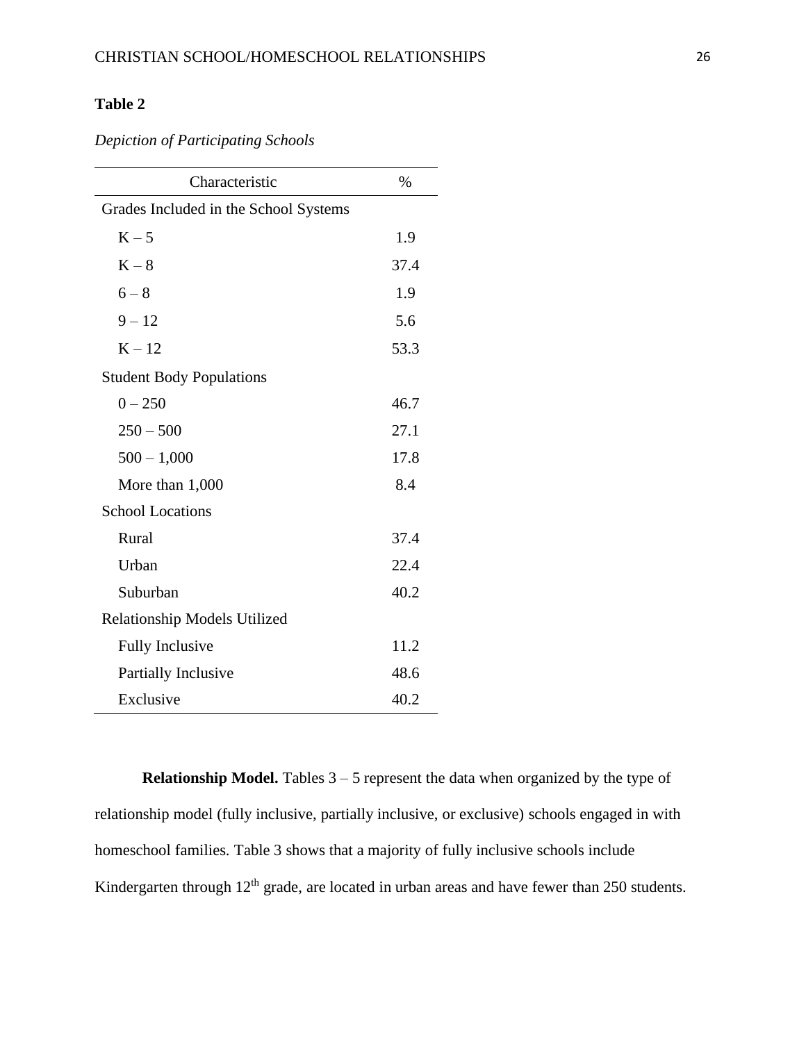**Table 2**

*Depiction of Participating Schools*

| Characteristic | % |
|---|---|
| Grades Included in the School Systems | |
| K – 5 | 1.9 |
| K – 8 | 37.4 |
| 6 – 8 | 1.9 |
| 9 – 12 | 5.6 |
| K – 12 | 53.3 |
| Student Body Populations | |
| 0 – 250 | 46.7 |
| 250 – 500 | 27.1 |
| 500 – 1,000 | 17.8 |
| More than 1,000 | 8.4 |
| School Locations | |
| Rural | 37.4 |
| Urban | 22.4 |
| Suburban | 40.2 |
| Relationship Models Utilized | |
| Fully Inclusive | 11.2 |
| Partially Inclusive | 48.6 |
| Exclusive | 40.2 |

**Relationship Model.** Tables 3 – 5 represent the data when organized by the type of relationship model (fully inclusive, partially inclusive, or exclusive) schools engaged in with homeschool families. Table 3 shows that a majority of fully inclusive schools include Kindergarten through 12th grade, are located in urban areas and have fewer than 250 students.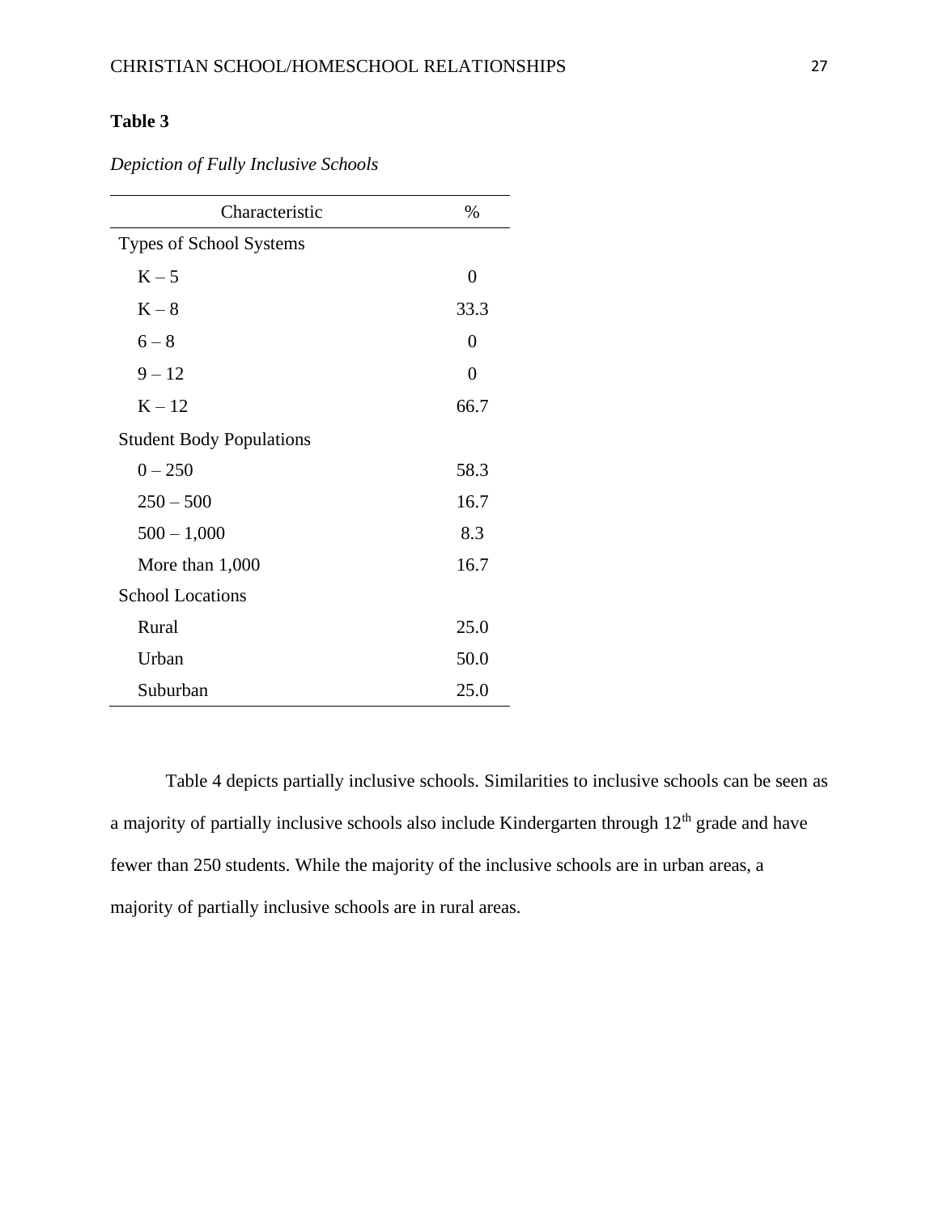**Table 3**

*Depiction of Fully Inclusive Schools*

| Characteristic | % |
|---|---|
| Types of School Systems | |
| K – 5 | 0 |
| K – 8 | 33.3 |
| 6 – 8 | 0 |
| 9 – 12 | 0 |
| K – 12 | 66.7 |
| Student Body Populations | |
| 0 – 250 | 58.3 |
| 250 – 500 | 16.7 |
| 500 – 1,000 | 8.3 |
| More than 1,000 | 16.7 |
| School Locations | |
| Rural | 25.0 |
| Urban | 50.0 |
| Suburban | 25.0 |

Table 4 depicts partially inclusive schools. Similarities to inclusive schools can be seen as a majority of partially inclusive schools also include Kindergarten through 12th grade and have fewer than 250 students. While the majority of the inclusive schools are in urban areas, a majority of partially inclusive schools are in rural areas.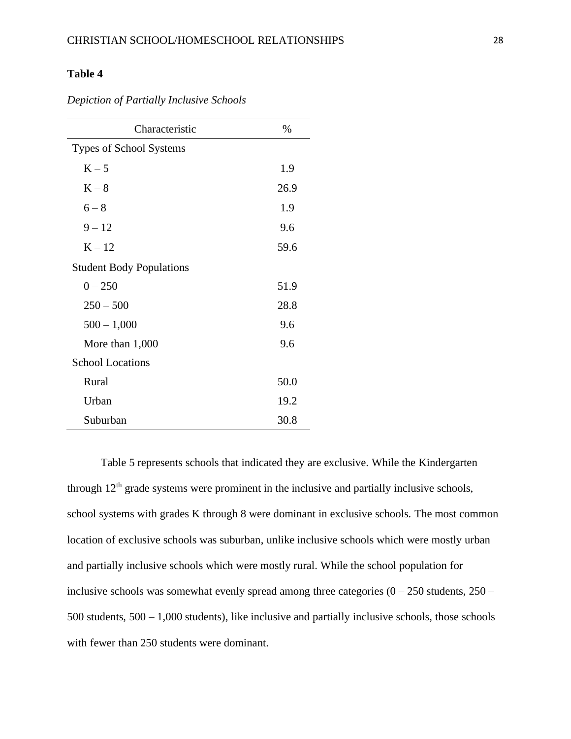**Table 4**

*Depiction of Partially Inclusive Schools*

| Characteristic | % |
|---|---|
| Types of School Systems | |
| K – 5 | 1.9 |
| K – 8 | 26.9 |
| 6 – 8 | 1.9 |
| 9 – 12 | 9.6 |
| K – 12 | 59.6 |
| Student Body Populations | |
| 0 – 250 | 51.9 |
| 250 – 500 | 28.8 |
| 500 – 1,000 | 9.6 |
| More than 1,000 | 9.6 |
| School Locations | |
| Rural | 50.0 |
| Urban | 19.2 |
| Suburban | 30.8 |

Table 5 represents schools that indicated they are exclusive. While the Kindergarten through 12th grade systems were prominent in the inclusive and partially inclusive schools, school systems with grades K through 8 were dominant in exclusive schools. The most common location of exclusive schools was suburban, unlike inclusive schools which were mostly urban and partially inclusive schools which were mostly rural. While the school population for inclusive schools was somewhat evenly spread among three categories (0 – 250 students, 250 – 500 students, 500 – 1,000 students), like inclusive and partially inclusive schools, those schools with fewer than 250 students were dominant.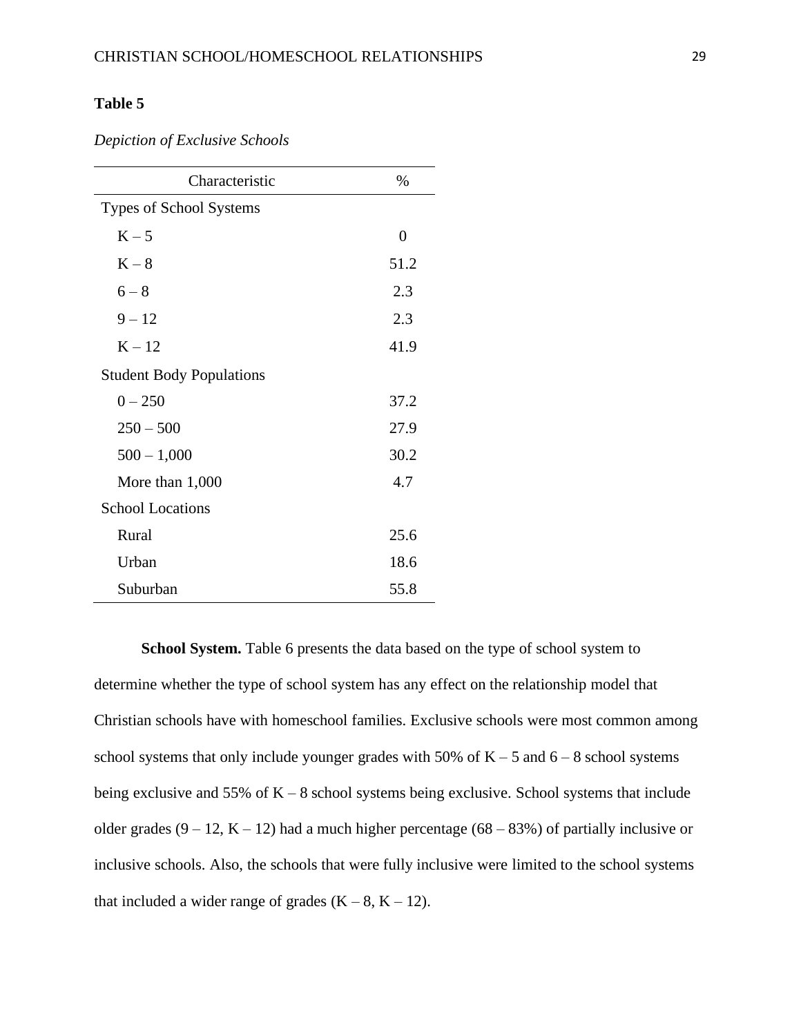**Table 5**

*Depiction of Exclusive Schools*

| Characteristic | % |
|---|---|
| Types of School Systems | |
| K – 5 | 0 |
| K – 8 | 51.2 |
| 6 – 8 | 2.3 |
| 9 – 12 | 2.3 |
| K – 12 | 41.9 |
| Student Body Populations | |
| 0 – 250 | 37.2 |
| 250 – 500 | 27.9 |
| 500 – 1,000 | 30.2 |
| More than 1,000 | 4.7 |
| School Locations | |
| Rural | 25.6 |
| Urban | 18.6 |
| Suburban | 55.8 |

**School System.** Table 6 presents the data based on the type of school system to determine whether the type of school system has any effect on the relationship model that Christian schools have with homeschool families. Exclusive schools were most common among school systems that only include younger grades with 50% of K – 5 and 6 – 8 school systems being exclusive and 55% of K – 8 school systems being exclusive. School systems that include older grades (9 – 12, K – 12) had a much higher percentage (68 – 83%) of partially inclusive or inclusive schools. Also, the schools that were fully inclusive were limited to the school systems that included a wider range of grades (K – 8, K – 12).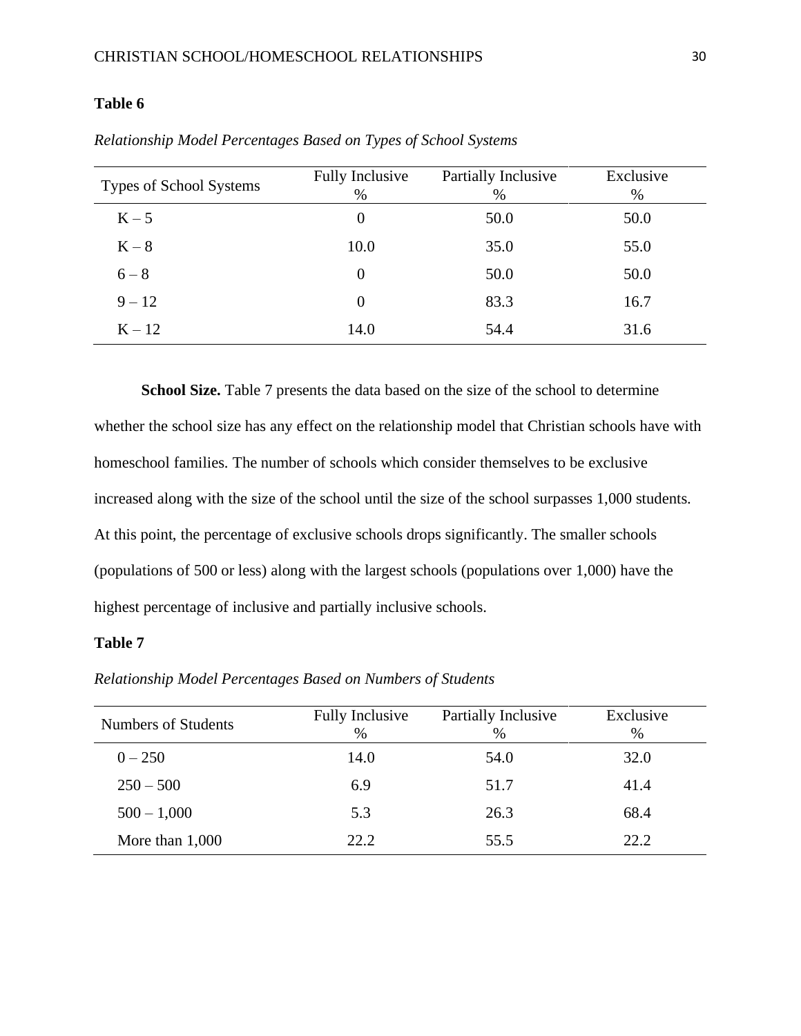**Table 6**

*Relationship Model Percentages Based on Types of School Systems*

| Types of School Systems | Fully Inclusive % | Partially Inclusive % | Exclusive % |
|---|---|---|---|
| K – 5 | 0 | 50.0 | 50.0 |
| K – 8 | 10.0 | 35.0 | 55.0 |
| 6 – 8 | 0 | 50.0 | 50.0 |
| 9 – 12 | 0 | 83.3 | 16.7 |
| K – 12 | 14.0 | 54.4 | 31.6 |

**School Size.** Table 7 presents the data based on the size of the school to determine whether the school size has any effect on the relationship model that Christian schools have with homeschool families. The number of schools which consider themselves to be exclusive increased along with the size of the school until the size of the school surpasses 1,000 students. At this point, the percentage of exclusive schools drops significantly. The smaller schools (populations of 500 or less) along with the largest schools (populations over 1,000) have the highest percentage of inclusive and partially inclusive schools.

**Table 7**

*Relationship Model Percentages Based on Numbers of Students*

| Numbers of Students | Fully Inclusive % | Partially Inclusive % | Exclusive % |
|---|---|---|---|
| 0 – 250 | 14.0 | 54.0 | 32.0 |
| 250 – 500 | 6.9 | 51.7 | 41.4 |
| 500 – 1,000 | 5.3 | 26.3 | 68.4 |
| More than 1,000 | 22.2 | 55.5 | 22.2 |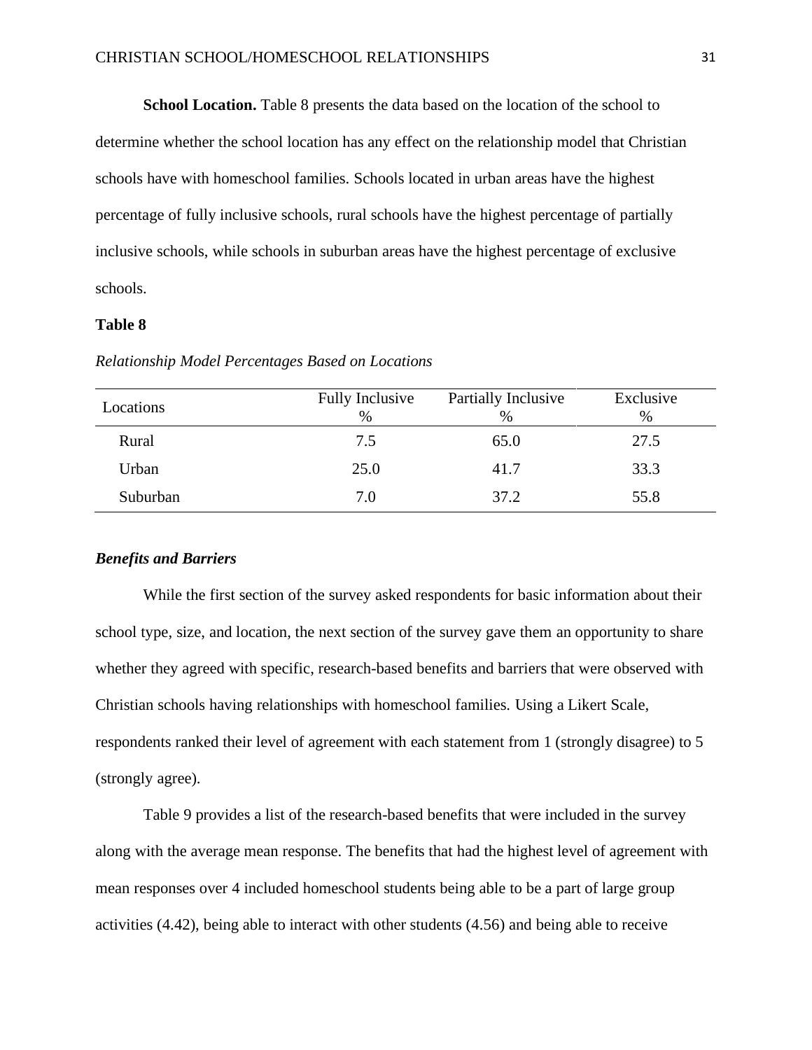**School Location.** Table 8 presents the data based on the location of the school to determine whether the school location has any effect on the relationship model that Christian schools have with homeschool families. Schools located in urban areas have the highest percentage of fully inclusive schools, rural schools have the highest percentage of partially inclusive schools, while schools in suburban areas have the highest percentage of exclusive schools.

**Table 8**

*Relationship Model Percentages Based on Locations*

| Locations | Fully Inclusive % | Partially Inclusive % | Exclusive % |
|---|---|---|---|
| Rural | 7.5 | 65.0 | 27.5 |
| Urban | 25.0 | 41.7 | 33.3 |
| Suburban | 7.0 | 37.2 | 55.8 |

### *Benefits and Barriers*

While the first section of the survey asked respondents for basic information about their school type, size, and location, the next section of the survey gave them an opportunity to share whether they agreed with specific, research-based benefits and barriers that were observed with Christian schools having relationships with homeschool families. Using a Likert Scale, respondents ranked their level of agreement with each statement from 1 (strongly disagree) to 5 (strongly agree).

Table 9 provides a list of the research-based benefits that were included in the survey along with the average mean response. The benefits that had the highest level of agreement with mean responses over 4 included homeschool students being able to be a part of large group activities (4.42), being able to interact with other students (4.56) and being able to receive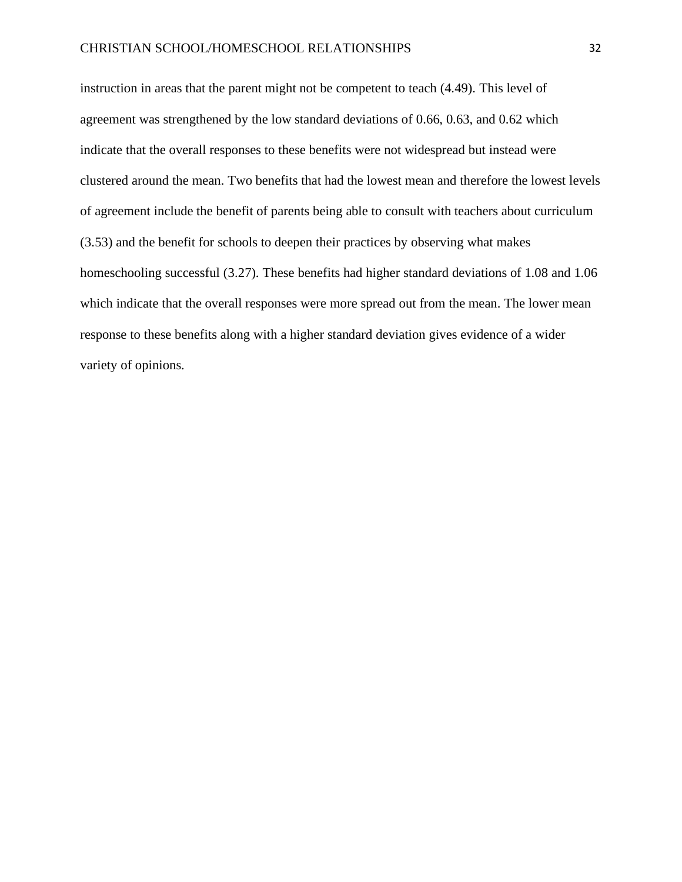instruction in areas that the parent might not be competent to teach (4.49). This level of agreement was strengthened by the low standard deviations of 0.66, 0.63, and 0.62 which indicate that the overall responses to these benefits were not widespread but instead were clustered around the mean. Two benefits that had the lowest mean and therefore the lowest levels of agreement include the benefit of parents being able to consult with teachers about curriculum (3.53) and the benefit for schools to deepen their practices by observing what makes homeschooling successful (3.27). These benefits had higher standard deviations of 1.08 and 1.06 which indicate that the overall responses were more spread out from the mean. The lower mean response to these benefits along with a higher standard deviation gives evidence of a wider variety of opinions.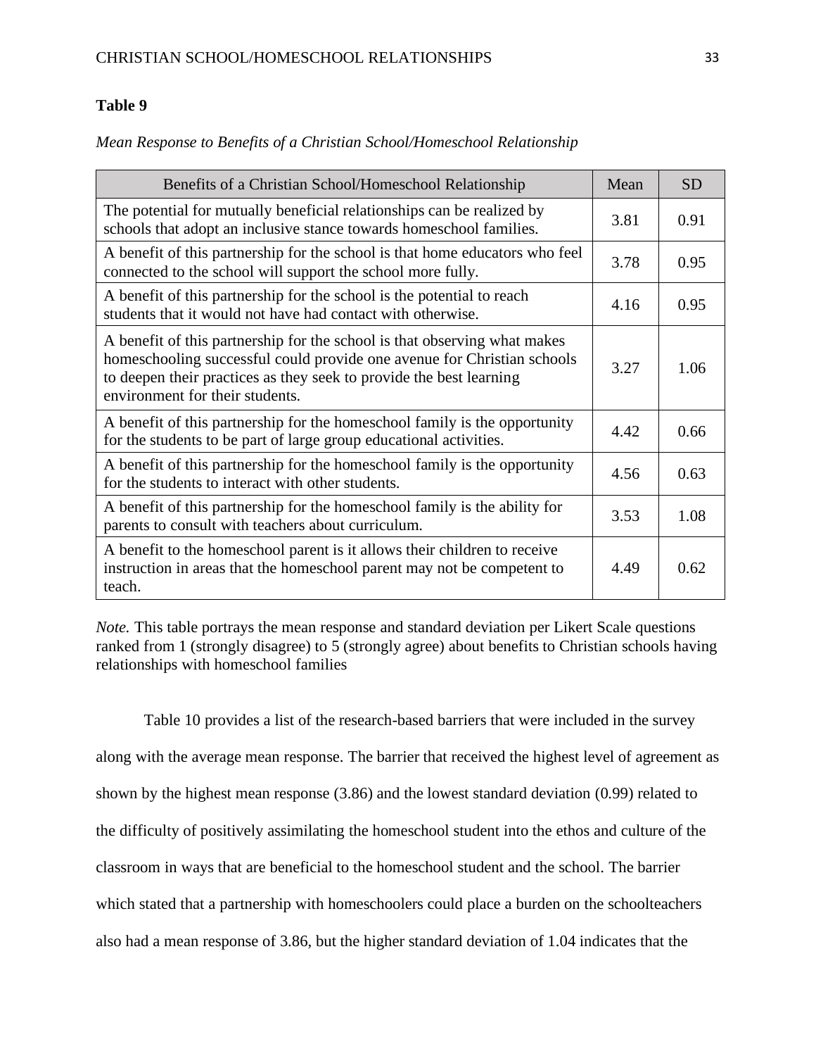**Table 9**

*Mean Response to Benefits of a Christian School/Homeschool Relationship*

| Benefits of a Christian School/Homeschool Relationship | Mean | SD |
|---|---|---|
| The potential for mutually beneficial relationships can be realized by schools that adopt an inclusive stance towards homeschool families. | 3.81 | 0.91 |
| A benefit of this partnership for the school is that home educators who feel connected to the school will support the school more fully. | 3.78 | 0.95 |
| A benefit of this partnership for the school is the potential to reach students that it would not have had contact with otherwise. | 4.16 | 0.95 |
| A benefit of this partnership for the school is that observing what makes homeschooling successful could provide one avenue for Christian schools to deepen their practices as they seek to provide the best learning environment for their students. | 3.27 | 1.06 |
| A benefit of this partnership for the homeschool family is the opportunity for the students to be part of large group educational activities. | 4.42 | 0.66 |
| A benefit of this partnership for the homeschool family is the opportunity for the students to interact with other students. | 4.56 | 0.63 |
| A benefit of this partnership for the homeschool family is the ability for parents to consult with teachers about curriculum. | 3.53 | 1.08 |
| A benefit to the homeschool parent is it allows their children to receive instruction in areas that the homeschool parent may not be competent to teach. | 4.49 | 0.62 |

*Note.* This table portrays the mean response and standard deviation per Likert Scale questions ranked from 1 (strongly disagree) to 5 (strongly agree) about benefits to Christian schools having relationships with homeschool families

Table 10 provides a list of the research-based barriers that were included in the survey along with the average mean response. The barrier that received the highest level of agreement as shown by the highest mean response (3.86) and the lowest standard deviation (0.99) related to the difficulty of positively assimilating the homeschool student into the ethos and culture of the classroom in ways that are beneficial to the homeschool student and the school. The barrier which stated that a partnership with homeschoolers could place a burden on the schoolteachers also had a mean response of 3.86, but the higher standard deviation of 1.04 indicates that the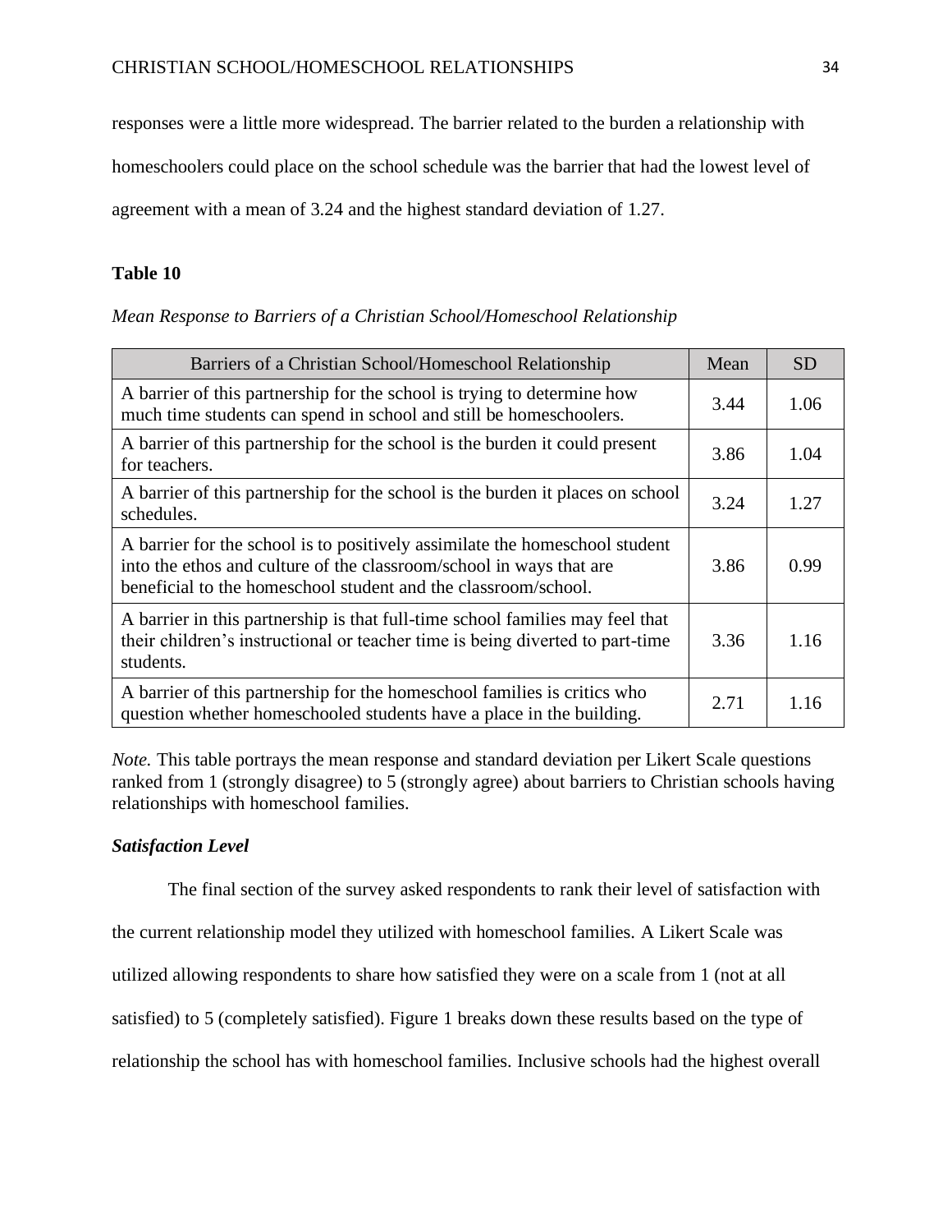responses were a little more widespread. The barrier related to the burden a relationship with homeschoolers could place on the school schedule was the barrier that had the lowest level of agreement with a mean of 3.24 and the highest standard deviation of 1.27.

**Table 10**

*Mean Response to Barriers of a Christian School/Homeschool Relationship*

| Barriers of a Christian School/Homeschool Relationship | Mean | SD |
|---|---|---|
| A barrier of this partnership for the school is trying to determine how much time students can spend in school and still be homeschoolers. | 3.44 | 1.06 |
| A barrier of this partnership for the school is the burden it could present for teachers. | 3.86 | 1.04 |
| A barrier of this partnership for the school is the burden it places on school schedules. | 3.24 | 1.27 |
| A barrier for the school is to positively assimilate the homeschool student into the ethos and culture of the classroom/school in ways that are beneficial to the homeschool student and the classroom/school. | 3.86 | 0.99 |
| A barrier in this partnership is that full-time school families may feel that their children's instructional or teacher time is being diverted to part-time students. | 3.36 | 1.16 |
| A barrier of this partnership for the homeschool families is critics who question whether homeschooled students have a place in the building. | 2.71 | 1.16 |

*Note.* This table portrays the mean response and standard deviation per Likert Scale questions ranked from 1 (strongly disagree) to 5 (strongly agree) about barriers to Christian schools having relationships with homeschool families.

***Satisfaction Level***

The final section of the survey asked respondents to rank their level of satisfaction with the current relationship model they utilized with homeschool families. A Likert Scale was utilized allowing respondents to share how satisfied they were on a scale from 1 (not at all satisfied) to 5 (completely satisfied). Figure 1 breaks down these results based on the type of relationship the school has with homeschool families. Inclusive schools had the highest overall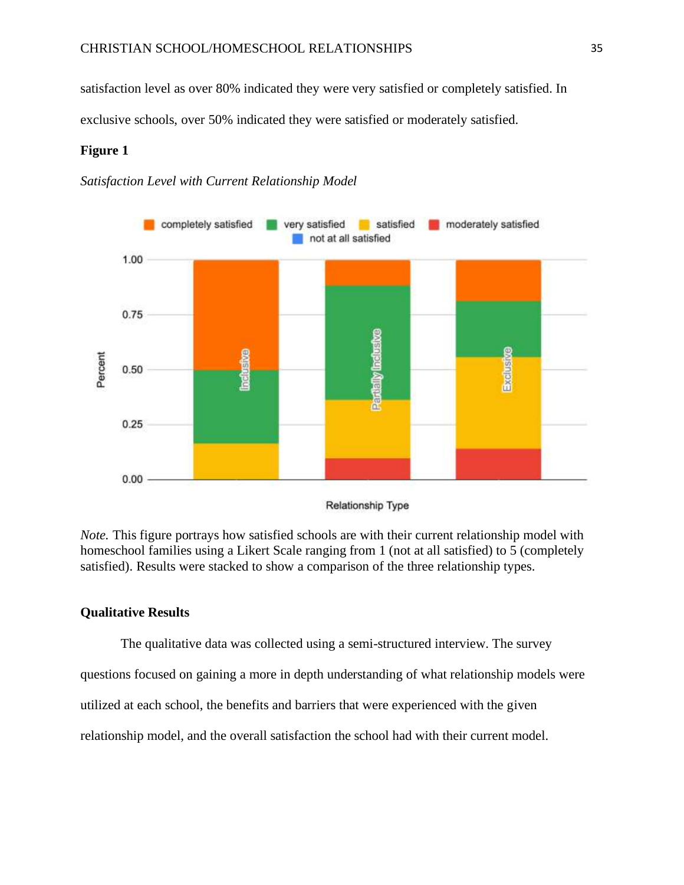satisfaction level as over 80% indicated they were very satisfied or completely satisfied. In exclusive schools, over 50% indicated they were satisfied or moderately satisfied.

**Figure 1**

*Satisfaction Level with Current Relationship Model*

*Note.* This figure portrays how satisfied schools are with their current relationship model with homeschool families using a Likert Scale ranging from 1 (not at all satisfied) to 5 (completely satisfied). Results were stacked to show a comparison of the three relationship types.

### Qualitative Results

The qualitative data was collected using a semi-structured interview. The survey questions focused on gaining a more in depth understanding of what relationship models were utilized at each school, the benefits and barriers that were experienced with the given relationship model, and the overall satisfaction the school had with their current model.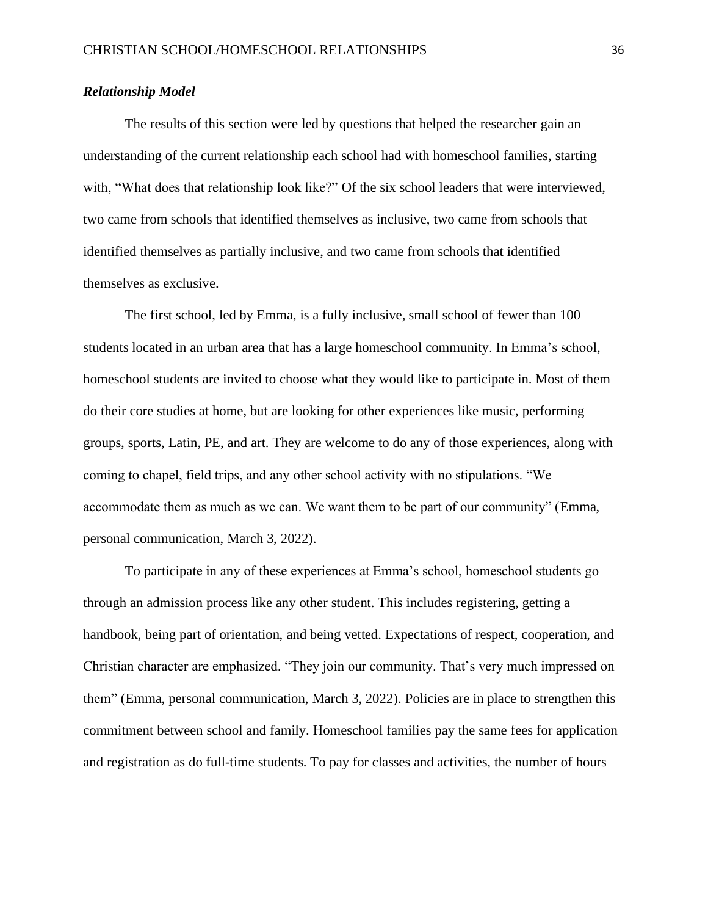### *Relationship Model*

The results of this section were led by questions that helped the researcher gain an understanding of the current relationship each school had with homeschool families, starting with, "What does that relationship look like?" Of the six school leaders that were interviewed, two came from schools that identified themselves as inclusive, two came from schools that identified themselves as partially inclusive, and two came from schools that identified themselves as exclusive.

The first school, led by Emma, is a fully inclusive, small school of fewer than 100 students located in an urban area that has a large homeschool community. In Emma's school, homeschool students are invited to choose what they would like to participate in. Most of them do their core studies at home, but are looking for other experiences like music, performing groups, sports, Latin, PE, and art. They are welcome to do any of those experiences, along with coming to chapel, field trips, and any other school activity with no stipulations. "We accommodate them as much as we can. We want them to be part of our community" (Emma, personal communication, March 3, 2022).

To participate in any of these experiences at Emma's school, homeschool students go through an admission process like any other student. This includes registering, getting a handbook, being part of orientation, and being vetted. Expectations of respect, cooperation, and Christian character are emphasized. "They join our community. That's very much impressed on them" (Emma, personal communication, March 3, 2022). Policies are in place to strengthen this commitment between school and family. Homeschool families pay the same fees for application and registration as do full-time students. To pay for classes and activities, the number of hours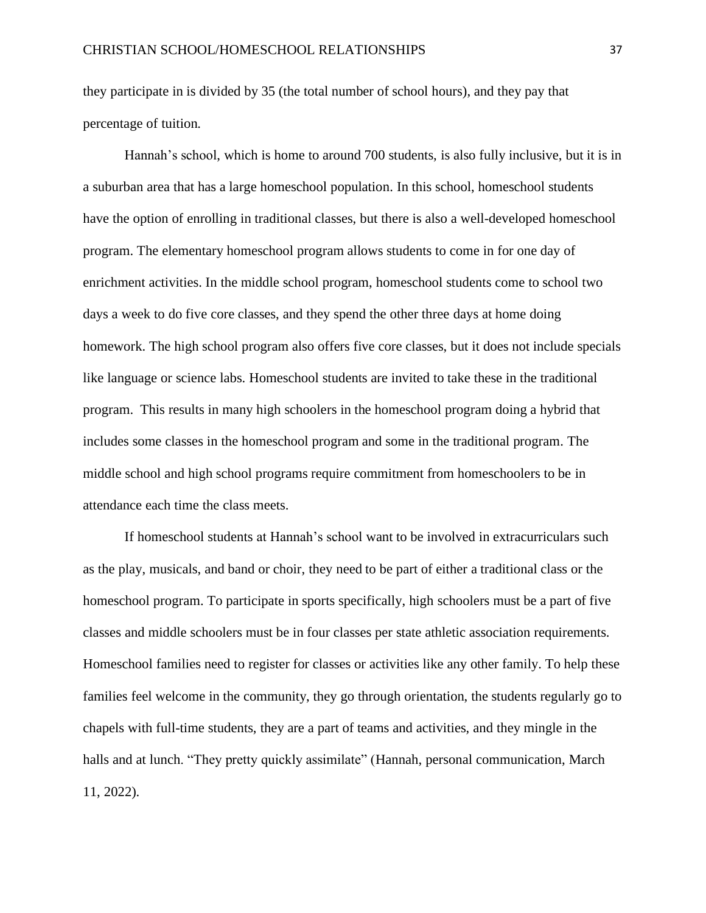they participate in is divided by 35 (the total number of school hours), and they pay that percentage of tuition.

Hannah's school, which is home to around 700 students, is also fully inclusive, but it is in a suburban area that has a large homeschool population. In this school, homeschool students have the option of enrolling in traditional classes, but there is also a well-developed homeschool program. The elementary homeschool program allows students to come in for one day of enrichment activities. In the middle school program, homeschool students come to school two days a week to do five core classes, and they spend the other three days at home doing homework. The high school program also offers five core classes, but it does not include specials like language or science labs. Homeschool students are invited to take these in the traditional program. This results in many high schoolers in the homeschool program doing a hybrid that includes some classes in the homeschool program and some in the traditional program. The middle school and high school programs require commitment from homeschoolers to be in attendance each time the class meets.

If homeschool students at Hannah's school want to be involved in extracurriculars such as the play, musicals, and band or choir, they need to be part of either a traditional class or the homeschool program. To participate in sports specifically, high schoolers must be a part of five classes and middle schoolers must be in four classes per state athletic association requirements. Homeschool families need to register for classes or activities like any other family. To help these families feel welcome in the community, they go through orientation, the students regularly go to chapels with full-time students, they are a part of teams and activities, and they mingle in the halls and at lunch. "They pretty quickly assimilate" (Hannah, personal communication, March 11, 2022).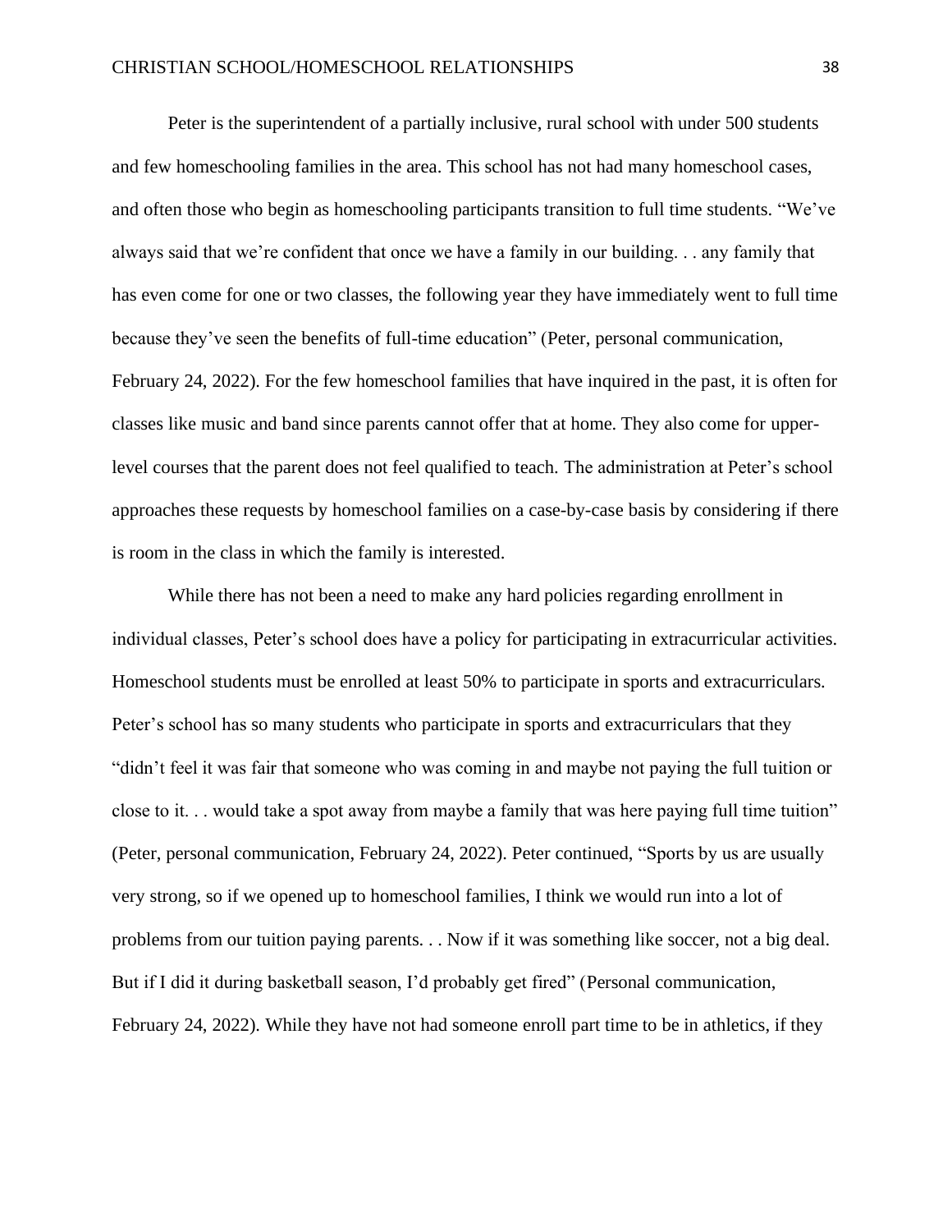Peter is the superintendent of a partially inclusive, rural school with under 500 students and few homeschooling families in the area. This school has not had many homeschool cases, and often those who begin as homeschooling participants transition to full time students. "We've always said that we're confident that once we have a family in our building. . . any family that has even come for one or two classes, the following year they have immediately went to full time because they've seen the benefits of full-time education" (Peter, personal communication, February 24, 2022). For the few homeschool families that have inquired in the past, it is often for classes like music and band since parents cannot offer that at home. They also come for upper-level courses that the parent does not feel qualified to teach. The administration at Peter's school approaches these requests by homeschool families on a case-by-case basis by considering if there is room in the class in which the family is interested.

While there has not been a need to make any hard policies regarding enrollment in individual classes, Peter's school does have a policy for participating in extracurricular activities. Homeschool students must be enrolled at least 50% to participate in sports and extracurriculars. Peter's school has so many students who participate in sports and extracurriculars that they "didn't feel it was fair that someone who was coming in and maybe not paying the full tuition or close to it. . . would take a spot away from maybe a family that was here paying full time tuition" (Peter, personal communication, February 24, 2022). Peter continued, "Sports by us are usually very strong, so if we opened up to homeschool families, I think we would run into a lot of problems from our tuition paying parents. . . Now if it was something like soccer, not a big deal. But if I did it during basketball season, I'd probably get fired" (Personal communication, February 24, 2022). While they have not had someone enroll part time to be in athletics, if they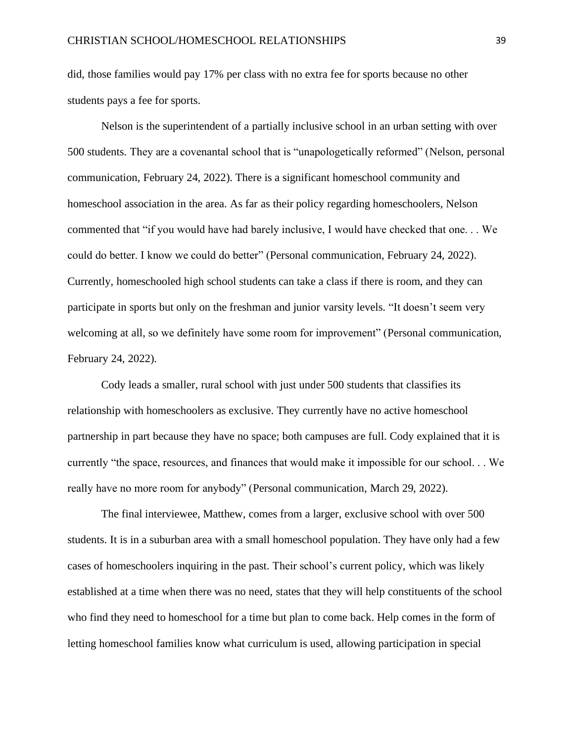did, those families would pay 17% per class with no extra fee for sports because no other students pays a fee for sports.

Nelson is the superintendent of a partially inclusive school in an urban setting with over 500 students. They are a covenantal school that is "unapologetically reformed" (Nelson, personal communication, February 24, 2022). There is a significant homeschool community and homeschool association in the area. As far as their policy regarding homeschoolers, Nelson commented that "if you would have had barely inclusive, I would have checked that one. . . We could do better. I know we could do better" (Personal communication, February 24, 2022). Currently, homeschooled high school students can take a class if there is room, and they can participate in sports but only on the freshman and junior varsity levels. "It doesn't seem very welcoming at all, so we definitely have some room for improvement" (Personal communication, February 24, 2022).

Cody leads a smaller, rural school with just under 500 students that classifies its relationship with homeschoolers as exclusive. They currently have no active homeschool partnership in part because they have no space; both campuses are full. Cody explained that it is currently "the space, resources, and finances that would make it impossible for our school. . . We really have no more room for anybody" (Personal communication, March 29, 2022).

The final interviewee, Matthew, comes from a larger, exclusive school with over 500 students. It is in a suburban area with a small homeschool population. They have only had a few cases of homeschoolers inquiring in the past. Their school's current policy, which was likely established at a time when there was no need, states that they will help constituents of the school who find they need to homeschool for a time but plan to come back. Help comes in the form of letting homeschool families know what curriculum is used, allowing participation in special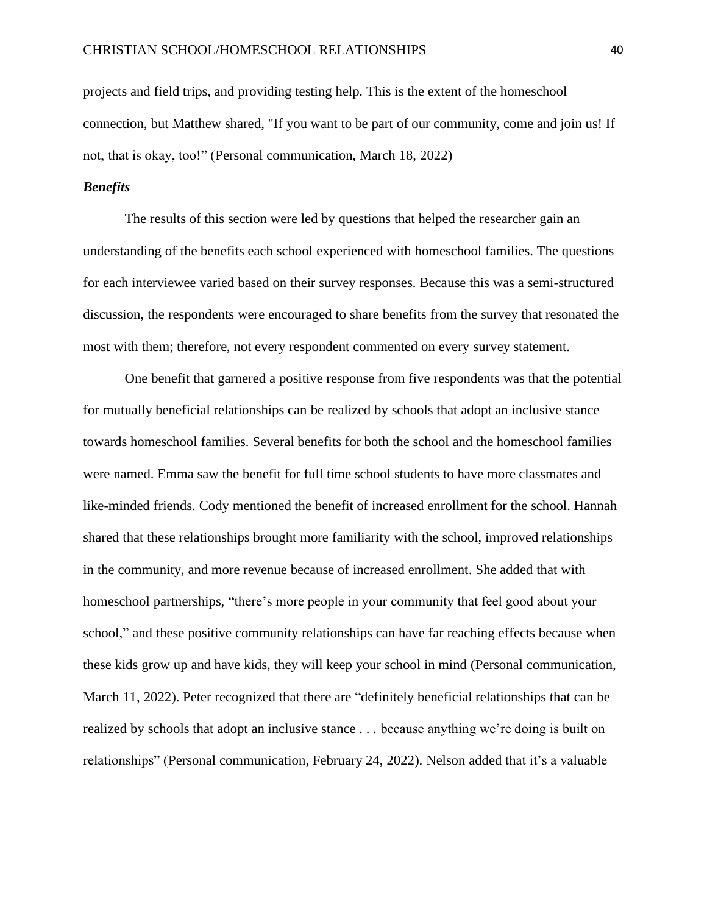projects and field trips, and providing testing help. This is the extent of the homeschool connection, but Matthew shared, "If you want to be part of our community, come and join us! If not, that is okay, too!" (Personal communication, March 18, 2022)

### *Benefits*

The results of this section were led by questions that helped the researcher gain an understanding of the benefits each school experienced with homeschool families. The questions for each interviewee varied based on their survey responses. Because this was a semi-structured discussion, the respondents were encouraged to share benefits from the survey that resonated the most with them; therefore, not every respondent commented on every survey statement.

One benefit that garnered a positive response from five respondents was that the potential for mutually beneficial relationships can be realized by schools that adopt an inclusive stance towards homeschool families. Several benefits for both the school and the homeschool families were named. Emma saw the benefit for full time school students to have more classmates and like-minded friends. Cody mentioned the benefit of increased enrollment for the school. Hannah shared that these relationships brought more familiarity with the school, improved relationships in the community, and more revenue because of increased enrollment. She added that with homeschool partnerships, "there's more people in your community that feel good about your school," and these positive community relationships can have far reaching effects because when these kids grow up and have kids, they will keep your school in mind (Personal communication, March 11, 2022). Peter recognized that there are "definitely beneficial relationships that can be realized by schools that adopt an inclusive stance . . . because anything we're doing is built on relationships" (Personal communication, February 24, 2022). Nelson added that it's a valuable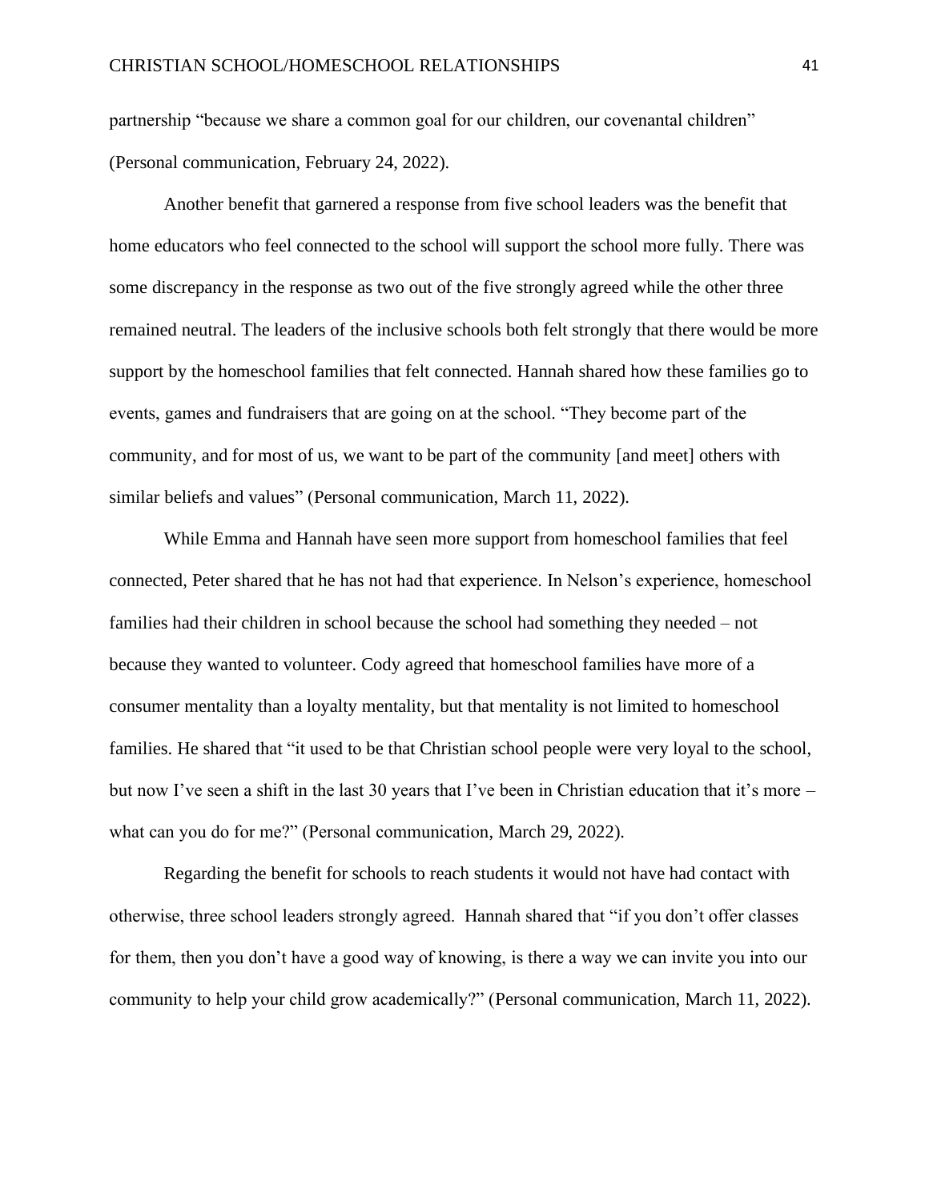partnership "because we share a common goal for our children, our covenantal children" (Personal communication, February 24, 2022).

Another benefit that garnered a response from five school leaders was the benefit that home educators who feel connected to the school will support the school more fully. There was some discrepancy in the response as two out of the five strongly agreed while the other three remained neutral. The leaders of the inclusive schools both felt strongly that there would be more support by the homeschool families that felt connected. Hannah shared how these families go to events, games and fundraisers that are going on at the school. "They become part of the community, and for most of us, we want to be part of the community [and meet] others with similar beliefs and values" (Personal communication, March 11, 2022).

While Emma and Hannah have seen more support from homeschool families that feel connected, Peter shared that he has not had that experience. In Nelson's experience, homeschool families had their children in school because the school had something they needed – not because they wanted to volunteer. Cody agreed that homeschool families have more of a consumer mentality than a loyalty mentality, but that mentality is not limited to homeschool families. He shared that "it used to be that Christian school people were very loyal to the school, but now I've seen a shift in the last 30 years that I've been in Christian education that it's more – what can you do for me?" (Personal communication, March 29, 2022).

Regarding the benefit for schools to reach students it would not have had contact with otherwise, three school leaders strongly agreed. Hannah shared that "if you don't offer classes for them, then you don't have a good way of knowing, is there a way we can invite you into our community to help your child grow academically?" (Personal communication, March 11, 2022).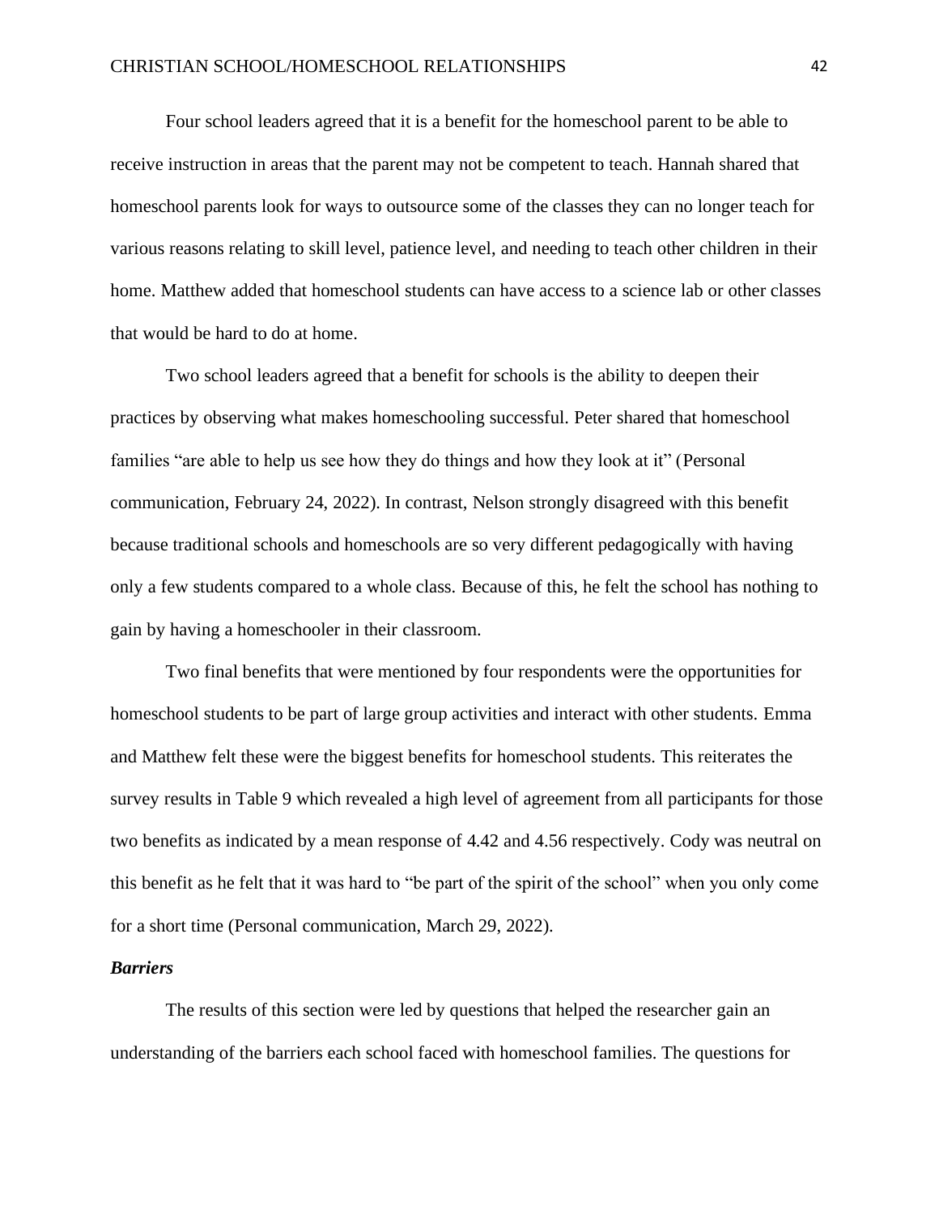Four school leaders agreed that it is a benefit for the homeschool parent to be able to receive instruction in areas that the parent may not be competent to teach. Hannah shared that homeschool parents look for ways to outsource some of the classes they can no longer teach for various reasons relating to skill level, patience level, and needing to teach other children in their home. Matthew added that homeschool students can have access to a science lab or other classes that would be hard to do at home.

Two school leaders agreed that a benefit for schools is the ability to deepen their practices by observing what makes homeschooling successful. Peter shared that homeschool families "are able to help us see how they do things and how they look at it" (Personal communication, February 24, 2022). In contrast, Nelson strongly disagreed with this benefit because traditional schools and homeschools are so very different pedagogically with having only a few students compared to a whole class. Because of this, he felt the school has nothing to gain by having a homeschooler in their classroom.

Two final benefits that were mentioned by four respondents were the opportunities for homeschool students to be part of large group activities and interact with other students. Emma and Matthew felt these were the biggest benefits for homeschool students. This reiterates the survey results in Table 9 which revealed a high level of agreement from all participants for those two benefits as indicated by a mean response of 4.42 and 4.56 respectively. Cody was neutral on this benefit as he felt that it was hard to "be part of the spirit of the school" when you only come for a short time (Personal communication, March 29, 2022).

### *Barriers*

The results of this section were led by questions that helped the researcher gain an understanding of the barriers each school faced with homeschool families. The questions for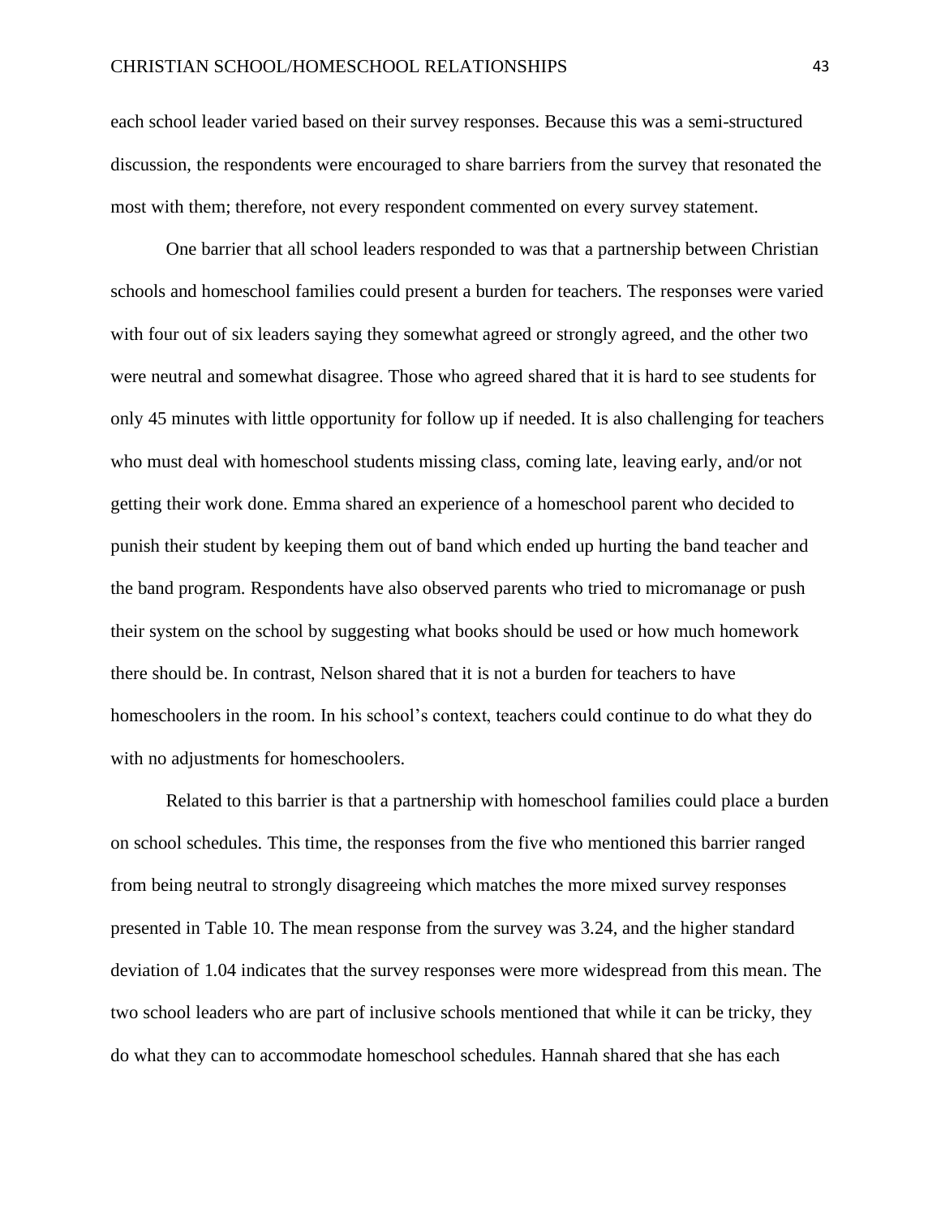each school leader varied based on their survey responses. Because this was a semi-structured discussion, the respondents were encouraged to share barriers from the survey that resonated the most with them; therefore, not every respondent commented on every survey statement.

One barrier that all school leaders responded to was that a partnership between Christian schools and homeschool families could present a burden for teachers. The responses were varied with four out of six leaders saying they somewhat agreed or strongly agreed, and the other two were neutral and somewhat disagree. Those who agreed shared that it is hard to see students for only 45 minutes with little opportunity for follow up if needed. It is also challenging for teachers who must deal with homeschool students missing class, coming late, leaving early, and/or not getting their work done. Emma shared an experience of a homeschool parent who decided to punish their student by keeping them out of band which ended up hurting the band teacher and the band program. Respondents have also observed parents who tried to micromanage or push their system on the school by suggesting what books should be used or how much homework there should be. In contrast, Nelson shared that it is not a burden for teachers to have homeschoolers in the room. In his school's context, teachers could continue to do what they do with no adjustments for homeschoolers.

Related to this barrier is that a partnership with homeschool families could place a burden on school schedules. This time, the responses from the five who mentioned this barrier ranged from being neutral to strongly disagreeing which matches the more mixed survey responses presented in Table 10. The mean response from the survey was 3.24, and the higher standard deviation of 1.04 indicates that the survey responses were more widespread from this mean. The two school leaders who are part of inclusive schools mentioned that while it can be tricky, they do what they can to accommodate homeschool schedules. Hannah shared that she has each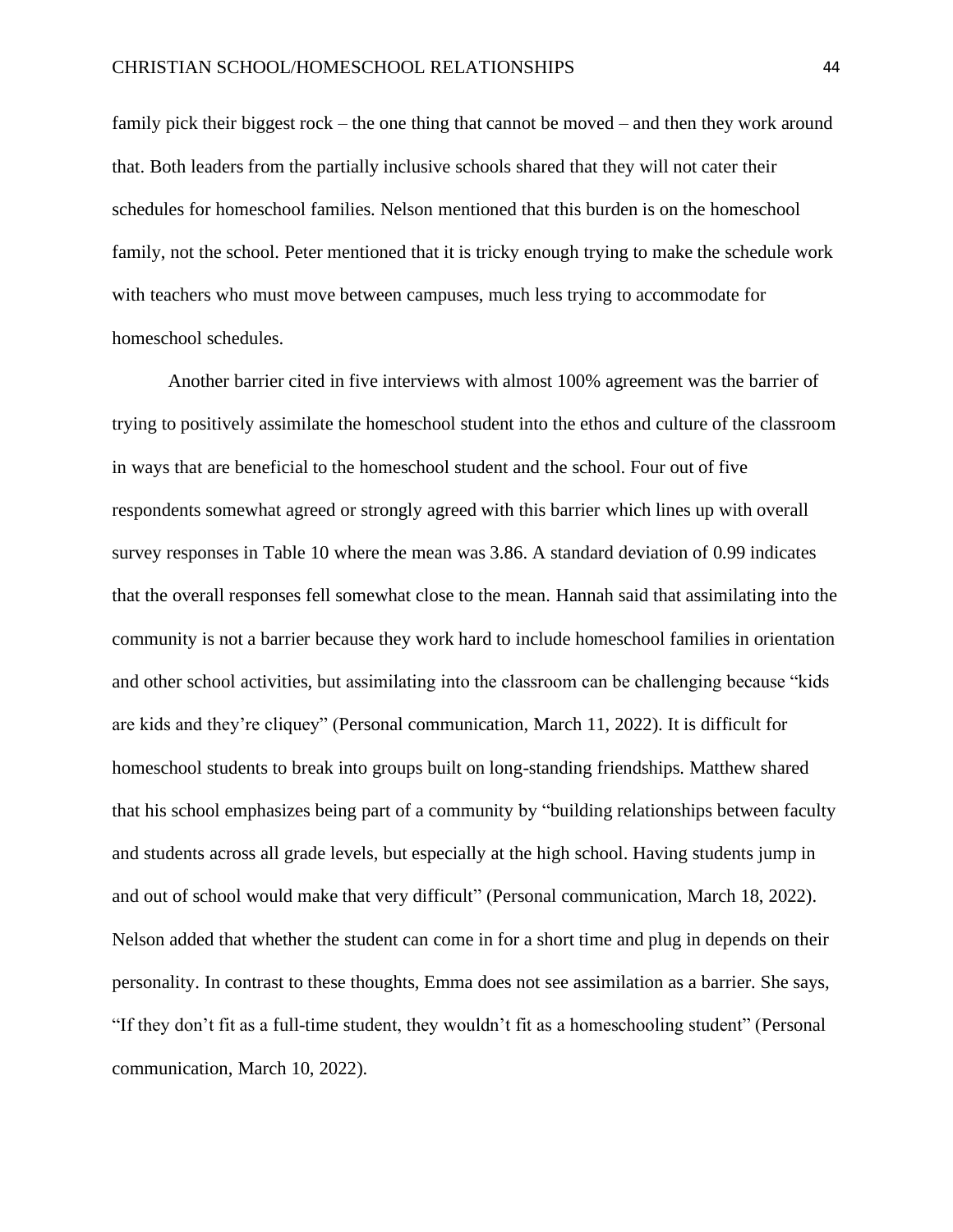family pick their biggest rock – the one thing that cannot be moved – and then they work around that. Both leaders from the partially inclusive schools shared that they will not cater their schedules for homeschool families. Nelson mentioned that this burden is on the homeschool family, not the school. Peter mentioned that it is tricky enough trying to make the schedule work with teachers who must move between campuses, much less trying to accommodate for homeschool schedules.

Another barrier cited in five interviews with almost 100% agreement was the barrier of trying to positively assimilate the homeschool student into the ethos and culture of the classroom in ways that are beneficial to the homeschool student and the school. Four out of five respondents somewhat agreed or strongly agreed with this barrier which lines up with overall survey responses in Table 10 where the mean was 3.86. A standard deviation of 0.99 indicates that the overall responses fell somewhat close to the mean. Hannah said that assimilating into the community is not a barrier because they work hard to include homeschool families in orientation and other school activities, but assimilating into the classroom can be challenging because "kids are kids and they're cliquey" (Personal communication, March 11, 2022). It is difficult for homeschool students to break into groups built on long-standing friendships. Matthew shared that his school emphasizes being part of a community by "building relationships between faculty and students across all grade levels, but especially at the high school. Having students jump in and out of school would make that very difficult" (Personal communication, March 18, 2022). Nelson added that whether the student can come in for a short time and plug in depends on their personality. In contrast to these thoughts, Emma does not see assimilation as a barrier. She says, "If they don't fit as a full-time student, they wouldn't fit as a homeschooling student" (Personal communication, March 10, 2022).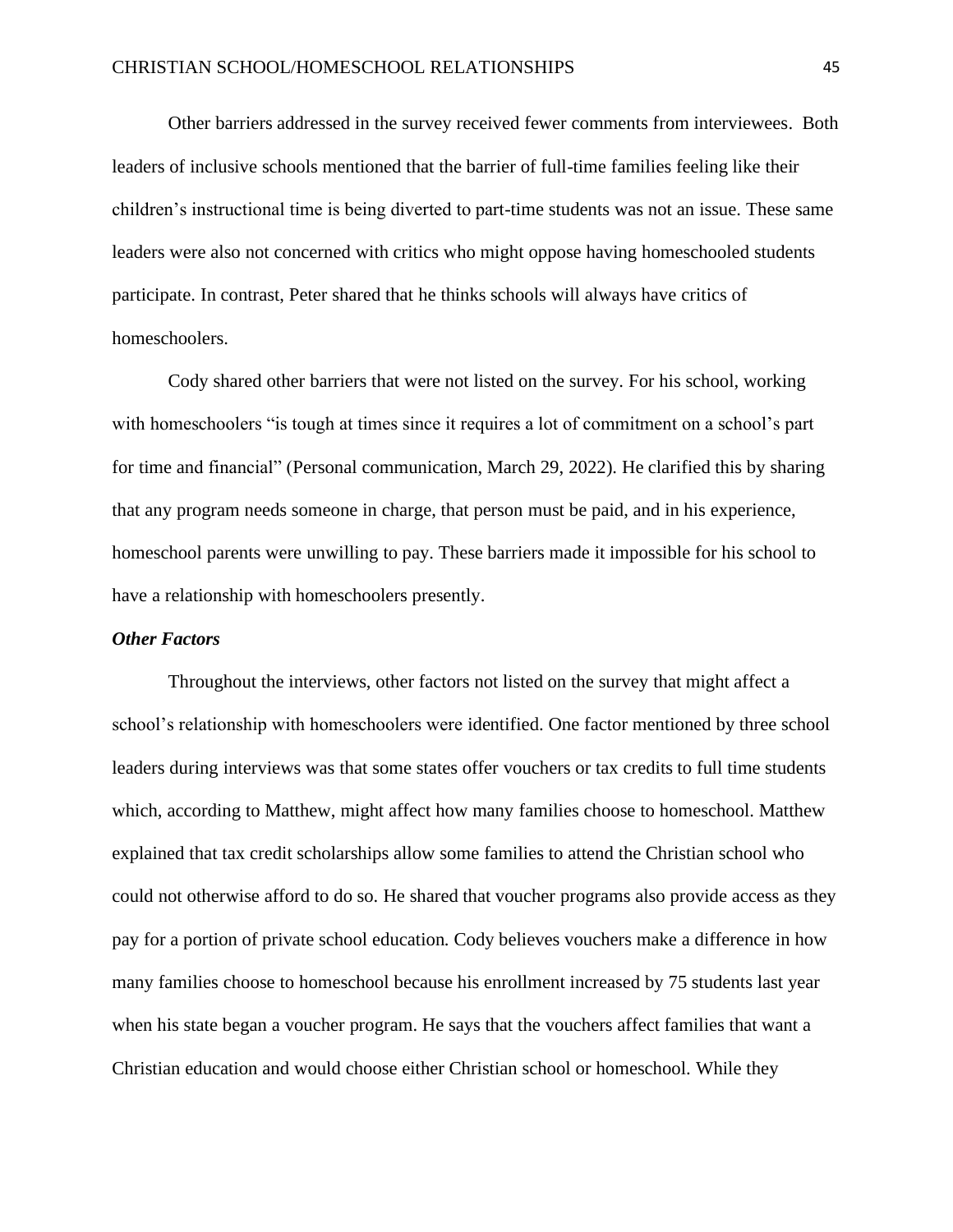Other barriers addressed in the survey received fewer comments from interviewees. Both leaders of inclusive schools mentioned that the barrier of full-time families feeling like their children's instructional time is being diverted to part-time students was not an issue. These same leaders were also not concerned with critics who might oppose having homeschooled students participate. In contrast, Peter shared that he thinks schools will always have critics of homeschoolers.

Cody shared other barriers that were not listed on the survey. For his school, working with homeschoolers "is tough at times since it requires a lot of commitment on a school's part for time and financial" (Personal communication, March 29, 2022). He clarified this by sharing that any program needs someone in charge, that person must be paid, and in his experience, homeschool parents were unwilling to pay. These barriers made it impossible for his school to have a relationship with homeschoolers presently.

### *Other Factors*

Throughout the interviews, other factors not listed on the survey that might affect a school's relationship with homeschoolers were identified. One factor mentioned by three school leaders during interviews was that some states offer vouchers or tax credits to full time students which, according to Matthew, might affect how many families choose to homeschool. Matthew explained that tax credit scholarships allow some families to attend the Christian school who could not otherwise afford to do so. He shared that voucher programs also provide access as they pay for a portion of private school education. Cody believes vouchers make a difference in how many families choose to homeschool because his enrollment increased by 75 students last year when his state began a voucher program. He says that the vouchers affect families that want a Christian education and would choose either Christian school or homeschool. While they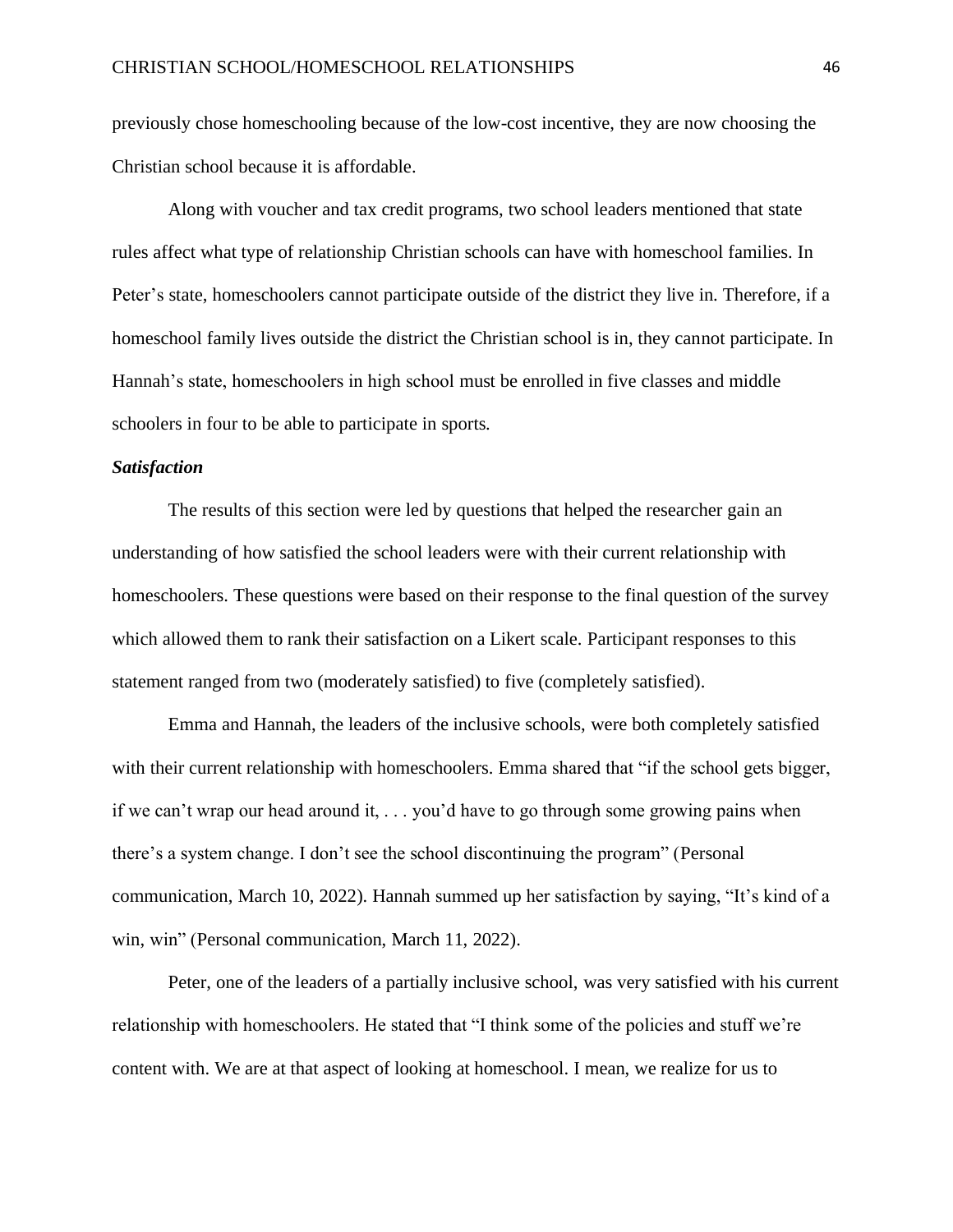previously chose homeschooling because of the low-cost incentive, they are now choosing the Christian school because it is affordable.

Along with voucher and tax credit programs, two school leaders mentioned that state rules affect what type of relationship Christian schools can have with homeschool families. In Peter's state, homeschoolers cannot participate outside of the district they live in. Therefore, if a homeschool family lives outside the district the Christian school is in, they cannot participate. In Hannah's state, homeschoolers in high school must be enrolled in five classes and middle schoolers in four to be able to participate in sports.

### *Satisfaction*

The results of this section were led by questions that helped the researcher gain an understanding of how satisfied the school leaders were with their current relationship with homeschoolers. These questions were based on their response to the final question of the survey which allowed them to rank their satisfaction on a Likert scale. Participant responses to this statement ranged from two (moderately satisfied) to five (completely satisfied).

Emma and Hannah, the leaders of the inclusive schools, were both completely satisfied with their current relationship with homeschoolers. Emma shared that "if the school gets bigger, if we can't wrap our head around it, . . . you'd have to go through some growing pains when there's a system change. I don't see the school discontinuing the program" (Personal communication, March 10, 2022). Hannah summed up her satisfaction by saying, "It's kind of a win, win" (Personal communication, March 11, 2022).

Peter, one of the leaders of a partially inclusive school, was very satisfied with his current relationship with homeschoolers. He stated that "I think some of the policies and stuff we're content with. We are at that aspect of looking at homeschool. I mean, we realize for us to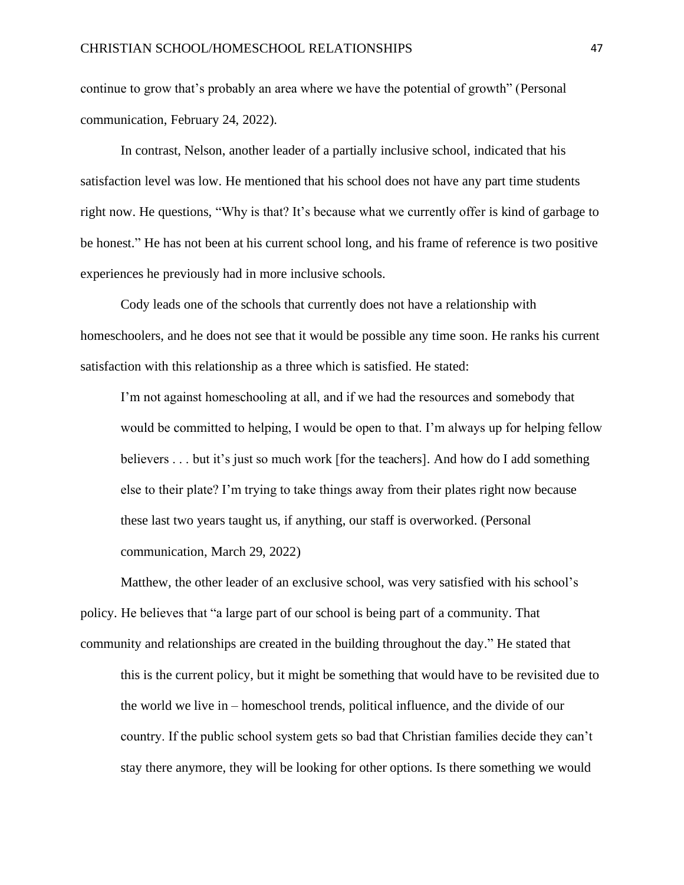continue to grow that's probably an area where we have the potential of growth" (Personal communication, February 24, 2022).

In contrast, Nelson, another leader of a partially inclusive school, indicated that his satisfaction level was low. He mentioned that his school does not have any part time students right now. He questions, "Why is that? It's because what we currently offer is kind of garbage to be honest." He has not been at his current school long, and his frame of reference is two positive experiences he previously had in more inclusive schools.

Cody leads one of the schools that currently does not have a relationship with homeschoolers, and he does not see that it would be possible any time soon. He ranks his current satisfaction with this relationship as a three which is satisfied. He stated:

> I'm not against homeschooling at all, and if we had the resources and somebody that would be committed to helping, I would be open to that. I'm always up for helping fellow believers . . . but it's just so much work [for the teachers]. And how do I add something else to their plate? I'm trying to take things away from their plates right now because these last two years taught us, if anything, our staff is overworked. (Personal communication, March 29, 2022)

Matthew, the other leader of an exclusive school, was very satisfied with his school's policy. He believes that "a large part of our school is being part of a community. That community and relationships are created in the building throughout the day." He stated that

> this is the current policy, but it might be something that would have to be revisited due to the world we live in – homeschool trends, political influence, and the divide of our country. If the public school system gets so bad that Christian families decide they can't stay there anymore, they will be looking for other options. Is there something we would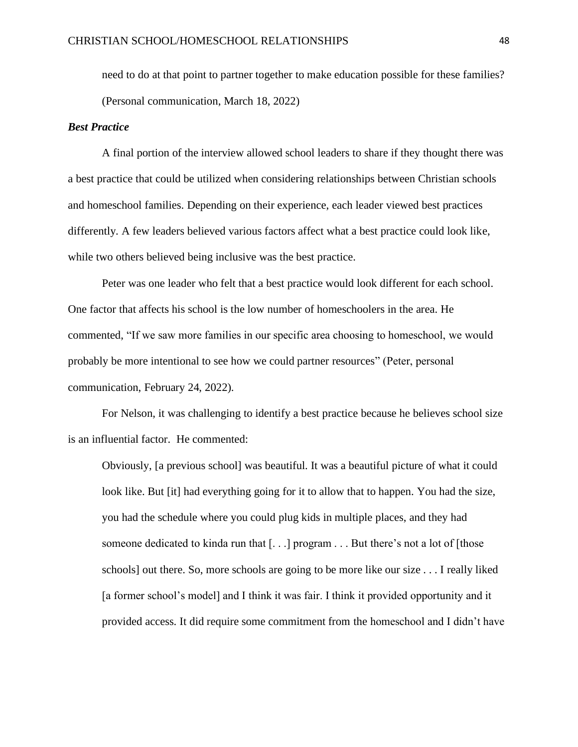> need to do at that point to partner together to make education possible for these families? (Personal communication, March 18, 2022)

### *Best Practice*

A final portion of the interview allowed school leaders to share if they thought there was a best practice that could be utilized when considering relationships between Christian schools and homeschool families. Depending on their experience, each leader viewed best practices differently. A few leaders believed various factors affect what a best practice could look like, while two others believed being inclusive was the best practice.

Peter was one leader who felt that a best practice would look different for each school. One factor that affects his school is the low number of homeschoolers in the area. He commented, "If we saw more families in our specific area choosing to homeschool, we would probably be more intentional to see how we could partner resources" (Peter, personal communication, February 24, 2022).

For Nelson, it was challenging to identify a best practice because he believes school size is an influential factor. He commented:

> Obviously, [a previous school] was beautiful. It was a beautiful picture of what it could look like. But [it] had everything going for it to allow that to happen. You had the size, you had the schedule where you could plug kids in multiple places, and they had someone dedicated to kinda run that [. . .] program . . . But there's not a lot of [those schools] out there. So, more schools are going to be more like our size . . . I really liked [a former school's model] and I think it was fair. I think it provided opportunity and it provided access. It did require some commitment from the homeschool and I didn't have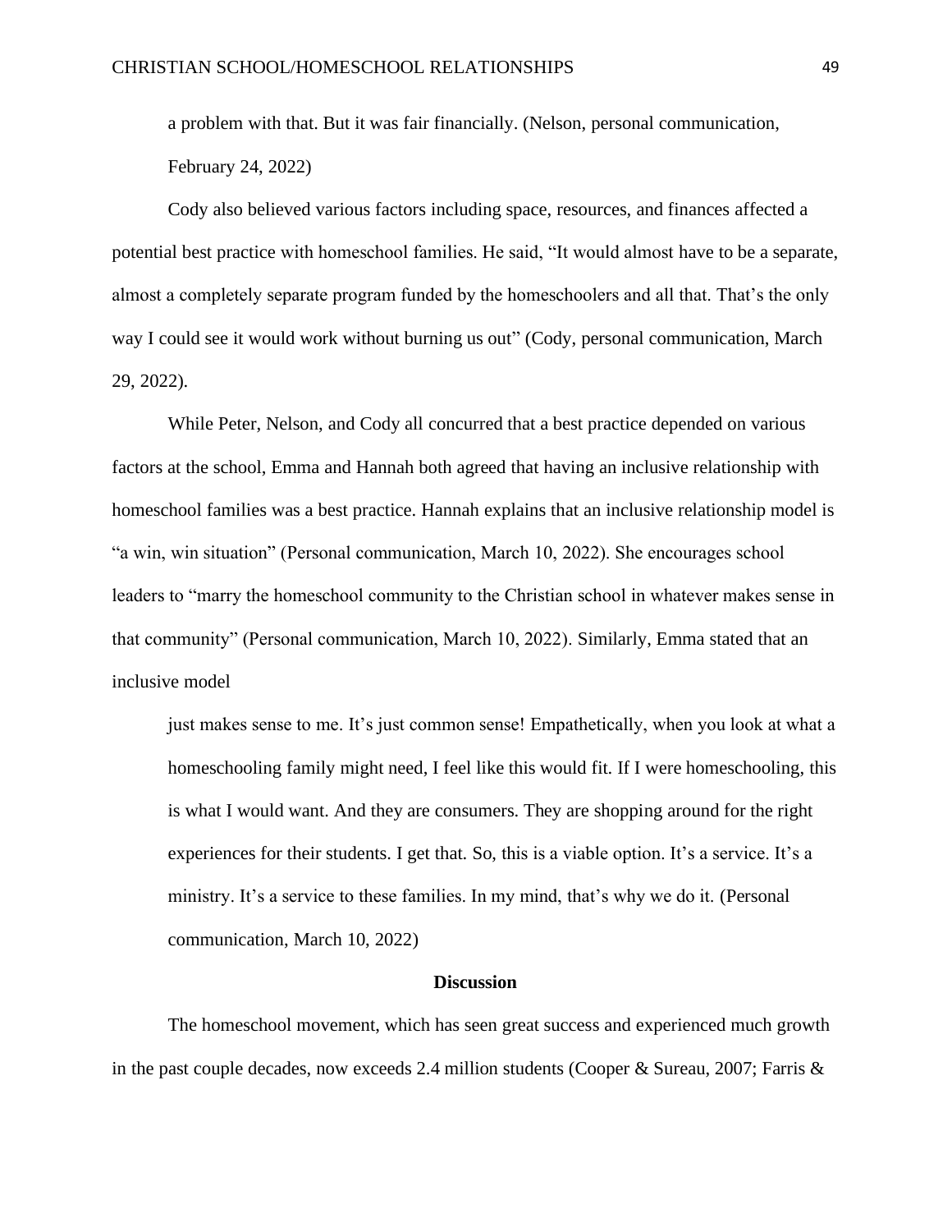a problem with that. But it was fair financially. (Nelson, personal communication, February 24, 2022)

Cody also believed various factors including space, resources, and finances affected a potential best practice with homeschool families. He said, "It would almost have to be a separate, almost a completely separate program funded by the homeschoolers and all that. That's the only way I could see it would work without burning us out" (Cody, personal communication, March 29, 2022).

While Peter, Nelson, and Cody all concurred that a best practice depended on various factors at the school, Emma and Hannah both agreed that having an inclusive relationship with homeschool families was a best practice. Hannah explains that an inclusive relationship model is "a win, win situation" (Personal communication, March 10, 2022). She encourages school leaders to "marry the homeschool community to the Christian school in whatever makes sense in that community" (Personal communication, March 10, 2022). Similarly, Emma stated that an inclusive model

> just makes sense to me. It's just common sense! Empathetically, when you look at what a homeschooling family might need, I feel like this would fit. If I were homeschooling, this is what I would want. And they are consumers. They are shopping around for the right experiences for their students. I get that. So, this is a viable option. It's a service. It's a ministry. It's a service to these families. In my mind, that's why we do it. (Personal communication, March 10, 2022)

## Discussion

The homeschool movement, which has seen great success and experienced much growth in the past couple decades, now exceeds 2.4 million students (Cooper & Sureau, 2007; Farris &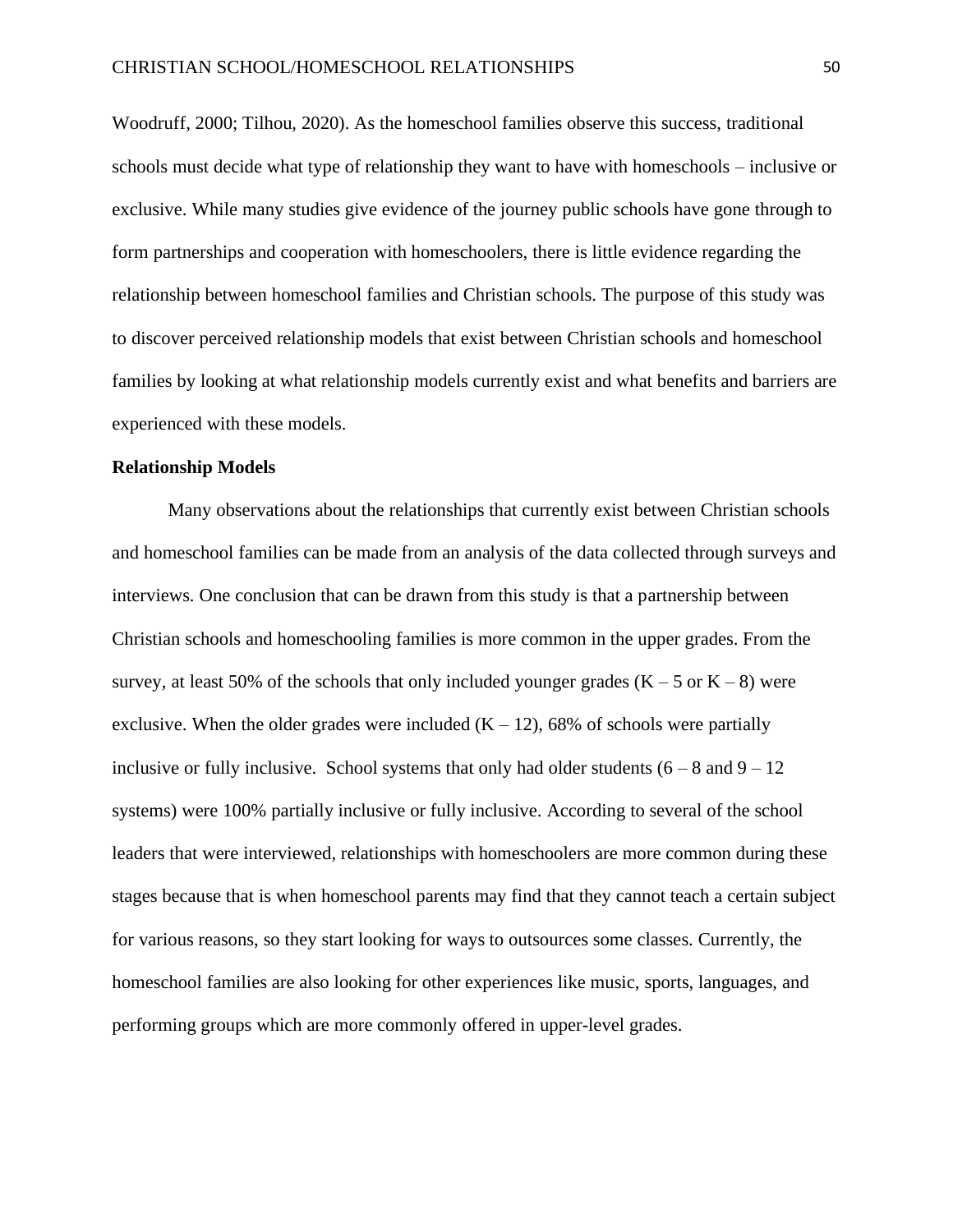Woodruff, 2000; Tilhou, 2020). As the homeschool families observe this success, traditional schools must decide what type of relationship they want to have with homeschools – inclusive or exclusive. While many studies give evidence of the journey public schools have gone through to form partnerships and cooperation with homeschoolers, there is little evidence regarding the relationship between homeschool families and Christian schools. The purpose of this study was to discover perceived relationship models that exist between Christian schools and homeschool families by looking at what relationship models currently exist and what benefits and barriers are experienced with these models.

**Relationship Models**

Many observations about the relationships that currently exist between Christian schools and homeschool families can be made from an analysis of the data collected through surveys and interviews. One conclusion that can be drawn from this study is that a partnership between Christian schools and homeschooling families is more common in the upper grades. From the survey, at least 50% of the schools that only included younger grades (K – 5 or K – 8) were exclusive. When the older grades were included (K – 12), 68% of schools were partially inclusive or fully inclusive. School systems that only had older students (6 – 8 and 9 – 12 systems) were 100% partially inclusive or fully inclusive. According to several of the school leaders that were interviewed, relationships with homeschoolers are more common during these stages because that is when homeschool parents may find that they cannot teach a certain subject for various reasons, so they start looking for ways to outsources some classes. Currently, the homeschool families are also looking for other experiences like music, sports, languages, and performing groups which are more commonly offered in upper-level grades.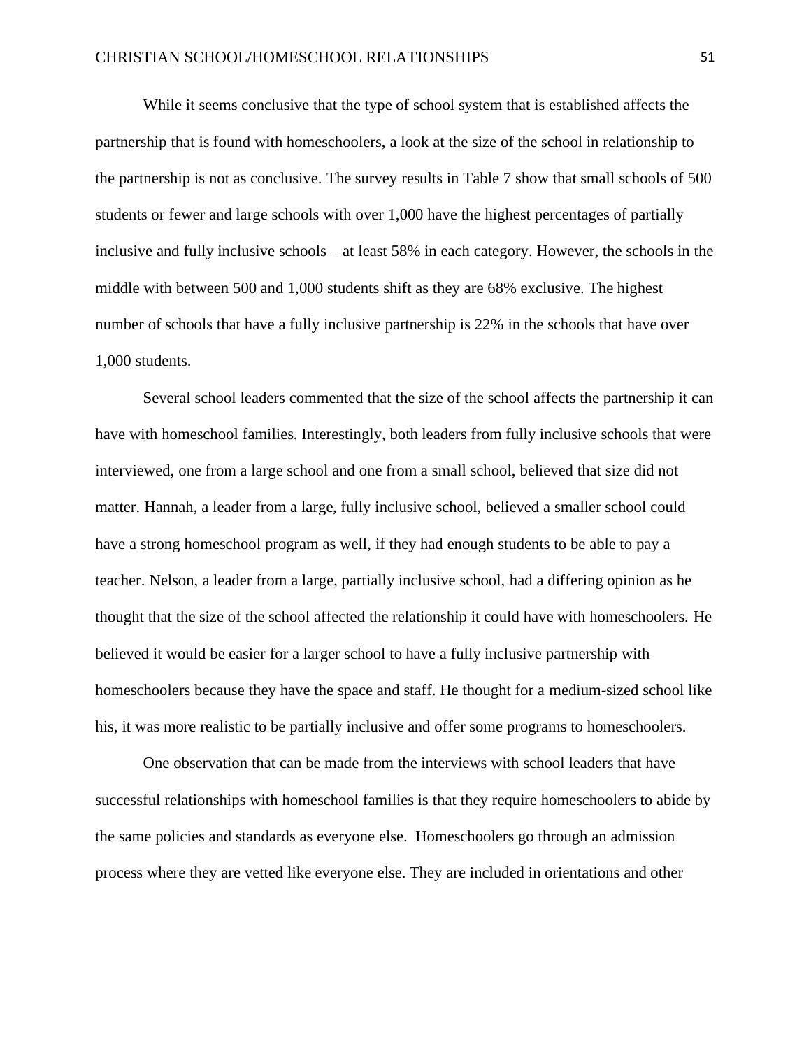While it seems conclusive that the type of school system that is established affects the partnership that is found with homeschoolers, a look at the size of the school in relationship to the partnership is not as conclusive. The survey results in Table 7 show that small schools of 500 students or fewer and large schools with over 1,000 have the highest percentages of partially inclusive and fully inclusive schools – at least 58% in each category. However, the schools in the middle with between 500 and 1,000 students shift as they are 68% exclusive. The highest number of schools that have a fully inclusive partnership is 22% in the schools that have over 1,000 students.

Several school leaders commented that the size of the school affects the partnership it can have with homeschool families. Interestingly, both leaders from fully inclusive schools that were interviewed, one from a large school and one from a small school, believed that size did not matter. Hannah, a leader from a large, fully inclusive school, believed a smaller school could have a strong homeschool program as well, if they had enough students to be able to pay a teacher. Nelson, a leader from a large, partially inclusive school, had a differing opinion as he thought that the size of the school affected the relationship it could have with homeschoolers. He believed it would be easier for a larger school to have a fully inclusive partnership with homeschoolers because they have the space and staff. He thought for a medium-sized school like his, it was more realistic to be partially inclusive and offer some programs to homeschoolers.

One observation that can be made from the interviews with school leaders that have successful relationships with homeschool families is that they require homeschoolers to abide by the same policies and standards as everyone else. Homeschoolers go through an admission process where they are vetted like everyone else. They are included in orientations and other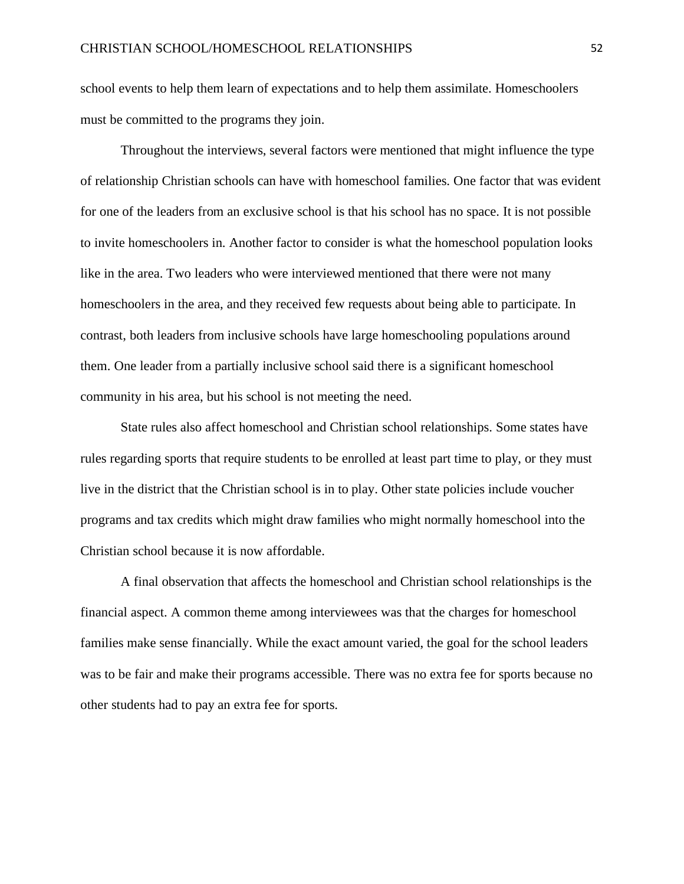school events to help them learn of expectations and to help them assimilate. Homeschoolers must be committed to the programs they join.

Throughout the interviews, several factors were mentioned that might influence the type of relationship Christian schools can have with homeschool families. One factor that was evident for one of the leaders from an exclusive school is that his school has no space. It is not possible to invite homeschoolers in. Another factor to consider is what the homeschool population looks like in the area. Two leaders who were interviewed mentioned that there were not many homeschoolers in the area, and they received few requests about being able to participate. In contrast, both leaders from inclusive schools have large homeschooling populations around them. One leader from a partially inclusive school said there is a significant homeschool community in his area, but his school is not meeting the need.

State rules also affect homeschool and Christian school relationships. Some states have rules regarding sports that require students to be enrolled at least part time to play, or they must live in the district that the Christian school is in to play. Other state policies include voucher programs and tax credits which might draw families who might normally homeschool into the Christian school because it is now affordable.

A final observation that affects the homeschool and Christian school relationships is the financial aspect. A common theme among interviewees was that the charges for homeschool families make sense financially. While the exact amount varied, the goal for the school leaders was to be fair and make their programs accessible. There was no extra fee for sports because no other students had to pay an extra fee for sports.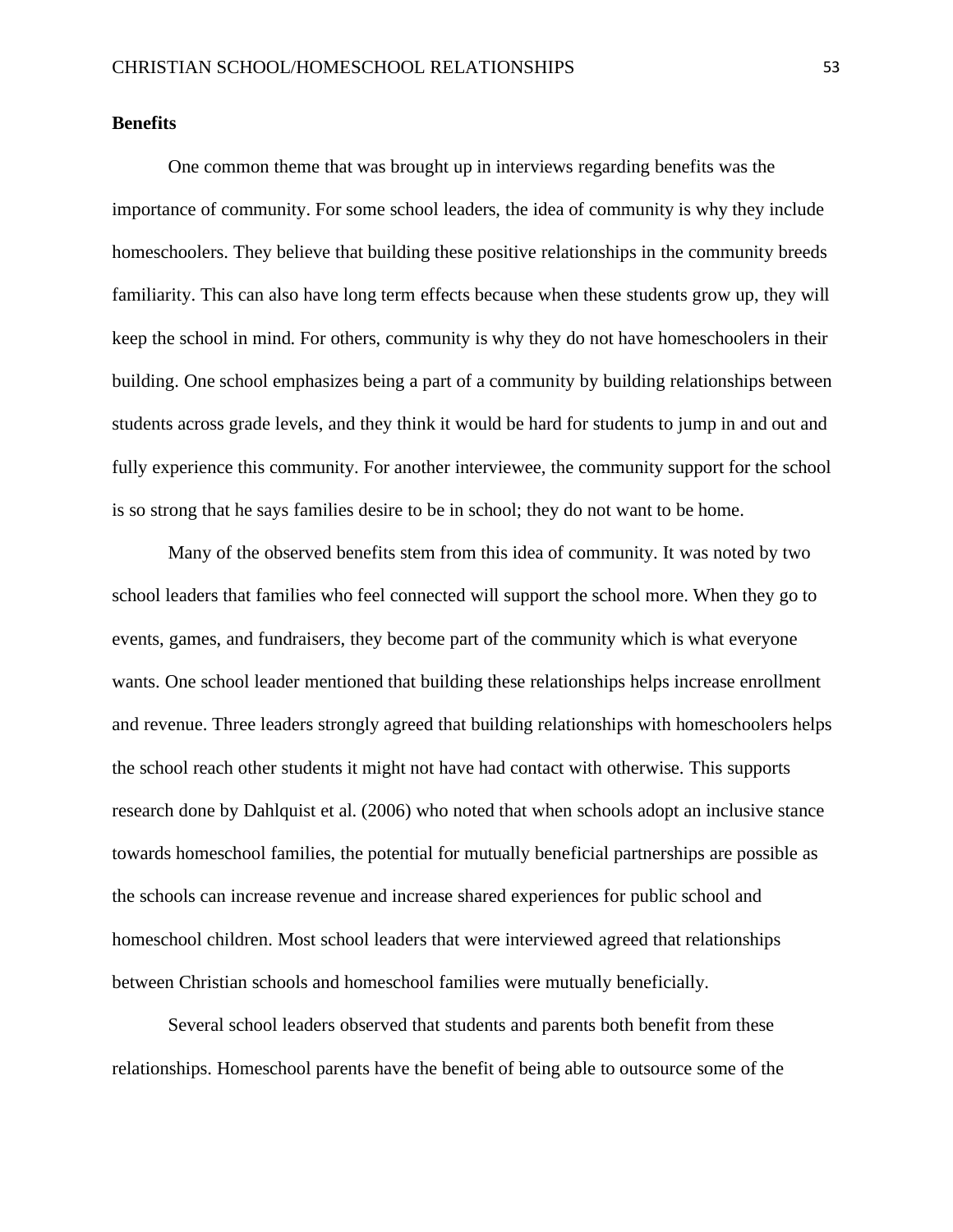**Benefits**

One common theme that was brought up in interviews regarding benefits was the importance of community. For some school leaders, the idea of community is why they include homeschoolers. They believe that building these positive relationships in the community breeds familiarity. This can also have long term effects because when these students grow up, they will keep the school in mind. For others, community is why they do not have homeschoolers in their building. One school emphasizes being a part of a community by building relationships between students across grade levels, and they think it would be hard for students to jump in and out and fully experience this community. For another interviewee, the community support for the school is so strong that he says families desire to be in school; they do not want to be home.

Many of the observed benefits stem from this idea of community. It was noted by two school leaders that families who feel connected will support the school more. When they go to events, games, and fundraisers, they become part of the community which is what everyone wants. One school leader mentioned that building these relationships helps increase enrollment and revenue. Three leaders strongly agreed that building relationships with homeschoolers helps the school reach other students it might not have had contact with otherwise. This supports research done by Dahlquist et al. (2006) who noted that when schools adopt an inclusive stance towards homeschool families, the potential for mutually beneficial partnerships are possible as the schools can increase revenue and increase shared experiences for public school and homeschool children. Most school leaders that were interviewed agreed that relationships between Christian schools and homeschool families were mutually beneficially.

Several school leaders observed that students and parents both benefit from these relationships. Homeschool parents have the benefit of being able to outsource some of the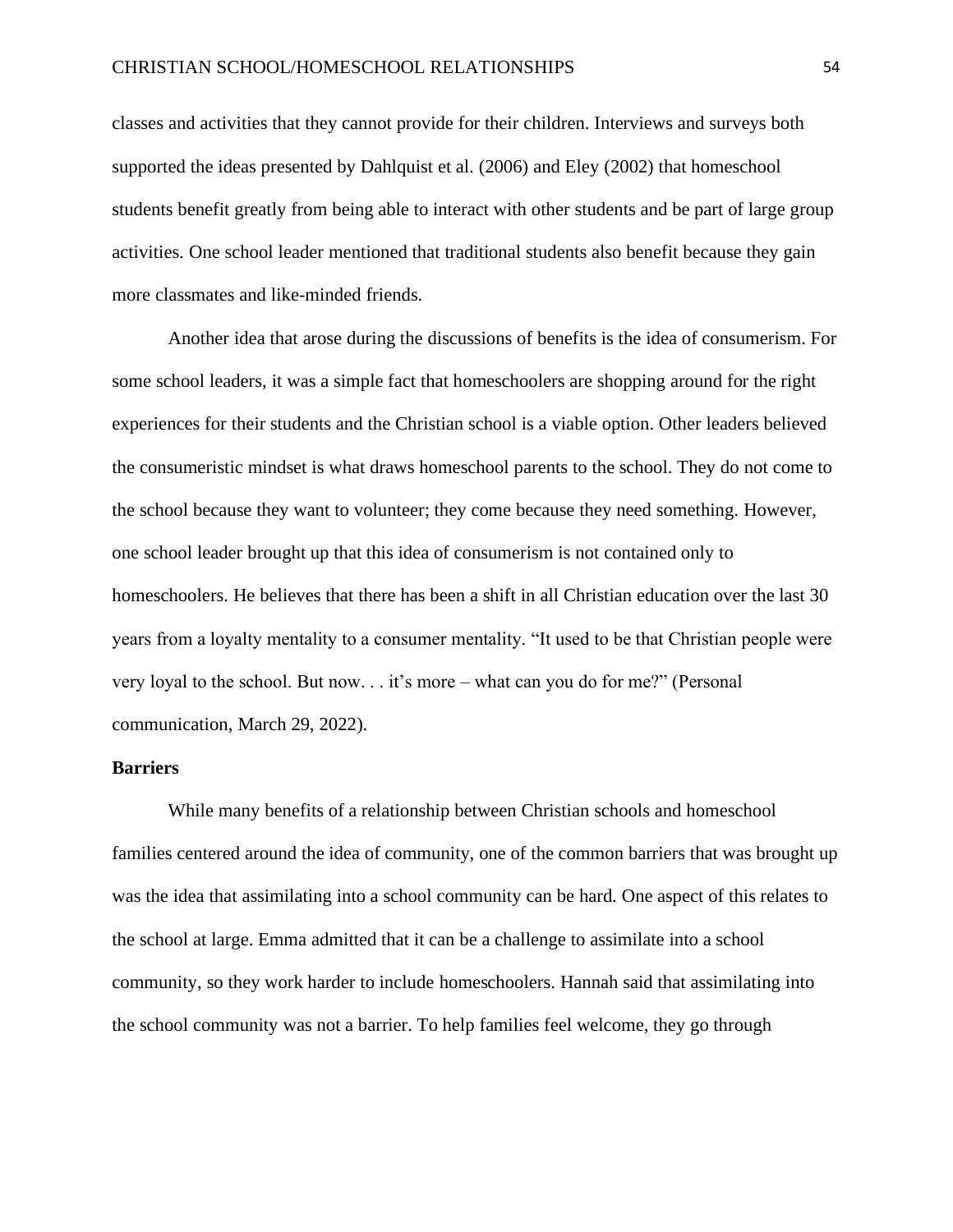classes and activities that they cannot provide for their children. Interviews and surveys both supported the ideas presented by Dahlquist et al. (2006) and Eley (2002) that homeschool students benefit greatly from being able to interact with other students and be part of large group activities. One school leader mentioned that traditional students also benefit because they gain more classmates and like-minded friends.

Another idea that arose during the discussions of benefits is the idea of consumerism. For some school leaders, it was a simple fact that homeschoolers are shopping around for the right experiences for their students and the Christian school is a viable option. Other leaders believed the consumeristic mindset is what draws homeschool parents to the school. They do not come to the school because they want to volunteer; they come because they need something. However, one school leader brought up that this idea of consumerism is not contained only to homeschoolers. He believes that there has been a shift in all Christian education over the last 30 years from a loyalty mentality to a consumer mentality. "It used to be that Christian people were very loyal to the school. But now. . . it's more – what can you do for me?" (Personal communication, March 29, 2022).

**Barriers**

While many benefits of a relationship between Christian schools and homeschool families centered around the idea of community, one of the common barriers that was brought up was the idea that assimilating into a school community can be hard. One aspect of this relates to the school at large. Emma admitted that it can be a challenge to assimilate into a school community, so they work harder to include homeschoolers. Hannah said that assimilating into the school community was not a barrier. To help families feel welcome, they go through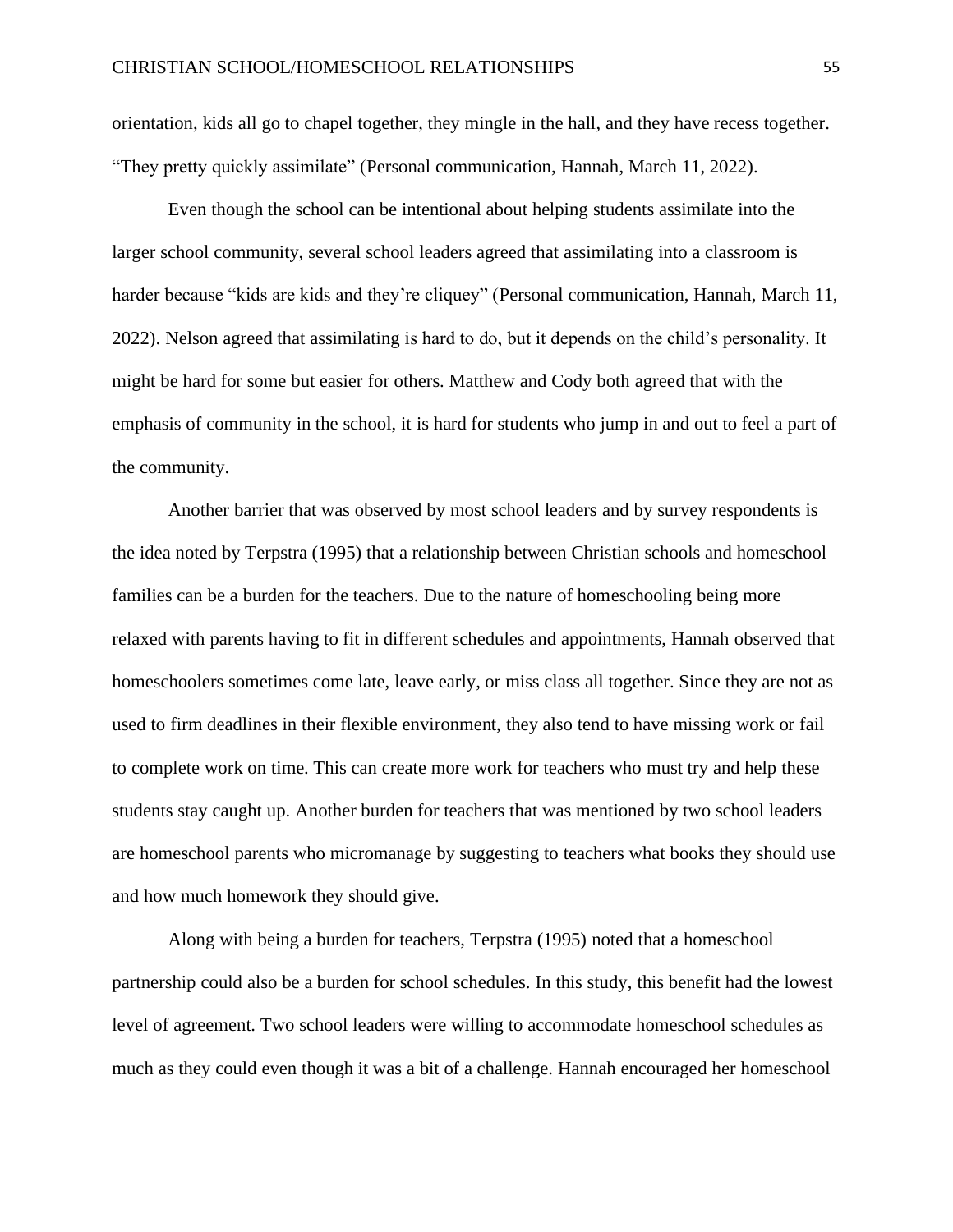orientation, kids all go to chapel together, they mingle in the hall, and they have recess together. "They pretty quickly assimilate" (Personal communication, Hannah, March 11, 2022).

Even though the school can be intentional about helping students assimilate into the larger school community, several school leaders agreed that assimilating into a classroom is harder because "kids are kids and they're cliquey" (Personal communication, Hannah, March 11, 2022). Nelson agreed that assimilating is hard to do, but it depends on the child's personality. It might be hard for some but easier for others. Matthew and Cody both agreed that with the emphasis of community in the school, it is hard for students who jump in and out to feel a part of the community.

Another barrier that was observed by most school leaders and by survey respondents is the idea noted by Terpstra (1995) that a relationship between Christian schools and homeschool families can be a burden for the teachers. Due to the nature of homeschooling being more relaxed with parents having to fit in different schedules and appointments, Hannah observed that homeschoolers sometimes come late, leave early, or miss class all together. Since they are not as used to firm deadlines in their flexible environment, they also tend to have missing work or fail to complete work on time. This can create more work for teachers who must try and help these students stay caught up. Another burden for teachers that was mentioned by two school leaders are homeschool parents who micromanage by suggesting to teachers what books they should use and how much homework they should give.

Along with being a burden for teachers, Terpstra (1995) noted that a homeschool partnership could also be a burden for school schedules. In this study, this benefit had the lowest level of agreement. Two school leaders were willing to accommodate homeschool schedules as much as they could even though it was a bit of a challenge. Hannah encouraged her homeschool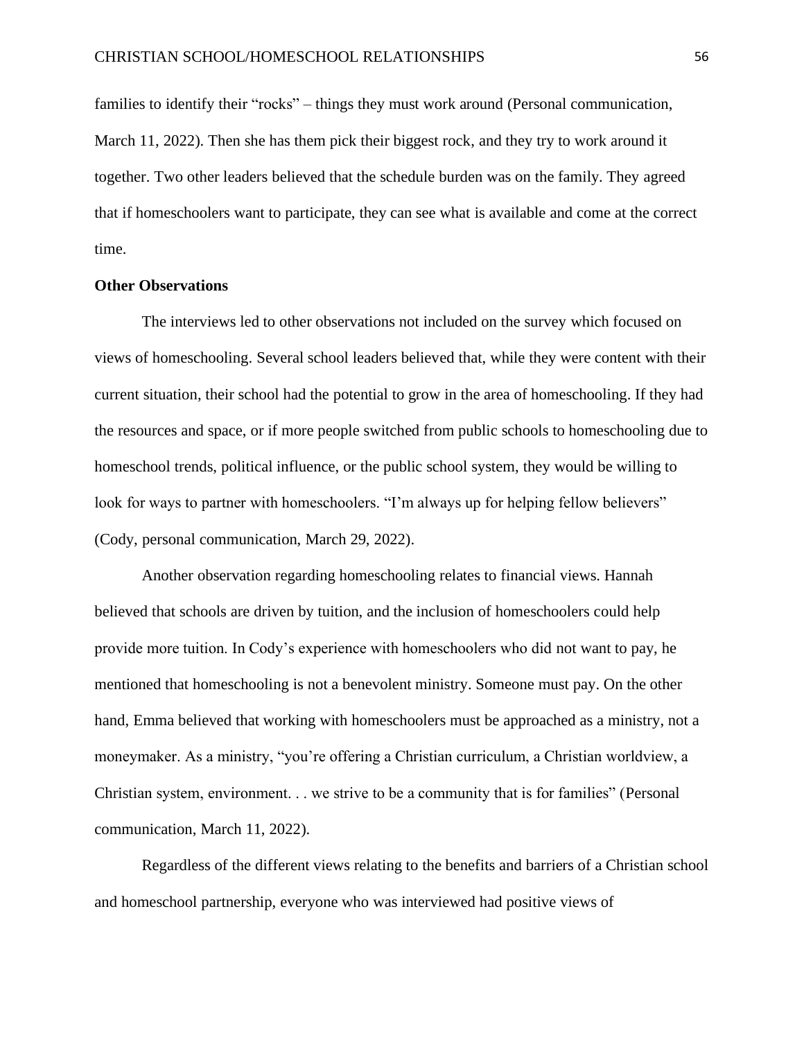families to identify their "rocks" – things they must work around (Personal communication, March 11, 2022). Then she has them pick their biggest rock, and they try to work around it together. Two other leaders believed that the schedule burden was on the family. They agreed that if homeschoolers want to participate, they can see what is available and come at the correct time.

**Other Observations**

The interviews led to other observations not included on the survey which focused on views of homeschooling. Several school leaders believed that, while they were content with their current situation, their school had the potential to grow in the area of homeschooling. If they had the resources and space, or if more people switched from public schools to homeschooling due to homeschool trends, political influence, or the public school system, they would be willing to look for ways to partner with homeschoolers. "I'm always up for helping fellow believers" (Cody, personal communication, March 29, 2022).

Another observation regarding homeschooling relates to financial views. Hannah believed that schools are driven by tuition, and the inclusion of homeschoolers could help provide more tuition. In Cody's experience with homeschoolers who did not want to pay, he mentioned that homeschooling is not a benevolent ministry. Someone must pay. On the other hand, Emma believed that working with homeschoolers must be approached as a ministry, not a moneymaker. As a ministry, "you're offering a Christian curriculum, a Christian worldview, a Christian system, environment. . . we strive to be a community that is for families" (Personal communication, March 11, 2022).

Regardless of the different views relating to the benefits and barriers of a Christian school and homeschool partnership, everyone who was interviewed had positive views of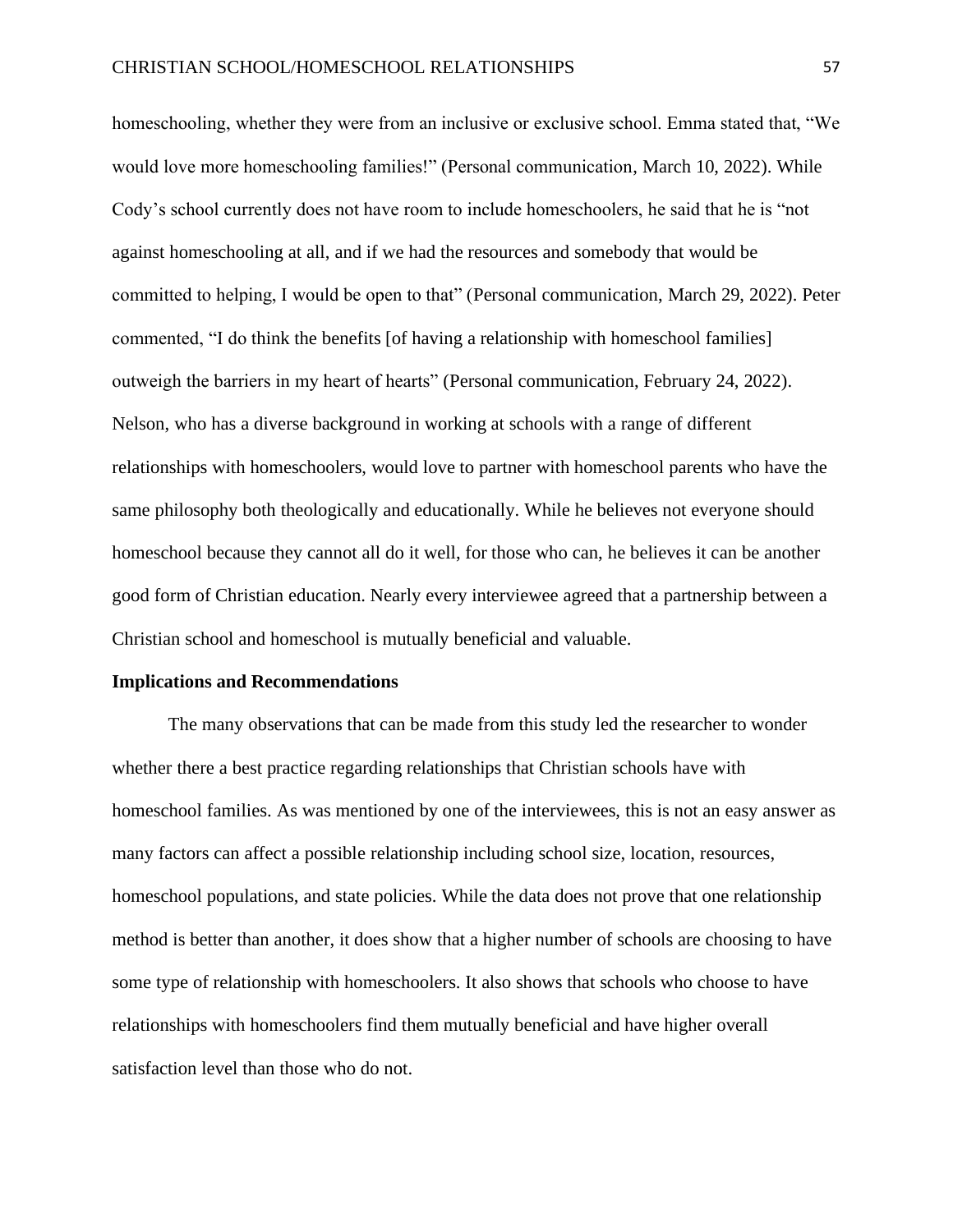homeschooling, whether they were from an inclusive or exclusive school. Emma stated that, "We would love more homeschooling families!" (Personal communication, March 10, 2022). While Cody's school currently does not have room to include homeschoolers, he said that he is "not against homeschooling at all, and if we had the resources and somebody that would be committed to helping, I would be open to that" (Personal communication, March 29, 2022). Peter commented, "I do think the benefits [of having a relationship with homeschool families] outweigh the barriers in my heart of hearts" (Personal communication, February 24, 2022). Nelson, who has a diverse background in working at schools with a range of different relationships with homeschoolers, would love to partner with homeschool parents who have the same philosophy both theologically and educationally. While he believes not everyone should homeschool because they cannot all do it well, for those who can, he believes it can be another good form of Christian education. Nearly every interviewee agreed that a partnership between a Christian school and homeschool is mutually beneficial and valuable.

**Implications and Recommendations**

The many observations that can be made from this study led the researcher to wonder whether there a best practice regarding relationships that Christian schools have with homeschool families. As was mentioned by one of the interviewees, this is not an easy answer as many factors can affect a possible relationship including school size, location, resources, homeschool populations, and state policies. While the data does not prove that one relationship method is better than another, it does show that a higher number of schools are choosing to have some type of relationship with homeschoolers. It also shows that schools who choose to have relationships with homeschoolers find them mutually beneficial and have higher overall satisfaction level than those who do not.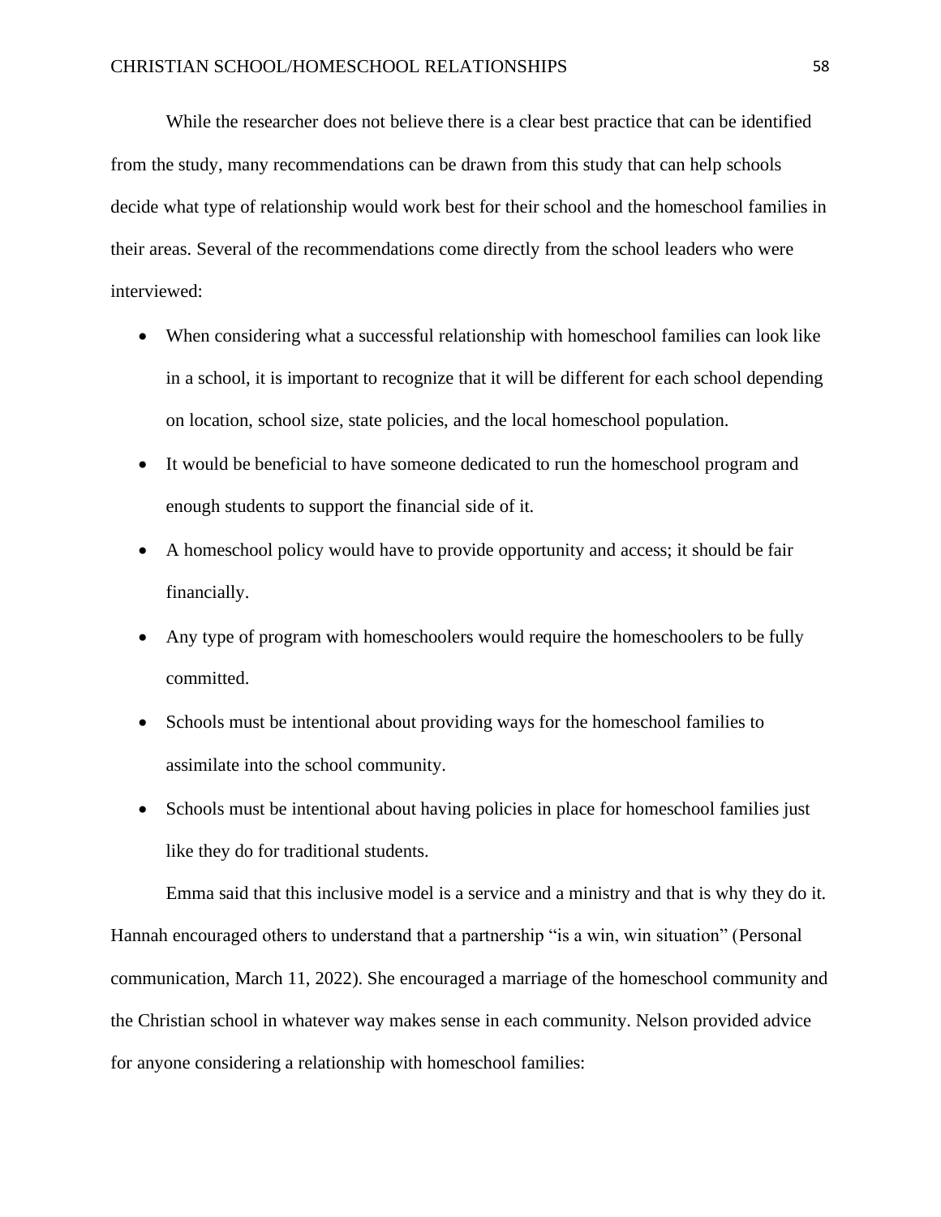While the researcher does not believe there is a clear best practice that can be identified from the study, many recommendations can be drawn from this study that can help schools decide what type of relationship would work best for their school and the homeschool families in their areas. Several of the recommendations come directly from the school leaders who were interviewed:

- When considering what a successful relationship with homeschool families can look like in a school, it is important to recognize that it will be different for each school depending on location, school size, state policies, and the local homeschool population.
- It would be beneficial to have someone dedicated to run the homeschool program and enough students to support the financial side of it.
- A homeschool policy would have to provide opportunity and access; it should be fair financially.
- Any type of program with homeschoolers would require the homeschoolers to be fully committed.
- Schools must be intentional about providing ways for the homeschool families to assimilate into the school community.
- Schools must be intentional about having policies in place for homeschool families just like they do for traditional students.

Emma said that this inclusive model is a service and a ministry and that is why they do it. Hannah encouraged others to understand that a partnership "is a win, win situation" (Personal communication, March 11, 2022). She encouraged a marriage of the homeschool community and the Christian school in whatever way makes sense in each community. Nelson provided advice for anyone considering a relationship with homeschool families: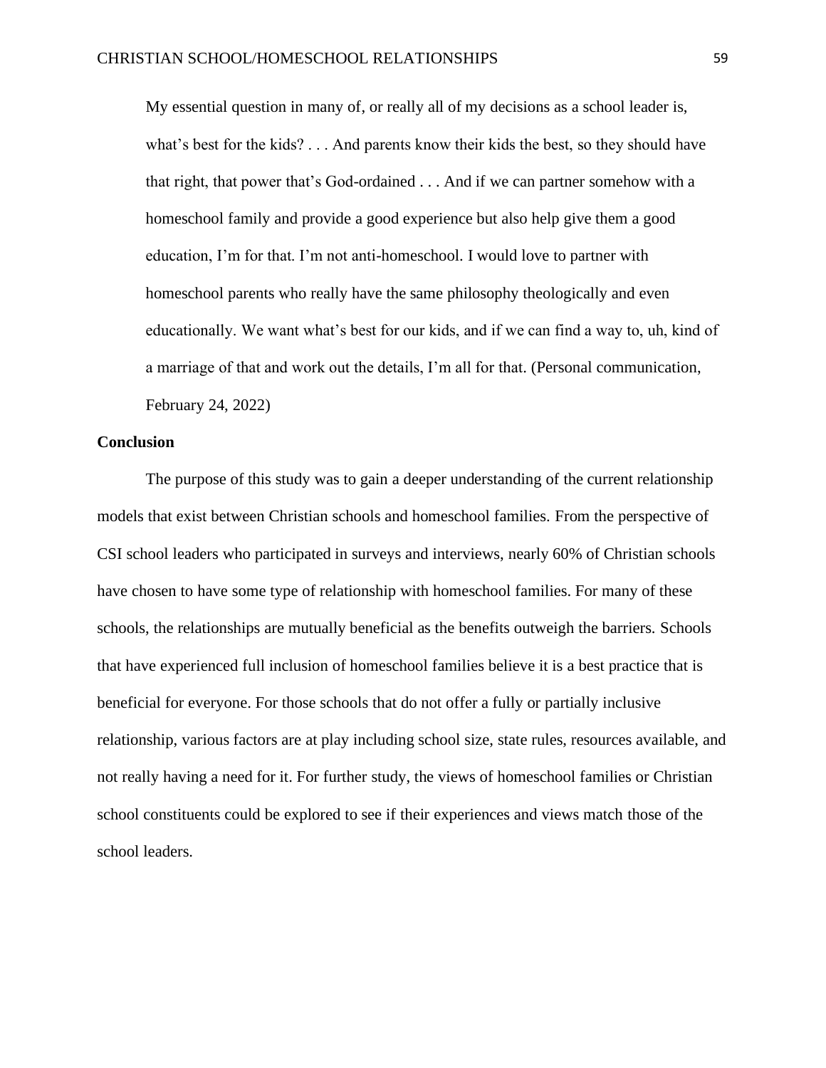> My essential question in many of, or really all of my decisions as a school leader is, what's best for the kids? . . . And parents know their kids the best, so they should have that right, that power that's God-ordained . . . And if we can partner somehow with a homeschool family and provide a good experience but also help give them a good education, I'm for that. I'm not anti-homeschool. I would love to partner with homeschool parents who really have the same philosophy theologically and even educationally. We want what's best for our kids, and if we can find a way to, uh, kind of a marriage of that and work out the details, I'm all for that. (Personal communication, February 24, 2022)

## Conclusion

The purpose of this study was to gain a deeper understanding of the current relationship models that exist between Christian schools and homeschool families. From the perspective of CSI school leaders who participated in surveys and interviews, nearly 60% of Christian schools have chosen to have some type of relationship with homeschool families. For many of these schools, the relationships are mutually beneficial as the benefits outweigh the barriers. Schools that have experienced full inclusion of homeschool families believe it is a best practice that is beneficial for everyone. For those schools that do not offer a fully or partially inclusive relationship, various factors are at play including school size, state rules, resources available, and not really having a need for it. For further study, the views of homeschool families or Christian school constituents could be explored to see if their experiences and views match those of the school leaders.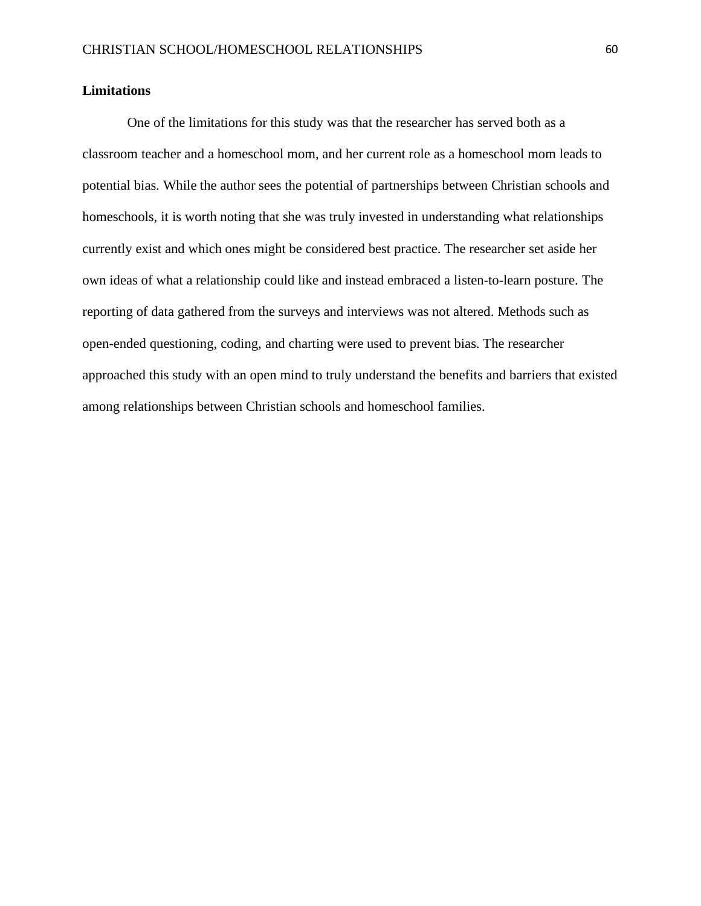**Limitations**

One of the limitations for this study was that the researcher has served both as a classroom teacher and a homeschool mom, and her current role as a homeschool mom leads to potential bias. While the author sees the potential of partnerships between Christian schools and homeschools, it is worth noting that she was truly invested in understanding what relationships currently exist and which ones might be considered best practice. The researcher set aside her own ideas of what a relationship could like and instead embraced a listen-to-learn posture. The reporting of data gathered from the surveys and interviews was not altered. Methods such as open-ended questioning, coding, and charting were used to prevent bias. The researcher approached this study with an open mind to truly understand the benefits and barriers that existed among relationships between Christian schools and homeschool families.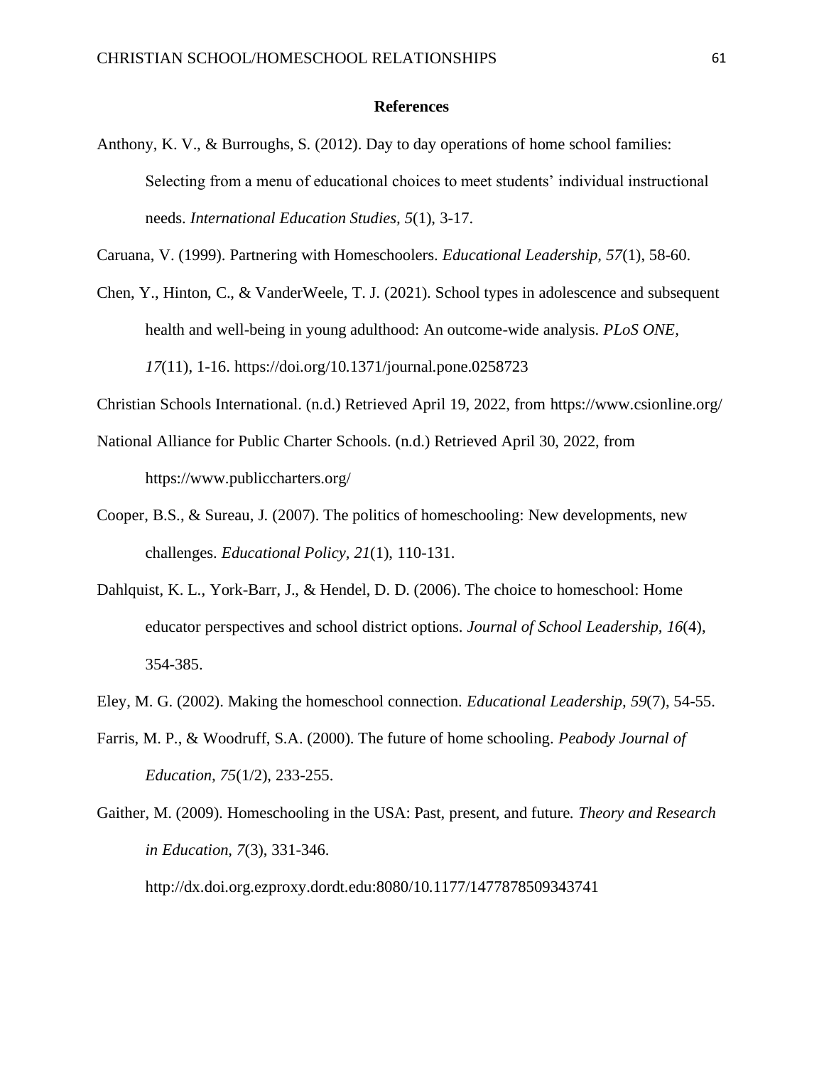**References**

Anthony, K. V., & Burroughs, S. (2012). Day to day operations of home school families: Selecting from a menu of educational choices to meet students' individual instructional needs. *International Education Studies, 5*(1), 3-17.

Caruana, V. (1999). Partnering with Homeschoolers. *Educational Leadership, 57*(1), 58-60.

Chen, Y., Hinton, C., & VanderWeele, T. J. (2021). School types in adolescence and subsequent health and well-being in young adulthood: An outcome-wide analysis. *PLoS ONE, 17*(11), 1-16. https://doi.org/10.1371/journal.pone.0258723

Christian Schools International. (n.d.) Retrieved April 19, 2022, from https://www.csionline.org/

National Alliance for Public Charter Schools. (n.d.) Retrieved April 30, 2022, from https://www.publiccharters.org/

Cooper, B.S., & Sureau, J. (2007). The politics of homeschooling: New developments, new challenges. *Educational Policy, 21*(1), 110-131.

Dahlquist, K. L., York-Barr, J., & Hendel, D. D. (2006). The choice to homeschool: Home educator perspectives and school district options. *Journal of School Leadership, 16*(4), 354-385.

Eley, M. G. (2002). Making the homeschool connection. *Educational Leadership, 59*(7), 54-55.

Farris, M. P., & Woodruff, S.A. (2000). The future of home schooling. *Peabody Journal of Education, 75*(1/2), 233-255.

Gaither, M. (2009). Homeschooling in the USA: Past, present, and future. *Theory and Research in Education, 7*(3), 331-346. http://dx.doi.org.ezproxy.dordt.edu:8080/10.1177/1477878509343741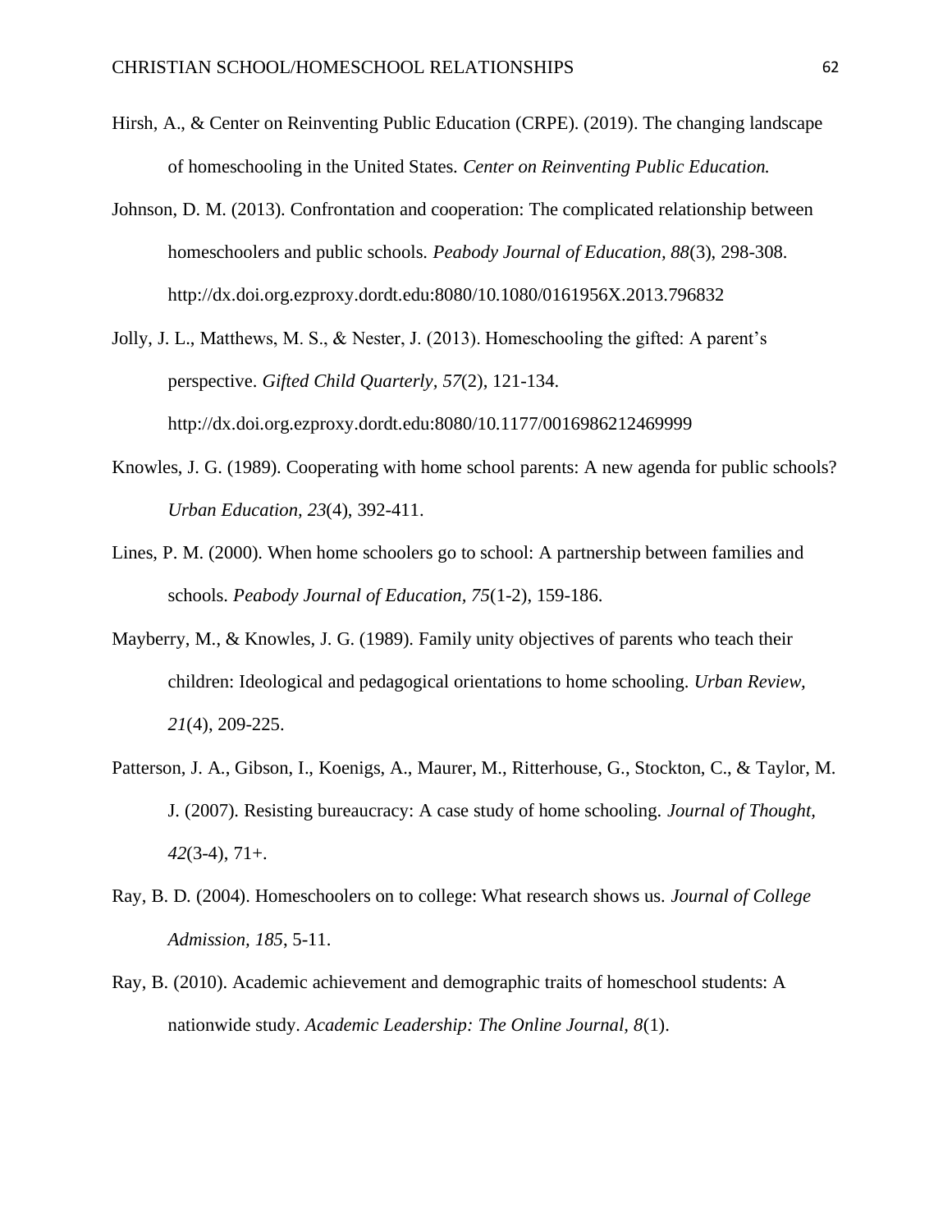Hirsh, A., & Center on Reinventing Public Education (CRPE). (2019). The changing landscape of homeschooling in the United States. *Center on Reinventing Public Education.*

Johnson, D. M. (2013). Confrontation and cooperation: The complicated relationship between homeschoolers and public schools. *Peabody Journal of Education, 88*(3), 298-308. http://dx.doi.org.ezproxy.dordt.edu:8080/10.1080/0161956X.2013.796832

Jolly, J. L., Matthews, M. S., & Nester, J. (2013). Homeschooling the gifted: A parent's perspective. *Gifted Child Quarterly, 57*(2), 121-134. http://dx.doi.org.ezproxy.dordt.edu:8080/10.1177/0016986212469999

Knowles, J. G. (1989). Cooperating with home school parents: A new agenda for public schools? *Urban Education, 23*(4), 392-411.

Lines, P. M. (2000). When home schoolers go to school: A partnership between families and schools. *Peabody Journal of Education, 75*(1-2), 159-186.

Mayberry, M., & Knowles, J. G. (1989). Family unity objectives of parents who teach their children: Ideological and pedagogical orientations to home schooling. *Urban Review, 21*(4), 209-225.

Patterson, J. A., Gibson, I., Koenigs, A., Maurer, M., Ritterhouse, G., Stockton, C., & Taylor, M. J. (2007). Resisting bureaucracy: A case study of home schooling. *Journal of Thought, 42*(3-4), 71+.

Ray, B. D. (2004). Homeschoolers on to college: What research shows us. *Journal of College Admission, 185*, 5-11.

Ray, B. (2010). Academic achievement and demographic traits of homeschool students: A nationwide study. *Academic Leadership: The Online Journal, 8*(1).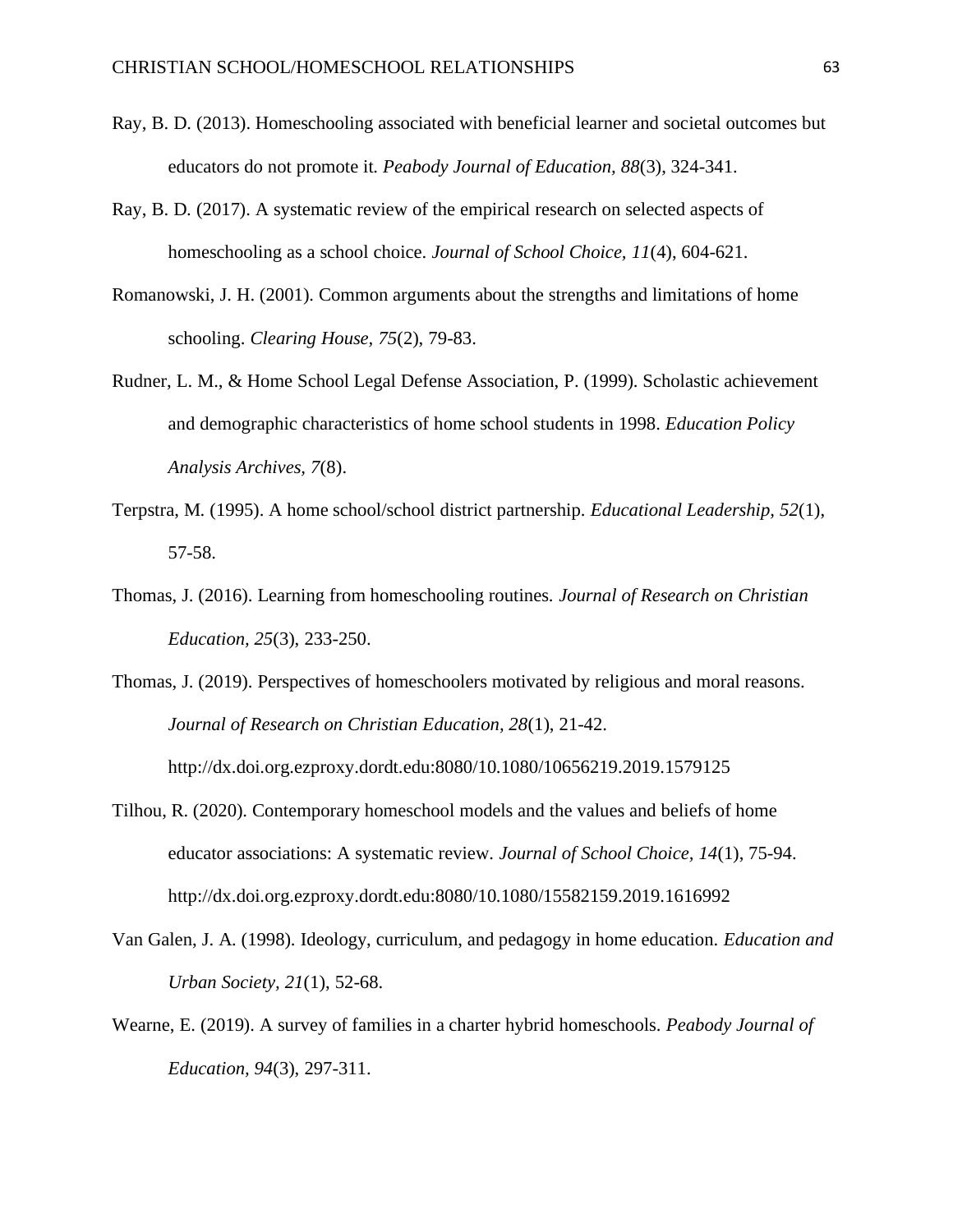Ray, B. D. (2013). Homeschooling associated with beneficial learner and societal outcomes but educators do not promote it. *Peabody Journal of Education, 88*(3), 324-341.

Ray, B. D. (2017). A systematic review of the empirical research on selected aspects of homeschooling as a school choice. *Journal of School Choice, 11*(4), 604-621.

Romanowski, J. H. (2001). Common arguments about the strengths and limitations of home schooling. *Clearing House, 75*(2), 79-83.

Rudner, L. M., & Home School Legal Defense Association, P. (1999). Scholastic achievement and demographic characteristics of home school students in 1998. *Education Policy Analysis Archives, 7*(8).

Terpstra, M. (1995). A home school/school district partnership. *Educational Leadership*, *52*(1), 57-58.

Thomas, J. (2016). Learning from homeschooling routines. *Journal of Research on Christian Education, 25*(3), 233-250.

Thomas, J. (2019). Perspectives of homeschoolers motivated by religious and moral reasons. *Journal of Research on Christian Education*, *28*(1), 21-42. http://dx.doi.org.ezproxy.dordt.edu:8080/10.1080/10656219.2019.1579125

Tilhou, R. (2020). Contemporary homeschool models and the values and beliefs of home educator associations: A systematic review. *Journal of School Choice*, *14*(1), 75-94. http://dx.doi.org.ezproxy.dordt.edu:8080/10.1080/15582159.2019.1616992

Van Galen, J. A. (1998). Ideology, curriculum, and pedagogy in home education. *Education and Urban Society*, *21*(1), 52-68.

Wearne, E. (2019). A survey of families in a charter hybrid homeschools. *Peabody Journal of Education, 94*(3), 297-311.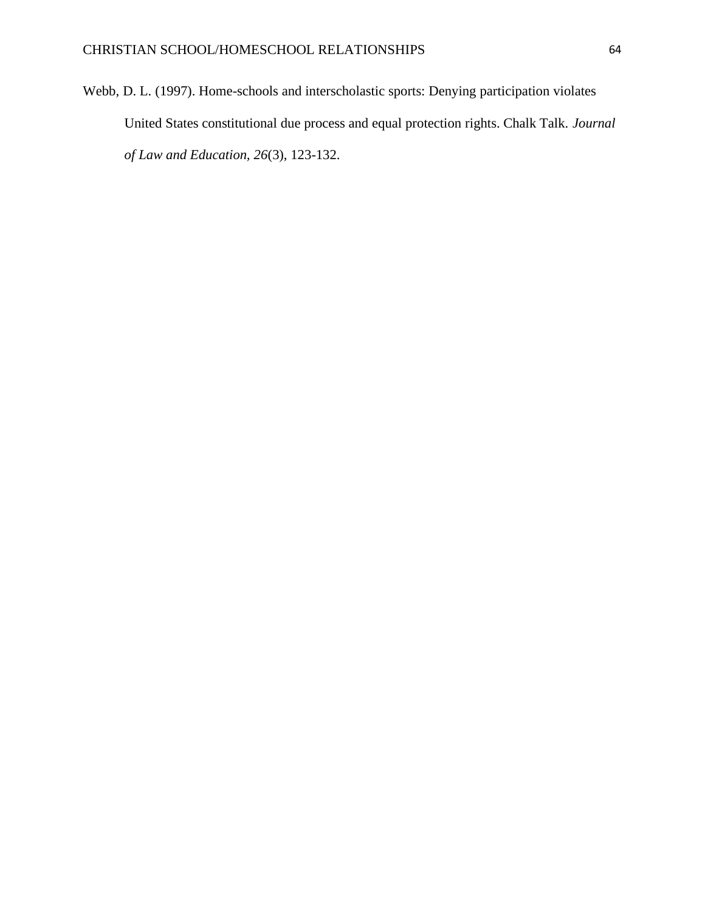Webb, D. L. (1997). Home-schools and interscholastic sports: Denying participation violates United States constitutional due process and equal protection rights. Chalk Talk. *Journal of Law and Education*, *26*(3), 123-132.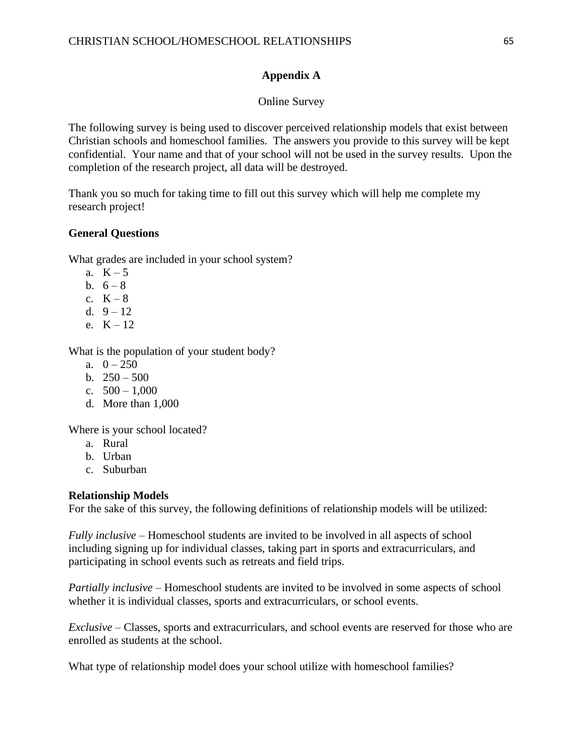# Appendix A

Online Survey

The following survey is being used to discover perceived relationship models that exist between Christian schools and homeschool families. The answers you provide to this survey will be kept confidential. Your name and that of your school will not be used in the survey results. Upon the completion of the research project, all data will be destroyed.

Thank you so much for taking time to fill out this survey which will help me complete my research project!

**General Questions**

What grades are included in your school system?

a. K – 5
b. 6 – 8
c. K – 8
d. 9 – 12
e. K – 12

What is the population of your student body?

a. 0 – 250
b. 250 – 500
c. 500 – 1,000
d. More than 1,000

Where is your school located?

a. Rural
b. Urban
c. Suburban

**Relationship Models**

For the sake of this survey, the following definitions of relationship models will be utilized:

*Fully inclusive* – Homeschool students are invited to be involved in all aspects of school including signing up for individual classes, taking part in sports and extracurriculars, and participating in school events such as retreats and field trips.

*Partially inclusive* – Homeschool students are invited to be involved in some aspects of school whether it is individual classes, sports and extracurriculars, or school events.

*Exclusive* – Classes, sports and extracurriculars, and school events are reserved for those who are enrolled as students at the school.

What type of relationship model does your school utilize with homeschool families?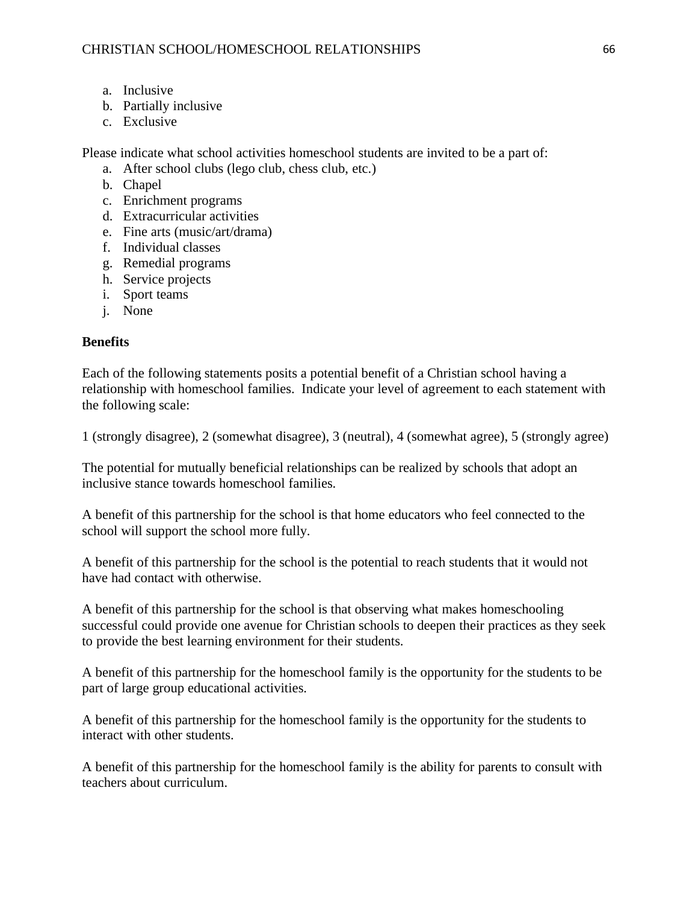a. Inclusive
b. Partially inclusive
c. Exclusive

Please indicate what school activities homeschool students are invited to be a part of:

a. After school clubs (lego club, chess club, etc.)
b. Chapel
c. Enrichment programs
d. Extracurricular activities
e. Fine arts (music/art/drama)
f. Individual classes
g. Remedial programs
h. Service projects
i. Sport teams
j. None

**Benefits**

Each of the following statements posits a potential benefit of a Christian school having a relationship with homeschool families. Indicate your level of agreement to each statement with the following scale:

1 (strongly disagree), 2 (somewhat disagree), 3 (neutral), 4 (somewhat agree), 5 (strongly agree)

The potential for mutually beneficial relationships can be realized by schools that adopt an inclusive stance towards homeschool families.

A benefit of this partnership for the school is that home educators who feel connected to the school will support the school more fully.

A benefit of this partnership for the school is the potential to reach students that it would not have had contact with otherwise.

A benefit of this partnership for the school is that observing what makes homeschooling successful could provide one avenue for Christian schools to deepen their practices as they seek to provide the best learning environment for their students.

A benefit of this partnership for the homeschool family is the opportunity for the students to be part of large group educational activities.

A benefit of this partnership for the homeschool family is the opportunity for the students to interact with other students.

A benefit of this partnership for the homeschool family is the ability for parents to consult with teachers about curriculum.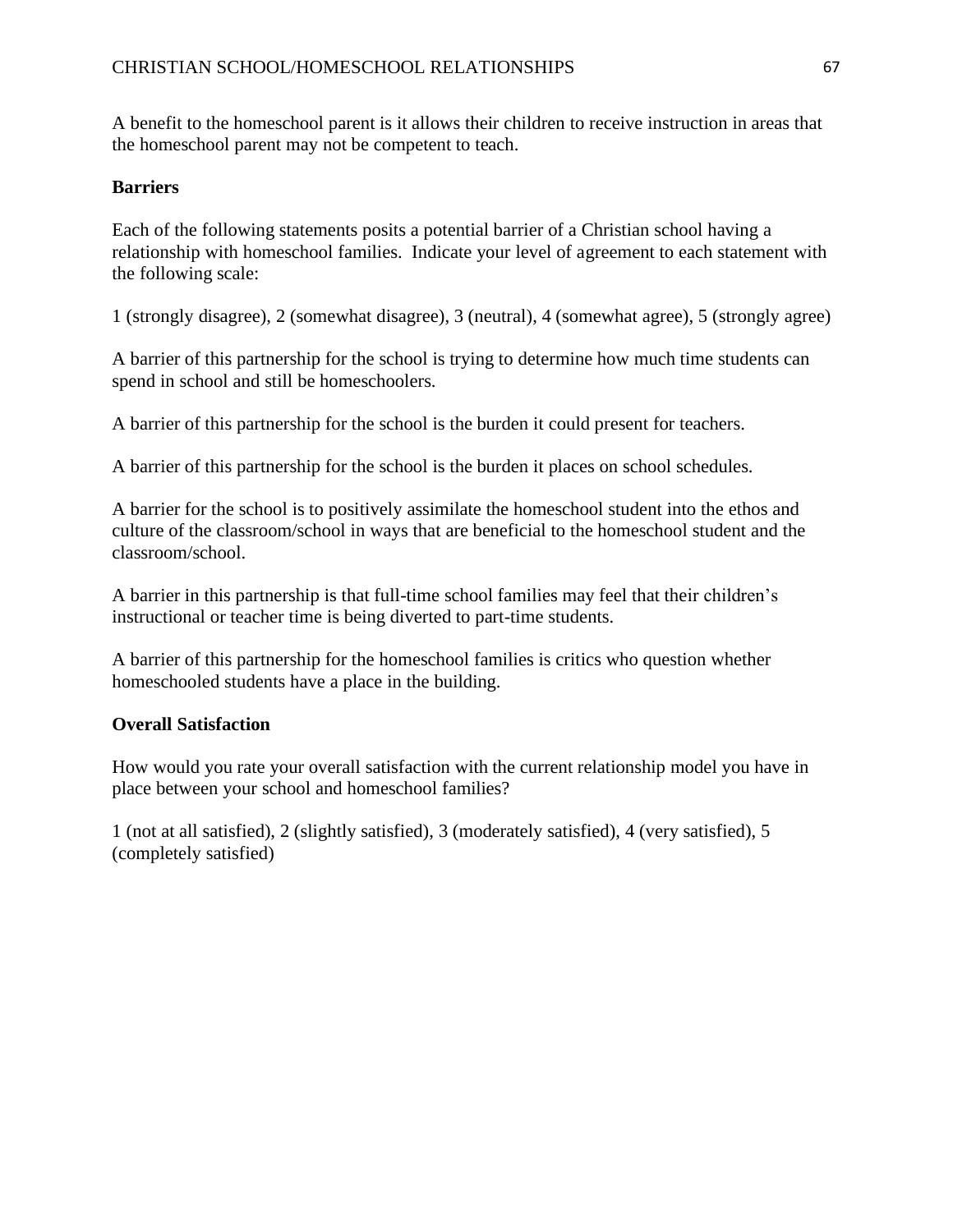A benefit to the homeschool parent is it allows their children to receive instruction in areas that the homeschool parent may not be competent to teach.

**Barriers**

Each of the following statements posits a potential barrier of a Christian school having a relationship with homeschool families. Indicate your level of agreement to each statement with the following scale:

1 (strongly disagree), 2 (somewhat disagree), 3 (neutral), 4 (somewhat agree), 5 (strongly agree)

A barrier of this partnership for the school is trying to determine how much time students can spend in school and still be homeschoolers.

A barrier of this partnership for the school is the burden it could present for teachers.

A barrier of this partnership for the school is the burden it places on school schedules.

A barrier for the school is to positively assimilate the homeschool student into the ethos and culture of the classroom/school in ways that are beneficial to the homeschool student and the classroom/school.

A barrier in this partnership is that full-time school families may feel that their children's instructional or teacher time is being diverted to part-time students.

A barrier of this partnership for the homeschool families is critics who question whether homeschooled students have a place in the building.

**Overall Satisfaction**

How would you rate your overall satisfaction with the current relationship model you have in place between your school and homeschool families?

1 (not at all satisfied), 2 (slightly satisfied), 3 (moderately satisfied), 4 (very satisfied), 5 (completely satisfied)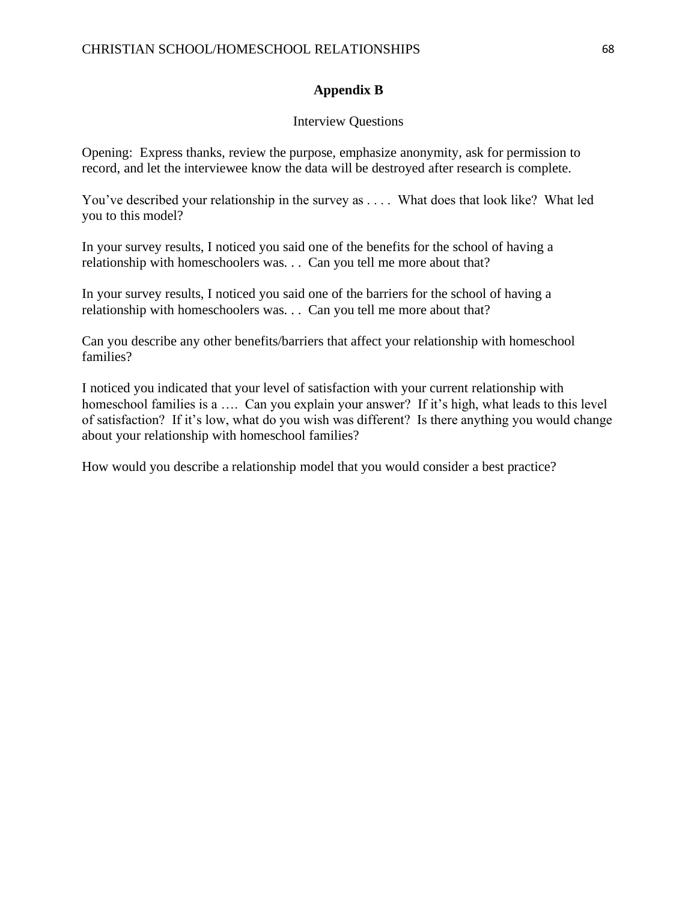## Appendix B

Interview Questions

Opening: Express thanks, review the purpose, emphasize anonymity, ask for permission to record, and let the interviewee know the data will be destroyed after research is complete.

You've described your relationship in the survey as . . . . What does that look like? What led you to this model?

In your survey results, I noticed you said one of the benefits for the school of having a relationship with homeschoolers was. . . Can you tell me more about that?

In your survey results, I noticed you said one of the barriers for the school of having a relationship with homeschoolers was. . . Can you tell me more about that?

Can you describe any other benefits/barriers that affect your relationship with homeschool families?

I noticed you indicated that your level of satisfaction with your current relationship with homeschool families is a …. Can you explain your answer? If it's high, what leads to this level of satisfaction? If it's low, what do you wish was different? Is there anything you would change about your relationship with homeschool families?

How would you describe a relationship model that you would consider a best practice?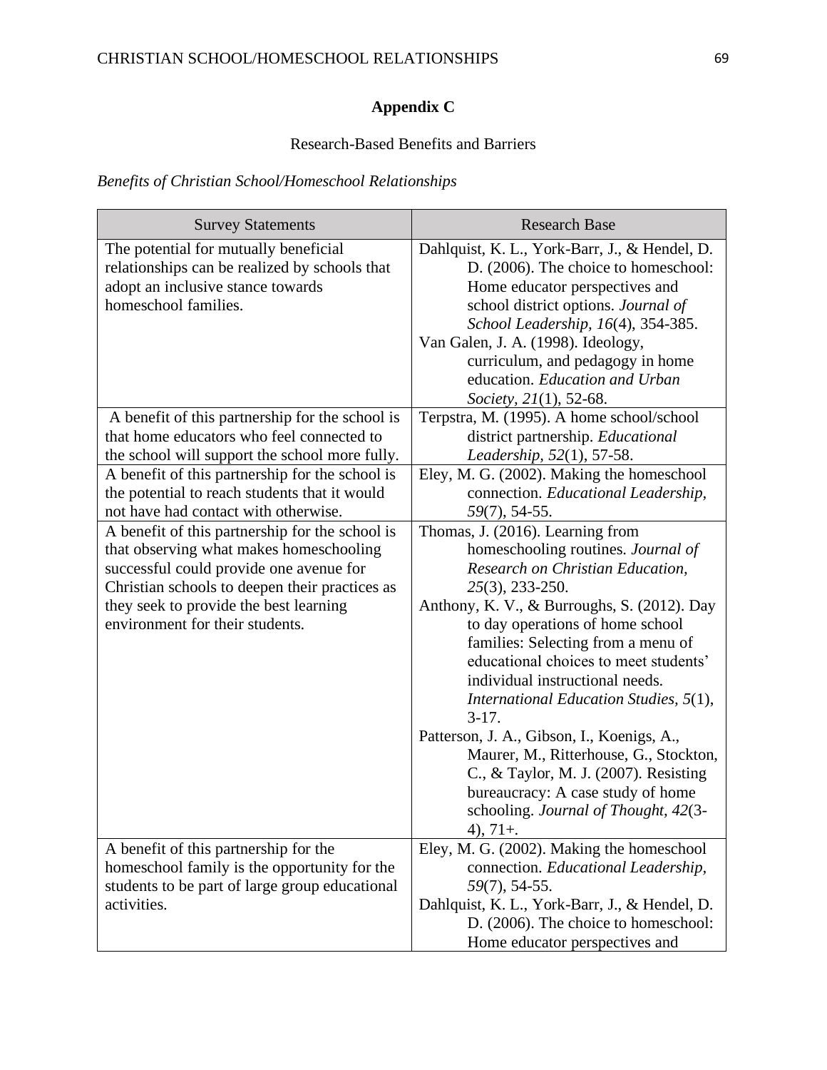# Appendix C

Research-Based Benefits and Barriers

*Benefits of Christian School/Homeschool Relationships*

| Survey Statements | Research Base |
|---|---|
| The potential for mutually beneficial relationships can be realized by schools that adopt an inclusive stance towards homeschool families. | Dahlquist, K. L., York-Barr, J., & Hendel, D. D. (2006). The choice to homeschool: Home educator perspectives and school district options. *Journal of School Leadership, 16*(4), 354-385. Van Galen, J. A. (1998). Ideology, curriculum, and pedagogy in home education. *Education and Urban Society, 21*(1), 52-68. |
| A benefit of this partnership for the school is that home educators who feel connected to the school will support the school more fully. | Terpstra, M. (1995). A home school/school district partnership. *Educational Leadership, 52*(1), 57-58. |
| A benefit of this partnership for the school is the potential to reach students that it would not have had contact with otherwise. | Eley, M. G. (2002). Making the homeschool connection. *Educational Leadership, 59*(7), 54-55. |
| A benefit of this partnership for the school is that observing what makes homeschooling successful could provide one avenue for Christian schools to deepen their practices as they seek to provide the best learning environment for their students. | Thomas, J. (2016). Learning from homeschooling routines. *Journal of Research on Christian Education, 25*(3), 233-250. Anthony, K. V., & Burroughs, S. (2012). Day to day operations of home school families: Selecting from a menu of educational choices to meet students' individual instructional needs. *International Education Studies, 5*(1), 3-17. Patterson, J. A., Gibson, I., Koenigs, A., Maurer, M., Ritterhouse, G., Stockton, C., & Taylor, M. J. (2007). Resisting bureaucracy: A case study of home schooling. *Journal of Thought, 42*(3-4), 71+. |
| A benefit of this partnership for the homeschool family is the opportunity for the students to be part of large group educational activities. | Eley, M. G. (2002). Making the homeschool connection. *Educational Leadership, 59*(7), 54-55. Dahlquist, K. L., York-Barr, J., & Hendel, D. D. (2006). The choice to homeschool: Home educator perspectives and |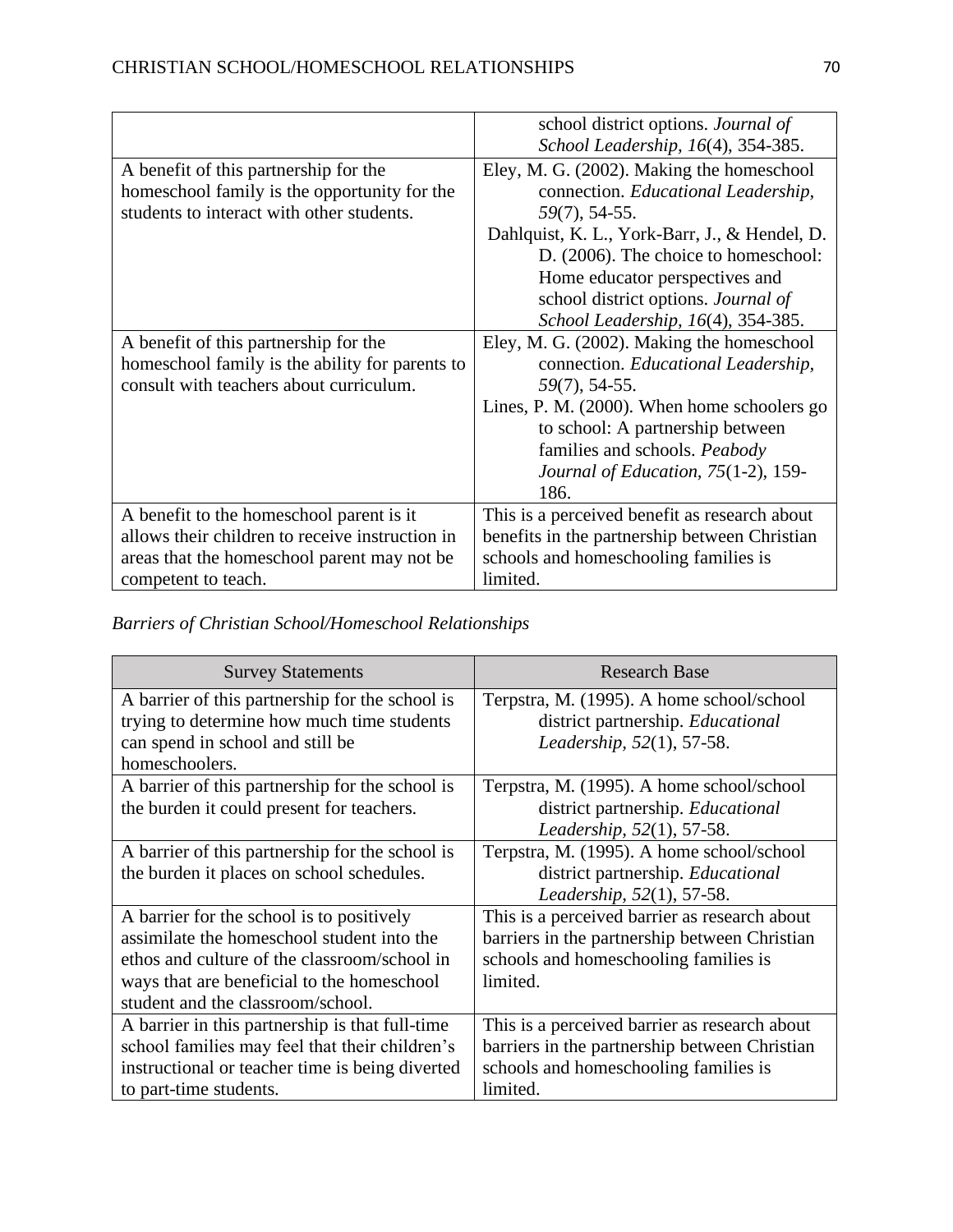|  |  |
|---|---|
|  | school district options. *Journal of School Leadership, 16*(4), 354-385. |
| A benefit of this partnership for the homeschool family is the opportunity for the students to interact with other students. | Eley, M. G. (2002). Making the homeschool connection. *Educational Leadership, 59*(7), 54-55. Dahlquist, K. L., York-Barr, J., & Hendel, D. D. (2006). The choice to homeschool: Home educator perspectives and school district options. *Journal of School Leadership, 16*(4), 354-385. |
| A benefit of this partnership for the homeschool family is the ability for parents to consult with teachers about curriculum. | Eley, M. G. (2002). Making the homeschool connection. *Educational Leadership, 59*(7), 54-55. Lines, P. M. (2000). When home schoolers go to school: A partnership between families and schools. *Peabody Journal of Education, 75*(1-2), 159-186. |
| A benefit to the homeschool parent is it allows their children to receive instruction in areas that the homeschool parent may not be competent to teach. | This is a perceived benefit as research about benefits in the partnership between Christian schools and homeschooling families is limited. |

*Barriers of Christian School/Homeschool Relationships*

| Survey Statements | Research Base |
|---|---|
| A barrier of this partnership for the school is trying to determine how much time students can spend in school and still be homeschoolers. | Terpstra, M. (1995). A home school/school district partnership. *Educational Leadership, 52*(1), 57-58. |
| A barrier of this partnership for the school is the burden it could present for teachers. | Terpstra, M. (1995). A home school/school district partnership. *Educational Leadership, 52*(1), 57-58. |
| A barrier of this partnership for the school is the burden it places on school schedules. | Terpstra, M. (1995). A home school/school district partnership. *Educational Leadership, 52*(1), 57-58. |
| A barrier for the school is to positively assimilate the homeschool student into the ethos and culture of the classroom/school in ways that are beneficial to the homeschool student and the classroom/school. | This is a perceived barrier as research about barriers in the partnership between Christian schools and homeschooling families is limited. |
| A barrier in this partnership is that full-time school families may feel that their children's instructional or teacher time is being diverted to part-time students. | This is a perceived barrier as research about barriers in the partnership between Christian schools and homeschooling families is limited. |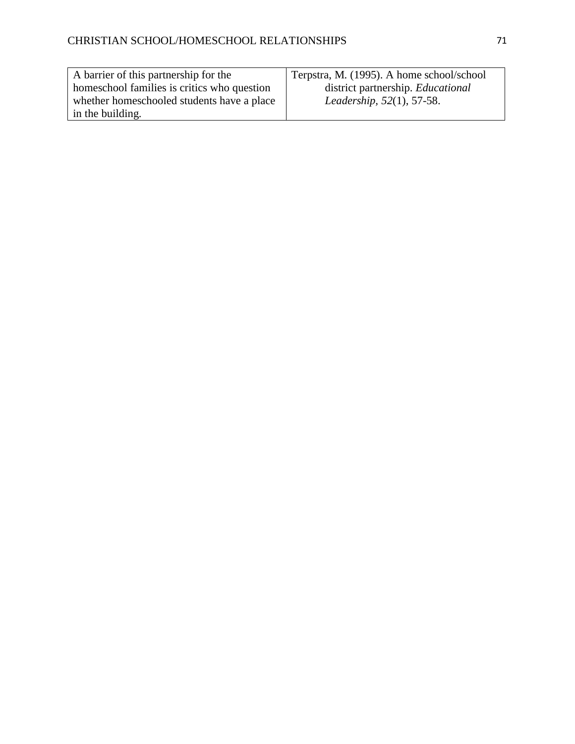| | |
|---|---|
| A barrier of this partnership for the homeschool families is critics who question whether homeschooled students have a place in the building. | Terpstra, M. (1995). A home school/school district partnership. *Educational Leadership, 52*(1), 57-58. |